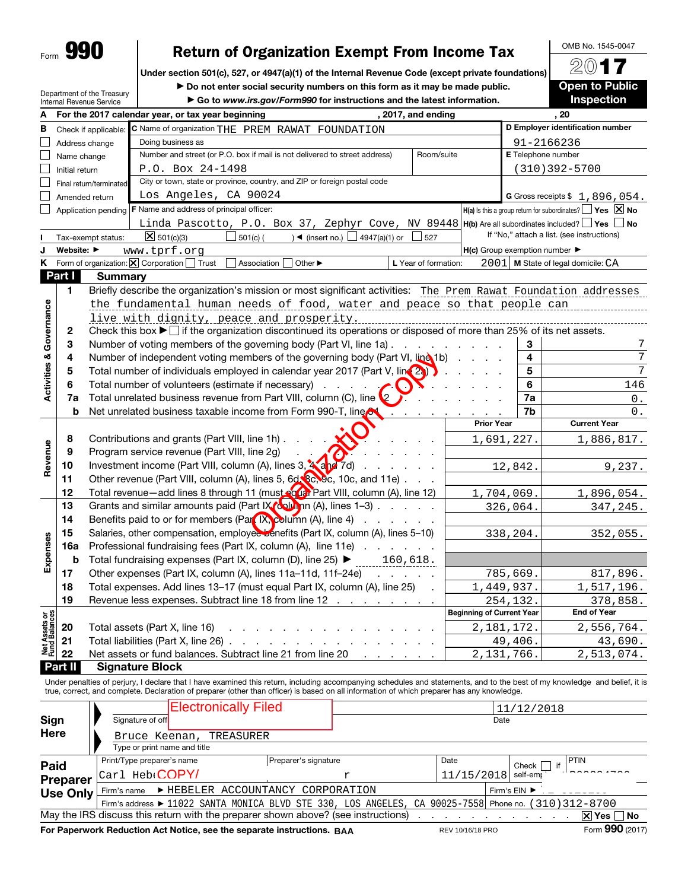Form **990**

# Return of Organization Exempt From Income Tax

**Under section 501(c), 527, or 4947(a)(1) of the Internal Revenue Code (except private foundations)**

▶ Do not enter social security numbers on this form as it may be made public.

▶ Go to *www.irs.gov/Form990* for instructions and the latest information.

OMB No. 1545-0047

**2017**

**Open to Public Inspection**

Department of the Treasury
Internal Revenue Service

**A** For the 2017 calendar year, or tax year beginning , 2017, and ending , 20

**B** Check if applicable:
- ☐ Address change
- ☐ Name change
- ☐ Initial return
- ☐ Final return/terminated
- ☐ Amended return
- ☐ Application pending

**C** Name of organization THE PREM RAWAT FOUNDATION

Doing business as

Number and street (or P.O. box if mail is not delivered to street address) P.O. Box 24-1498 Room/suite

City or town, state or province, country, and ZIP or foreign postal code Los Angeles, CA 90024

**D** Employer identification number 91-2166236

**E** Telephone number (310)392-5700

**G** Gross receipts $ 1,896,054.

**F** Name and address of principal officer: Linda Pascotto, P.O. Box 37, Zephyr Cove, NV 89448

**H(a)** Is this a group return for subordinates? ☐ Yes ☒ No

**H(b)** Are all subordinates included? ☐ Yes ☐ No
If "No," attach a list. (see instructions)

**I** Tax-exempt status: ☒ 501(c)(3) ☐ 501(c) ( ) ◀ (insert no.) ☐ 4947(a)(1) or ☐ 527

**J** Website: ▶ www.tprf.org

**H(c)** Group exemption number ▶

**K** Form of organization: ☒ Corporation ☐ Trust ☐ Association ☐ Other ▶ **L** Year of formation: 2001 **M** State of legal domicile: CA

## Part I Summary

**Activities & Governance**

1. Briefly describe the organization's mission or most significant activities: The Prem Rawat Foundation addresses the fundamental human needs of food, water and peace so that people can live with dignity, peace and prosperity.
2. Check this box ▶ ☐ if the organization discontinued its operations or disposed of more than 25% of its net assets.

| Line | Description | No. | Value |
|---|---|---|---|
| 3 | Number of voting members of the governing body (Part VI, line 1a) | 3 | 7 |
| 4 | Number of independent voting members of the governing body (Part VI, line 1b) | 4 | 7 |
| 5 | Total number of individuals employed in calendar year 2017 (Part V, line 2a) | 5 | 7 |
| 6 | Total number of volunteers (estimate if necessary) | 6 | 146 |
| 7a | Total unrelated business revenue from Part VIII, column (C), line 12 | 7a | 0. |
| b | Net unrelated business taxable income from Form 990-T, line 34 | 7b | 0. |

| Section | Line | Description | Prior Year | Current Year |
|---|---|---|---|---|
| Revenue | 8 | Contributions and grants (Part VIII, line 1h) | 1,691,227. | 1,886,817. |
| | 9 | Program service revenue (Part VIII, line 2g) | | |
| | 10 | Investment income (Part VIII, column (A), lines 3, 4, and 7d) | 12,842. | 9,237. |
| | 11 | Other revenue (Part VIII, column (A), lines 5, 6d, 8c, 9c, 10c, and 11e) | | |
| | 12 | Total revenue—add lines 8 through 11 (must equal Part VIII, column (A), line 12) | 1,704,069. | 1,896,054. |
| Expenses | 13 | Grants and similar amounts paid (Part IX, column (A), lines 1–3) | 326,064. | 347,245. |
| | 14 | Benefits paid to or for members (Part IX, column (A), line 4) | | |
| | 15 | Salaries, other compensation, employee benefits (Part IX, column (A), lines 5–10) | 338,204. | 352,055. |
| | 16a | Professional fundraising fees (Part IX, column (A), line 11e) | | |
| | b | Total fundraising expenses (Part IX, column (D), line 25) ▶ 160,618. | | |
| | 17 | Other expenses (Part IX, column (A), lines 11a–11d, 11f–24e) | 785,669. | 817,896. |
| | 18 | Total expenses. Add lines 13–17 (must equal Part IX, column (A), line 25) | 1,449,937. | 1,517,196. |
| | 19 | Revenue less expenses. Subtract line 18 from line 12 | 254,132. | 378,858. |

| Section | Line | Description | Beginning of Current Year | End of Year |
|---|---|---|---|---|
| Net Assets or Fund Balances | 20 | Total assets (Part X, line 16) | 2,181,172. | 2,556,764. |
| | 21 | Total liabilities (Part X, line 26) | 49,406. | 43,690. |
| | 22 | Net assets or fund balances. Subtract line 21 from line 20 | 2,131,766. | 2,513,074. |

## Part II Signature Block

Under penalties of perjury, I declare that I have examined this return, including accompanying schedules and statements, and to the best of my knowledge and belief, it is true, correct, and complete. Declaration of preparer (other than officer) is based on all information of which preparer has any knowledge.

**Sign Here**

Signature of officer: Electronically Filed — Date: 11/12/2018

Bruce Keenan, TREASURER
Type or print name and title

**Paid Preparer Use Only**

| Print/Type preparer's name | Preparer's signature | Date | Check ☐ if self-employed | PTIN |
|---|---|---|---|---|
| Carl Hebert | | 11/15/2018 | | |

Firm's name ▶ HEBELER ACCOUNTANCY CORPORATION — Firm's EIN ▶

Firm's address ▶ 11022 SANTA MONICA BLVD STE 330, LOS ANGELES, CA 90025-7558 — Phone no. (310)312-8700

May the IRS discuss this return with the preparer shown above? (see instructions) ☒ Yes ☐ No

**For Paperwork Reduction Act Notice, see the separate instructions.** BAA REV 10/16/18 PRO Form **990** (2017)

Organization Copy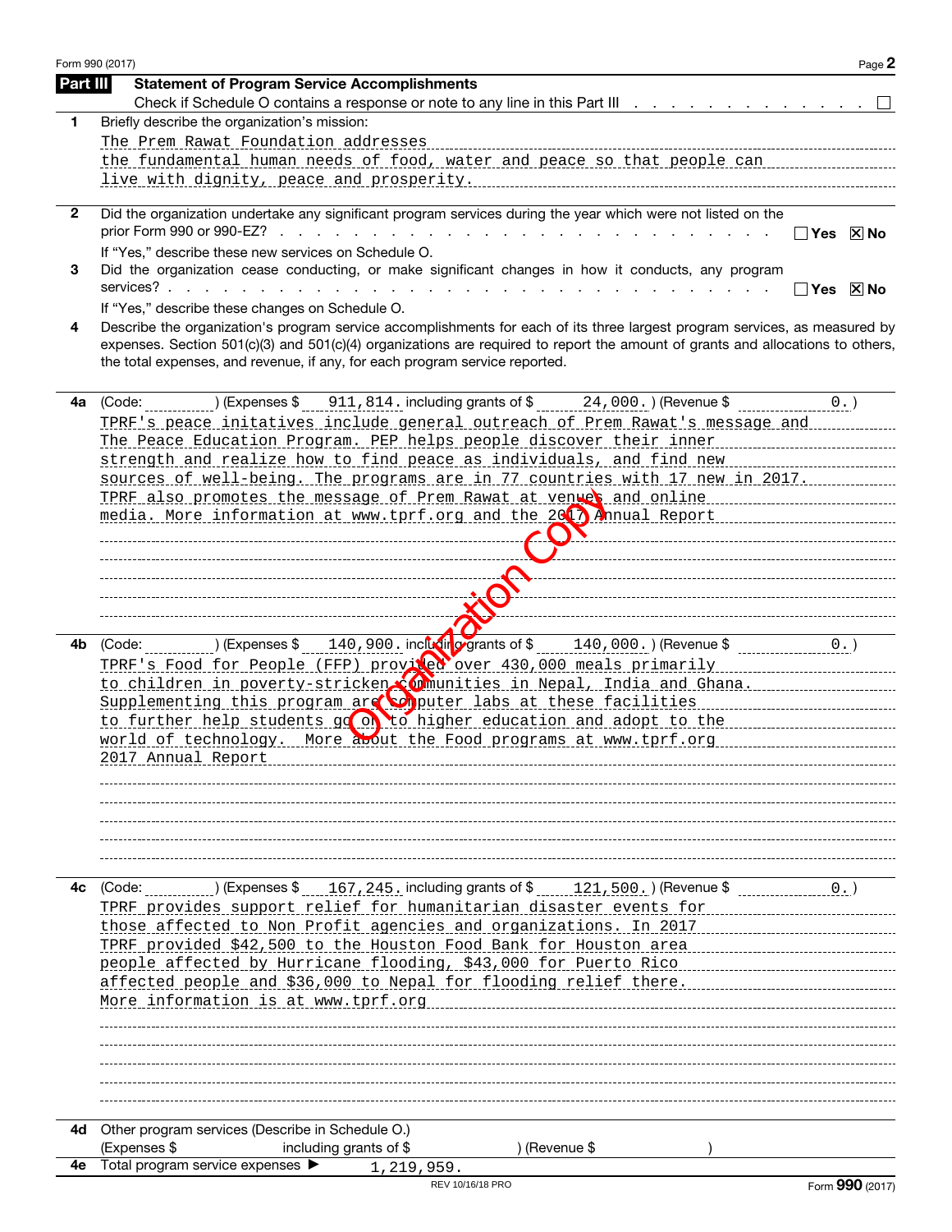## Part III Statement of Program Service Accomplishments

Check if Schedule O contains a response or note to any line in this Part III . . . . . . . . . . . . . . ☐

**1** Briefly describe the organization's mission:

The Prem Rawat Foundation addresses the fundamental human needs of food, water and peace so that people can live with dignity, peace and prosperity.

**2** Did the organization undertake any significant program services during the year which were not listed on the prior Form 990 or 990-EZ? . . . . . . . . . . . . . . . . ☐ Yes ☒ No

If "Yes," describe these new services on Schedule O.

**3** Did the organization cease conducting, or make significant changes in how it conducts, any program services? . . . . . . . . . . . . . . . . ☐ Yes ☒ No

If "Yes," describe these changes on Schedule O.

**4** Describe the organization's program service accomplishments for each of its three largest program services, as measured by expenses. Section 501(c)(3) and 501(c)(4) organizations are required to report the amount of grants and allocations to others, the total expenses, and revenue, if any, for each program service reported.

**4a** (Code: ) (Expenses $ 911,814. including grants of $ 24,000. ) (Revenue $ 0. )

TPRF's peace initatives include general outreach of Prem Rawat's message and The Peace Education Program. PEP helps people discover their inner strength and realize how to find peace as individuals, and find new sources of well-being. The programs are in 77 countries with 17 new in 2017. TPRF also promotes the message of Prem Rawat at venues and online media. More information at www.tprf.org and the 2017 Annual Report

**4b** (Code: ) (Expenses $ 140,900. including grants of $ 140,000. ) (Revenue $ 0. )

TPRF's Food for People (FFP) provided over 430,000 meals primarily to children in poverty-stricken communities in Nepal, India and Ghana. Supplementing this program are computer labs at these facilities to further help students go on to higher education and adopt to the world of technology. More about the Food programs at www.tprf.org 2017 Annual Report

**4c** (Code: ) (Expenses $ 167,245. including grants of $ 121,500. ) (Revenue $ 0. )

TPRF provides support relief for humanitarian disaster events for those affected to Non Profit agencies and organizations. In 2017 TPRF provided $42,500 to the Houston Food Bank for Houston area people affected by Hurricane flooding, $43,000 for Puerto Rico affected people and $36,000 to Nepal for flooding relief there. More information is at www.tprf.org

**4d** Other program services (Describe in Schedule O.)
(Expenses $ including grants of $ ) (Revenue $ )

**4e** Total program service expenses ▶ 1,219,959.

Organization Copy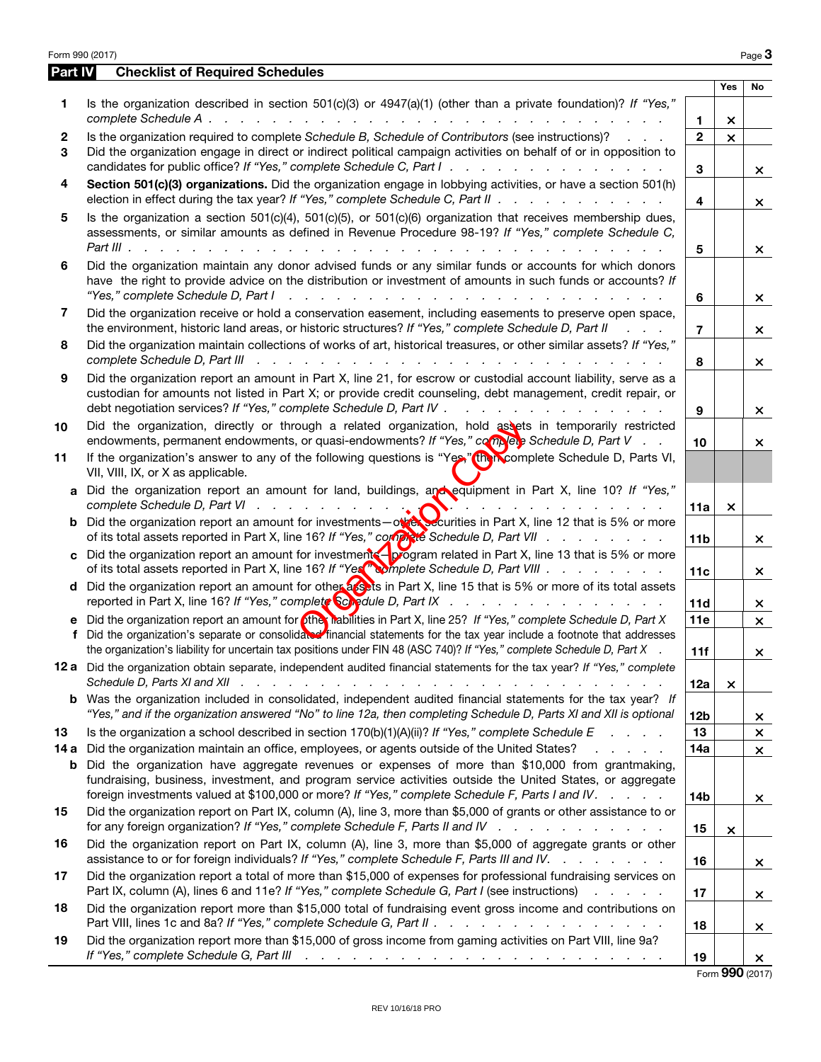## Part IV Checklist of Required Schedules

| | | | Yes | No |
|---|---|---|---|---|
| **1** | Is the organization described in section 501(c)(3) or 4947(a)(1) (other than a private foundation)? *If "Yes," complete Schedule A* | 1 | × | |
| **2** | Is the organization required to complete *Schedule B, Schedule of Contributors* (see instructions)? | 2 | × | |
| **3** | Did the organization engage in direct or indirect political campaign activities on behalf of or in opposition to candidates for public office? *If "Yes," complete Schedule C, Part I* | 3 | | × |
| **4** | **Section 501(c)(3) organizations.** Did the organization engage in lobbying activities, or have a section 501(h) election in effect during the tax year? *If "Yes," complete Schedule C, Part II* | 4 | | × |
| **5** | Is the organization a section 501(c)(4), 501(c)(5), or 501(c)(6) organization that receives membership dues, assessments, or similar amounts as defined in Revenue Procedure 98-19? *If "Yes," complete Schedule C, Part III* | 5 | | × |
| **6** | Did the organization maintain any donor advised funds or any similar funds or accounts for which donors have the right to provide advice on the distribution or investment of amounts in such funds or accounts? *If "Yes," complete Schedule D, Part I* | 6 | | × |
| **7** | Did the organization receive or hold a conservation easement, including easements to preserve open space, the environment, historic land areas, or historic structures? *If "Yes," complete Schedule D, Part II* | 7 | | × |
| **8** | Did the organization maintain collections of works of art, historical treasures, or other similar assets? *If "Yes," complete Schedule D, Part III* | 8 | | × |
| **9** | Did the organization report an amount in Part X, line 21, for escrow or custodial account liability, serve as a custodian for amounts not listed in Part X; or provide credit counseling, debt management, credit repair, or debt negotiation services? *If "Yes," complete Schedule D, Part IV* | 9 | | × |
| **10** | Did the organization, directly or through a related organization, hold assets in temporarily restricted endowments, permanent endowments, or quasi-endowments? *If "Yes," complete Schedule D, Part V* | 10 | | × |
| **11** | If the organization's answer to any of the following questions is "Yes," then complete Schedule D, Parts VI, VII, VIII, IX, or X as applicable. | | | |
| **a** | Did the organization report an amount for land, buildings, and equipment in Part X, line 10? *If "Yes," complete Schedule D, Part VI* | 11a | × | |
| **b** | Did the organization report an amount for investments—other securities in Part X, line 12 that is 5% or more of its total assets reported in Part X, line 16? *If "Yes," complete Schedule D, Part VII* | 11b | | × |
| **c** | Did the organization report an amount for investments—program related in Part X, line 13 that is 5% or more of its total assets reported in Part X, line 16? *If "Yes," complete Schedule D, Part VIII* | 11c | | × |
| **d** | Did the organization report an amount for other assets in Part X, line 15 that is 5% or more of its total assets reported in Part X, line 16? *If "Yes," complete Schedule D, Part IX* | 11d | | × |
| **e** | Did the organization report an amount for other liabilities in Part X, line 25? *If "Yes," complete Schedule D, Part X* | 11e | | × |
| **f** | Did the organization's separate or consolidated financial statements for the tax year include a footnote that addresses the organization's liability for uncertain tax positions under FIN 48 (ASC 740)? *If "Yes," complete Schedule D, Part X* | 11f | | × |
| **12a** | Did the organization obtain separate, independent audited financial statements for the tax year? *If "Yes," complete Schedule D, Parts XI and XII* | 12a | × | |
| **b** | Was the organization included in consolidated, independent audited financial statements for the tax year? *If "Yes," and if the organization answered "No" to line 12a, then completing Schedule D, Parts XI and XII is optional* | 12b | | × |
| **13** | Is the organization a school described in section 170(b)(1)(A)(ii)? *If "Yes," complete Schedule E* | 13 | | × |
| **14a** | Did the organization maintain an office, employees, or agents outside of the United States? | 14a | | × |
| **b** | Did the organization have aggregate revenues or expenses of more than $10,000 from grantmaking, fundraising, business, investment, and program service activities outside the United States, or aggregate foreign investments valued at $100,000 or more? *If "Yes," complete Schedule F, Parts I and IV* | 14b | | × |
| **15** | Did the organization report on Part IX, column (A), line 3, more than $5,000 of grants or other assistance to or for any foreign organization? *If "Yes," complete Schedule F, Parts II and IV* | 15 | × | |
| **16** | Did the organization report on Part IX, column (A), line 3, more than $5,000 of aggregate grants or other assistance to or for foreign individuals? *If "Yes," complete Schedule F, Parts III and IV* | 16 | | × |
| **17** | Did the organization report a total of more than $15,000 of expenses for professional fundraising services on Part IX, column (A), lines 6 and 11e? *If "Yes," complete Schedule G, Part I* (see instructions) | 17 | | × |
| **18** | Did the organization report more than $15,000 total of fundraising event gross income and contributions on Part VIII, lines 1c and 8a? *If "Yes," complete Schedule G, Part II* | 18 | | × |
| **19** | Did the organization report more than $15,000 of gross income from gaming activities on Part VIII, line 9a? *If "Yes," complete Schedule G, Part III* | 19 | | × |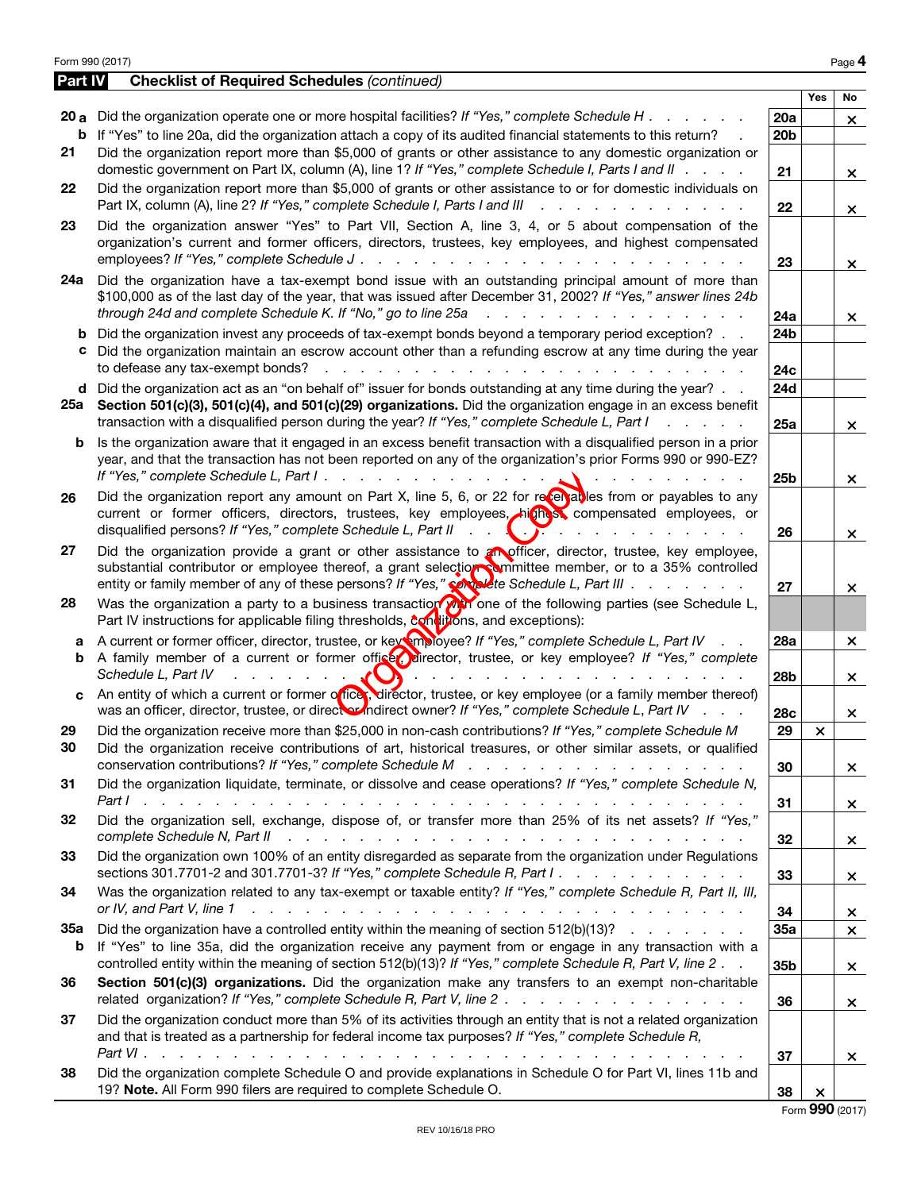## Part IV Checklist of Required Schedules *(continued)*

| | | Line | Yes | No |
|---|---|---|---|---|
| **20a** | Did the organization operate one or more hospital facilities? *If "Yes," complete Schedule H* | 20a | | × |
| **b** | If "Yes" to line 20a, did the organization attach a copy of its audited financial statements to this return? | 20b | | |
| **21** | Did the organization report more than $5,000 of grants or other assistance to any domestic organization or domestic government on Part IX, column (A), line 1? *If "Yes," complete Schedule I, Parts I and II* | 21 | | × |
| **22** | Did the organization report more than $5,000 of grants or other assistance to or for domestic individuals on Part IX, column (A), line 2? *If "Yes," complete Schedule I, Parts I and III* | 22 | | × |
| **23** | Did the organization answer "Yes" to Part VII, Section A, line 3, 4, or 5 about compensation of the organization's current and former officers, directors, trustees, key employees, and highest compensated employees? *If "Yes," complete Schedule J* | 23 | | × |
| **24a** | Did the organization have a tax-exempt bond issue with an outstanding principal amount of more than $100,000 as of the last day of the year, that was issued after December 31, 2002? *If "Yes," answer lines 24b through 24d and complete Schedule K. If "No," go to line 25a* | 24a | | × |
| **b** | Did the organization invest any proceeds of tax-exempt bonds beyond a temporary period exception? | 24b | | |
| **c** | Did the organization maintain an escrow account other than a refunding escrow at any time during the year to defease any tax-exempt bonds? | 24c | | |
| **d** | Did the organization act as an "on behalf of" issuer for bonds outstanding at any time during the year? | 24d | | |
| **25a** | **Section 501(c)(3), 501(c)(4), and 501(c)(29) organizations.** Did the organization engage in an excess benefit transaction with a disqualified person during the year? *If "Yes," complete Schedule L, Part I* | 25a | | × |
| **b** | Is the organization aware that it engaged in an excess benefit transaction with a disqualified person in a prior year, and that the transaction has not been reported on any of the organization's prior Forms 990 or 990-EZ? *If "Yes," complete Schedule L, Part I* | 25b | | × |
| **26** | Did the organization report any amount on Part X, line 5, 6, or 22 for receivables from or payables to any current or former officers, directors, trustees, key employees, highest compensated employees, or disqualified persons? *If "Yes," complete Schedule L, Part II* | 26 | | × |
| **27** | Did the organization provide a grant or other assistance to an officer, director, trustee, key employee, substantial contributor or employee thereof, a grant selection committee member, or to a 35% controlled entity or family member of any of these persons? *If "Yes," complete Schedule L, Part III* | 27 | | × |
| **28** | Was the organization a party to a business transaction with one of the following parties (see Schedule L, Part IV instructions for applicable filing thresholds, conditions, and exceptions): | | | |
| **a** | A current or former officer, director, trustee, or key employee? *If "Yes," complete Schedule L, Part IV* | 28a | | × |
| **b** | A family member of a current or former officer, director, trustee, or key employee? *If "Yes," complete Schedule L, Part IV* | 28b | | × |
| **c** | An entity of which a current or former officer, director, trustee, or key employee (or a family member thereof) was an officer, director, trustee, or direct or indirect owner? *If "Yes," complete Schedule L, Part IV* | 28c | | × |
| **29** | Did the organization receive more than $25,000 in non-cash contributions? *If "Yes," complete Schedule M* | 29 | × | |
| **30** | Did the organization receive contributions of art, historical treasures, or other similar assets, or qualified conservation contributions? *If "Yes," complete Schedule M* | 30 | | × |
| **31** | Did the organization liquidate, terminate, or dissolve and cease operations? *If "Yes," complete Schedule N, Part I* | 31 | | × |
| **32** | Did the organization sell, exchange, dispose of, or transfer more than 25% of its net assets? *If "Yes," complete Schedule N, Part II* | 32 | | × |
| **33** | Did the organization own 100% of an entity disregarded as separate from the organization under Regulations sections 301.7701-2 and 301.7701-3? *If "Yes," complete Schedule R, Part I* | 33 | | × |
| **34** | Was the organization related to any tax-exempt or taxable entity? *If "Yes," complete Schedule R, Part II, III, or IV, and Part V, line 1* | 34 | | × |
| **35a** | Did the organization have a controlled entity within the meaning of section 512(b)(13)? | 35a | | × |
| **b** | If "Yes" to line 35a, did the organization receive any payment from or engage in any transaction with a controlled entity within the meaning of section 512(b)(13)? *If "Yes," complete Schedule R, Part V, line 2* | 35b | | × |
| **36** | **Section 501(c)(3) organizations.** Did the organization make any transfers to an exempt non-charitable related organization? *If "Yes," complete Schedule R, Part V, line 2* | 36 | | × |
| **37** | Did the organization conduct more than 5% of its activities through an entity that is not a related organization and that is treated as a partnership for federal income tax purposes? *If "Yes," complete Schedule R, Part VI* | 37 | | × |
| **38** | Did the organization complete Schedule O and provide explanations in Schedule O for Part VI, lines 11b and 19? **Note.** All Form 990 filers are required to complete Schedule O. | 38 | × | |

Form **990** (2017)

REV 10/16/18 PRO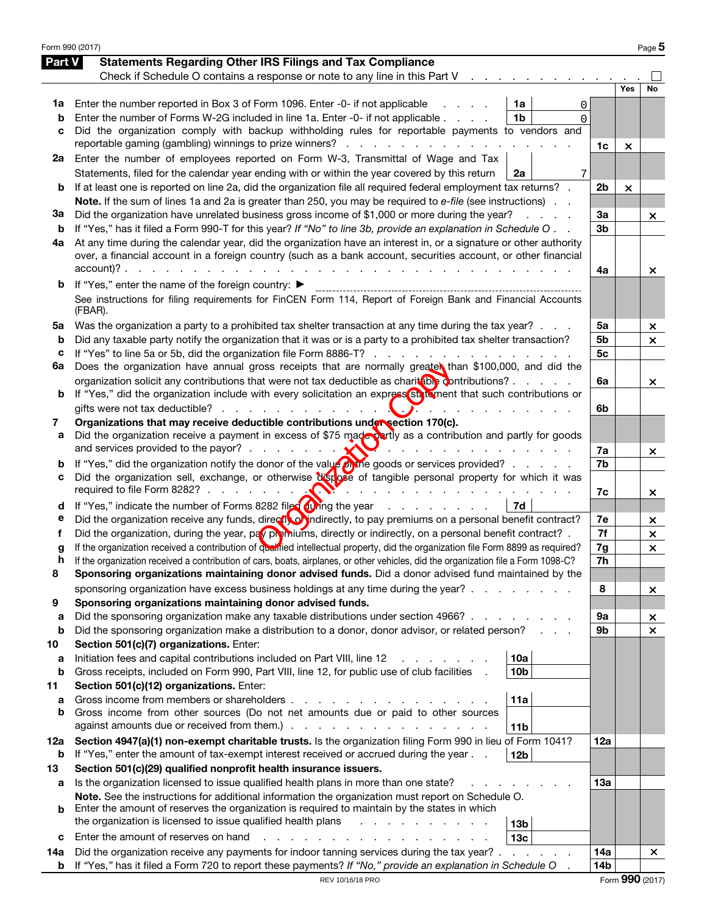Form 990 (2017)

## Part V Statements Regarding Other IRS Filings and Tax Compliance

Check if Schedule O contains a response or note to any line in this Part V . . . . . . . . . . . . . . . ☐

| | | | | Line | Yes | No |
|---|---|---|---|---|---|---|
| **1a** | Enter the number reported in Box 3 of Form 1096. Enter -0- if not applicable | 1a | 0 | | | |
| **b** | Enter the number of Forms W-2G included in line 1a. Enter -0- if not applicable | 1b | 0 | | | |
| **c** | Did the organization comply with backup withholding rules for reportable payments to vendors and reportable gaming (gambling) winnings to prize winners? | | | 1c | × | |
| **2a** | Enter the number of employees reported on Form W-3, Transmittal of Wage and Tax Statements, filed for the calendar year ending with or within the year covered by this return | 2a | 7 | | | |
| **b** | If at least one is reported on line 2a, did the organization file all required federal employment tax returns? | | | 2b | × | |
| | **Note.** If the sum of lines 1a and 2a is greater than 250, you may be required to *e-file* (see instructions) | | | | | |
| **3a** | Did the organization have unrelated business gross income of $1,000 or more during the year? | | | 3a | | × |
| **b** | If "Yes," has it filed a Form 990-T for this year? *If "No" to line 3b, provide an explanation in Schedule O* | | | 3b | | |
| **4a** | At any time during the calendar year, did the organization have an interest in, or a signature or other authority over, a financial account in a foreign country (such as a bank account, securities account, or other financial account)? | | | 4a | | × |
| **b** | If "Yes," enter the name of the foreign country: ▶ See instructions for filing requirements for FinCEN Form 114, Report of Foreign Bank and Financial Accounts (FBAR). | | | | | |
| **5a** | Was the organization a party to a prohibited tax shelter transaction at any time during the tax year? | | | 5a | | × |
| **b** | Did any taxable party notify the organization that it was or is a party to a prohibited tax shelter transaction? | | | 5b | | × |
| **c** | If "Yes" to line 5a or 5b, did the organization file Form 8886-T? | | | 5c | | |
| **6a** | Does the organization have annual gross receipts that are normally greater than $100,000, and did the organization solicit any contributions that were not tax deductible as charitable contributions? | | | 6a | | × |
| **b** | If "Yes," did the organization include with every solicitation an express statement that such contributions or gifts were not tax deductible? | | | 6b | | |
| **7** | **Organizations that may receive deductible contributions under section 170(c).** | | | | | |
| **a** | Did the organization receive a payment in excess of $75 made partly as a contribution and partly for goods and services provided to the payor? | | | 7a | | × |
| **b** | If "Yes," did the organization notify the donor of the value of the goods or services provided? | | | 7b | | |
| **c** | Did the organization sell, exchange, or otherwise dispose of tangible personal property for which it was required to file Form 8282? | | | 7c | | × |
| **d** | If "Yes," indicate the number of Forms 8282 filed during the year | 7d | | | | |
| **e** | Did the organization receive any funds, directly or indirectly, to pay premiums on a personal benefit contract? | | | 7e | | × |
| **f** | Did the organization, during the year, pay premiums, directly or indirectly, on a personal benefit contract? | | | 7f | | × |
| **g** | If the organization received a contribution of qualified intellectual property, did the organization file Form 8899 as required? | | | 7g | | × |
| **h** | If the organization received a contribution of cars, boats, airplanes, or other vehicles, did the organization file a Form 1098-C? | | | 7h | | |
| **8** | **Sponsoring organizations maintaining donor advised funds.** Did a donor advised fund maintained by the sponsoring organization have excess business holdings at any time during the year? | | | 8 | | × |
| **9** | **Sponsoring organizations maintaining donor advised funds.** | | | | | |
| **a** | Did the sponsoring organization make any taxable distributions under section 4966? | | | 9a | | × |
| **b** | Did the sponsoring organization make a distribution to a donor, donor advisor, or related person? | | | 9b | | × |
| **10** | **Section 501(c)(7) organizations.** Enter: | | | | | |
| **a** | Initiation fees and capital contributions included on Part VIII, line 12 | 10a | | | | |
| **b** | Gross receipts, included on Form 990, Part VIII, line 12, for public use of club facilities | 10b | | | | |
| **11** | **Section 501(c)(12) organizations.** Enter: | | | | | |
| **a** | Gross income from members or shareholders | 11a | | | | |
| **b** | Gross income from other sources (Do not net amounts due or paid to other sources against amounts due or received from them.) | 11b | | | | |
| **12a** | **Section 4947(a)(1) non-exempt charitable trusts.** Is the organization filing Form 990 in lieu of Form 1041? | | | 12a | | |
| **b** | If "Yes," enter the amount of tax-exempt interest received or accrued during the year | 12b | | | | |
| **13** | **Section 501(c)(29) qualified nonprofit health insurance issuers.** | | | | | |
| **a** | Is the organization licensed to issue qualified health plans in more than one state? | | | 13a | | |
| | **Note.** See the instructions for additional information the organization must report on Schedule O. | | | | | |
| **b** | Enter the amount of reserves the organization is required to maintain by the states in which the organization is licensed to issue qualified health plans | 13b | | | | |
| **c** | Enter the amount of reserves on hand | 13c | | | | |
| **14a** | Did the organization receive any payments for indoor tanning services during the tax year? | | | 14a | | × |
| **b** | If "Yes," has it filed a Form 720 to report these payments? *If "No," provide an explanation in Schedule O* | | | 14b | | |

Form **990** (2017)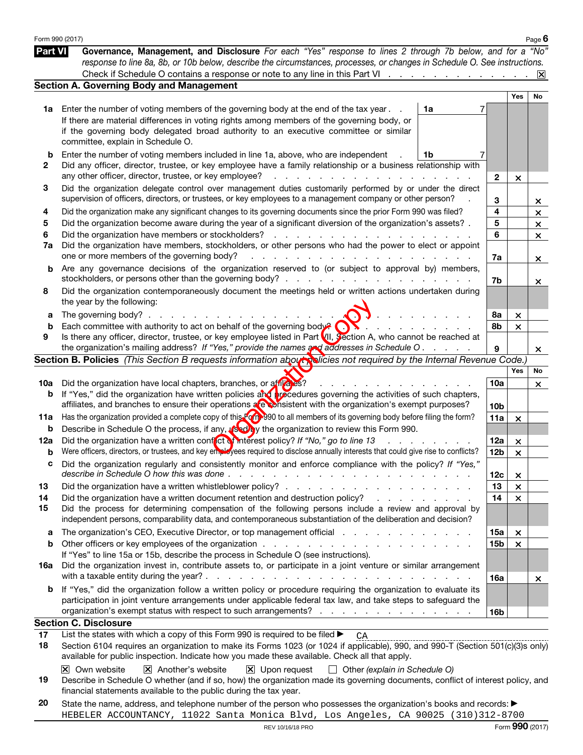Form 990 (2017)

## Part VI Governance, Management, and Disclosure

*For each "Yes" response to lines 2 through 7b below, and for a "No" response to line 8a, 8b, or 10b below, describe the circumstances, processes, or changes in Schedule O. See instructions.*

Check if Schedule O contains a response or note to any line in this Part VI . . . . . . . . . . . . . . ☒

### Section A. Governing Body and Management

| | | | | Yes | No |
|---|---|---|---|---|---|
| **1a** | Enter the number of voting members of the governing body at the end of the tax year . . **1a** 7<br>If there are material differences in voting rights among members of the governing body, or if the governing body delegated broad authority to an executive committee or similar committee, explain in Schedule O. | | | | |
| **b** | Enter the number of voting members included in line 1a, above, who are independent . **1b** 7 | | | | |
| **2** | Did any officer, director, trustee, or key employee have a family relationship or a business relationship with any other officer, director, trustee, or key employee? | **2** | | × | |
| **3** | Did the organization delegate control over management duties customarily performed by or under the direct supervision of officers, directors, or trustees, or key employees to a management company or other person? | **3** | | | × |
| **4** | Did the organization make any significant changes to its governing documents since the prior Form 990 was filed? | **4** | | | × |
| **5** | Did the organization become aware during the year of a significant diversion of the organization's assets? | **5** | | | × |
| **6** | Did the organization have members or stockholders? | **6** | | | × |
| **7a** | Did the organization have members, stockholders, or other persons who had the power to elect or appoint one or more members of the governing body? | **7a** | | | × |
| **b** | Are any governance decisions of the organization reserved to (or subject to approval by) members, stockholders, or persons other than the governing body? | **7b** | | | × |
| **8** | Did the organization contemporaneously document the meetings held or written actions undertaken during the year by the following: | | | | |
| **a** | The governing body? | **8a** | | × | |
| **b** | Each committee with authority to act on behalf of the governing body? | **8b** | | × | |
| **9** | Is there any officer, director, trustee, or key employee listed in Part VII, Section A, who cannot be reached at the organization's mailing address? *If "Yes," provide the names and addresses in Schedule O* | **9** | | | × |

### Section B. Policies *(This Section B requests information about policies not required by the Internal Revenue Code.)*

| | | | | Yes | No |
|---|---|---|---|---|---|
| **10a** | Did the organization have local chapters, branches, or affiliates? | **10a** | | | × |
| **b** | If "Yes," did the organization have written policies and procedures governing the activities of such chapters, affiliates, and branches to ensure their operations are consistent with the organization's exempt purposes? | **10b** | | | |
| **11a** | Has the organization provided a complete copy of this Form 990 to all members of its governing body before filing the form? | **11a** | | × | |
| **b** | Describe in Schedule O the process, if any, used by the organization to review this Form 990. | | | | |
| **12a** | Did the organization have a written conflict of interest policy? *If "No," go to line 13* | **12a** | | × | |
| **b** | Were officers, directors, or trustees, and key employees required to disclose annually interests that could give rise to conflicts? | **12b** | | × | |
| **c** | Did the organization regularly and consistently monitor and enforce compliance with the policy? *If "Yes," describe in Schedule O how this was done* | **12c** | | × | |
| **13** | Did the organization have a written whistleblower policy? | **13** | | × | |
| **14** | Did the organization have a written document retention and destruction policy? | **14** | | × | |
| **15** | Did the process for determining compensation of the following persons include a review and approval by independent persons, comparability data, and contemporaneous substantiation of the deliberation and decision? | | | | |
| **a** | The organization's CEO, Executive Director, or top management official | **15a** | | × | |
| **b** | Other officers or key employees of the organization<br>If "Yes" to line 15a or 15b, describe the process in Schedule O (see instructions). | **15b** | | × | |
| **16a** | Did the organization invest in, contribute assets to, or participate in a joint venture or similar arrangement with a taxable entity during the year? | **16a** | | | × |
| **b** | If "Yes," did the organization follow a written policy or procedure requiring the organization to evaluate its participation in joint venture arrangements under applicable federal tax law, and take steps to safeguard the organization's exempt status with respect to such arrangements? | **16b** | | | |

### Section C. Disclosure

**17** List the states with which a copy of this Form 990 is required to be filed ▶ CA

**18** Section 6104 requires an organization to make its Forms 1023 (or 1024 if applicable), 990, and 990-T (Section 501(c)(3)s only) available for public inspection. Indicate how you made these available. Check all that apply.

☒ Own website ☒ Another's website ☒ Upon request ☐ Other *(explain in Schedule O)*

**19** Describe in Schedule O whether (and if so, how) the organization made its governing documents, conflict of interest policy, and financial statements available to the public during the tax year.

**20** State the name, address, and telephone number of the person who possesses the organization's books and records: ▶
HEBELER ACCOUNTANCY, 11022 Santa Monica Blvd, Los Angeles, CA 90025 (310)312-8700

REV 10/16/18 PRO Form **990** (2017)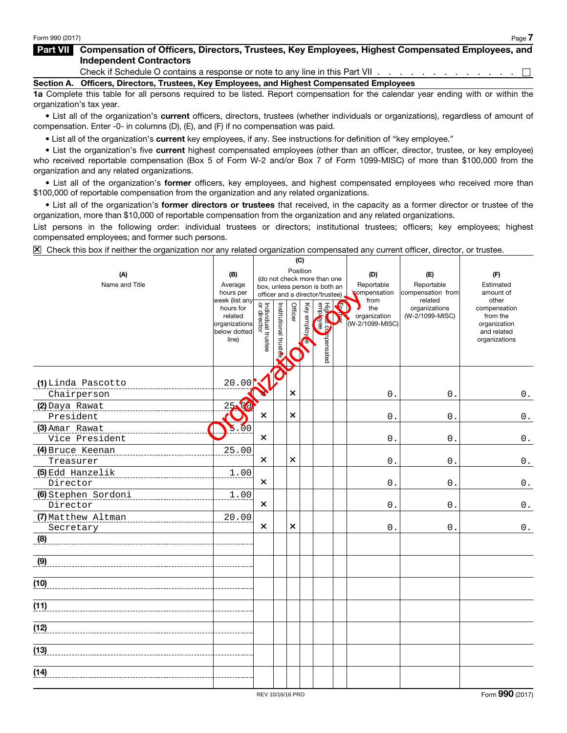Form 990 (2017)

## Part VII Compensation of Officers, Directors, Trustees, Key Employees, Highest Compensated Employees, and Independent Contractors

Check if Schedule O contains a response or note to any line in this Part VII . . . . . . . . . . . . . . . . ☐

### Section A. Officers, Directors, Trustees, Key Employees, and Highest Compensated Employees

**1a** Complete this table for all persons required to be listed. Report compensation for the calendar year ending with or within the organization's tax year.

- List all of the organization's **current** officers, directors, trustees (whether individuals or organizations), regardless of amount of compensation. Enter -0- in columns (D), (E), and (F) if no compensation was paid.
- List all of the organization's **current** key employees, if any. See instructions for definition of "key employee."
- List the organization's five **current** highest compensated employees (other than an officer, director, trustee, or key employee) who received reportable compensation (Box 5 of Form W-2 and/or Box 7 of Form 1099-MISC) of more than $100,000 from the organization and any related organizations.
- List all of the organization's **former** officers, key employees, and highest compensated employees who received more than $100,000 of reportable compensation from the organization and any related organizations.
- List all of the organization's **former directors or trustees** that received, in the capacity as a former director or trustee of the organization, more than $10,000 of reportable compensation from the organization and any related organizations.

List persons in the following order: individual trustees or directors; institutional trustees; officers; key employees; highest compensated employees; and former such persons.

☒ Check this box if neither the organization nor any related organization compensated any current officer, director, or trustee.

| (A) Name and Title | (B) Average hours per week (list any hours for related organizations below dotted line) | (C) Position: Individual trustee or director | Institutional trustee | Officer | Key employee | Highest compensated employee | Former | (D) Reportable compensation from the organization (W-2/1099-MISC) | (E) Reportable compensation from related organizations (W-2/1099-MISC) | (F) Estimated amount of other compensation from the organization and related organizations |
|---|---|---|---|---|---|---|---|---|---|---|
| (1) Linda Pascotto<br>Chairperson | 20.00 | X | | X | | | | 0. | 0. | 0. |
| (2) Daya Rawat<br>President | 25.00 | X | | X | | | | 0. | 0. | 0. |
| (3) Amar Rawat<br>Vice President | 5.00 | X | | | | | | 0. | 0. | 0. |
| (4) Bruce Keenan<br>Treasurer | 25.00 | X | | X | | | | 0. | 0. | 0. |
| (5) Edd Hanzelik<br>Director | 1.00 | X | | | | | | 0. | 0. | 0. |
| (6) Stephen Sordoni<br>Director | 1.00 | X | | | | | | 0. | 0. | 0. |
| (7) Matthew Altman<br>Secretary | 20.00 | X | | X | | | | 0. | 0. | 0. |
| (8) | | | | | | | | | | |
| (9) | | | | | | | | | | |
| (10) | | | | | | | | | | |
| (11) | | | | | | | | | | |
| (12) | | | | | | | | | | |
| (13) | | | | | | | | | | |
| (14) | | | | | | | | | | |

REV 10/16/18 PRO

Form **990** (2017)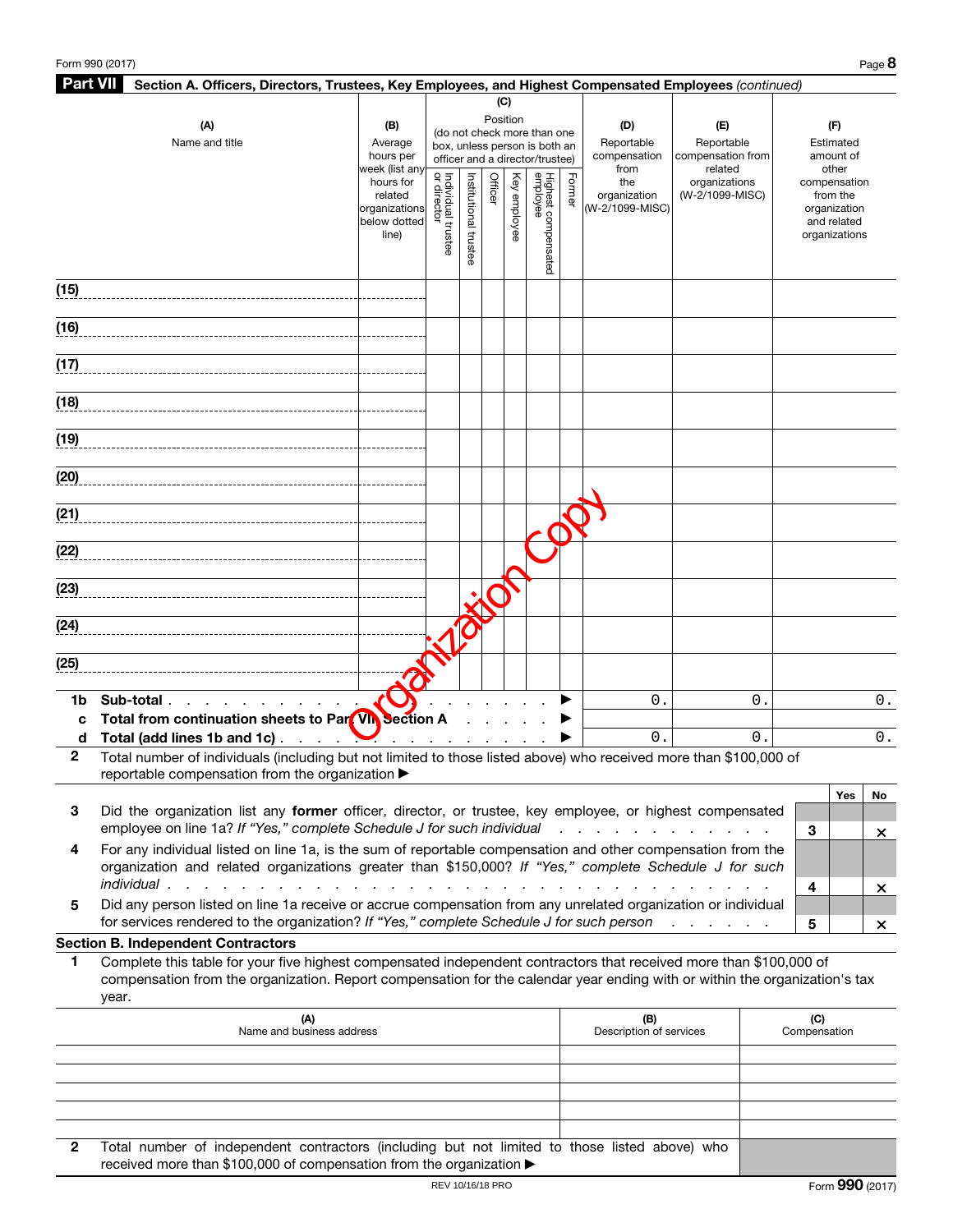## Part VII Section A. Officers, Directors, Trustees, Key Employees, and Highest Compensated Employees *(continued)*

| (A) Name and title | (B) Average hours per week (list any hours for related organizations below dotted line) | (C) Position (do not check more than one box, unless person is both an officer and a director/trustee): Individual trustee or director | Institutional trustee | Officer | Key employee | Highest compensated employee | Former | (D) Reportable compensation from the organization (W-2/1099-MISC) | (E) Reportable compensation from related organizations (W-2/1099-MISC) | (F) Estimated amount of other compensation from the organization and related organizations |
|---|---|---|---|---|---|---|---|---|---|---|
| (15) | | | | | | | | | | |
| (16) | | | | | | | | | | |
| (17) | | | | | | | | | | |
| (18) | | | | | | | | | | |
| (19) | | | | | | | | | | |
| (20) | | | | | | | | | | |
| (21) | | | | | | | | | | |
| (22) | | | | | | | | | | |
| (23) | | | | | | | | | | |
| (24) | | | | | | | | | | |
| (25) | | | | | | | | | | |
| **1b Sub-total** ▶ | | | | | | | | 0. | 0. | 0. |
| **c Total from continuation sheets to Part VII, Section A** ▶ | | | | | | | | | | |
| **d Total (add lines 1b and 1c)** ▶ | | | | | | | | 0. | 0. | 0. |

Organization Copy

**2** Total number of individuals (including but not limited to those listed above) who received more than $100,000 of reportable compensation from the organization ▶

| | | | Yes | No |
|---|---|---|---|---|
| **3** | Did the organization list any **former** officer, director, or trustee, key employee, or highest compensated employee on line 1a? *If "Yes," complete Schedule J for such individual* | 3 | | X |
| **4** | For any individual listed on line 1a, is the sum of reportable compensation and other compensation from the organization and related organizations greater than $150,000? *If "Yes," complete Schedule J for such individual* | 4 | | X |
| **5** | Did any person listed on line 1a receive or accrue compensation from any unrelated organization or individual for services rendered to the organization? *If "Yes," complete Schedule J for such person* | 5 | | X |

### Section B. Independent Contractors

**1** Complete this table for your five highest compensated independent contractors that received more than $100,000 of compensation from the organization. Report compensation for the calendar year ending with or within the organization's tax year.

| (A) Name and business address | (B) Description of services | (C) Compensation |
|---|---|---|
| | | |
| | | |
| | | |
| | | |
| | | |

**2** Total number of independent contractors (including but not limited to those listed above) who received more than $100,000 of compensation from the organization ▶

REV 10/16/18 PRO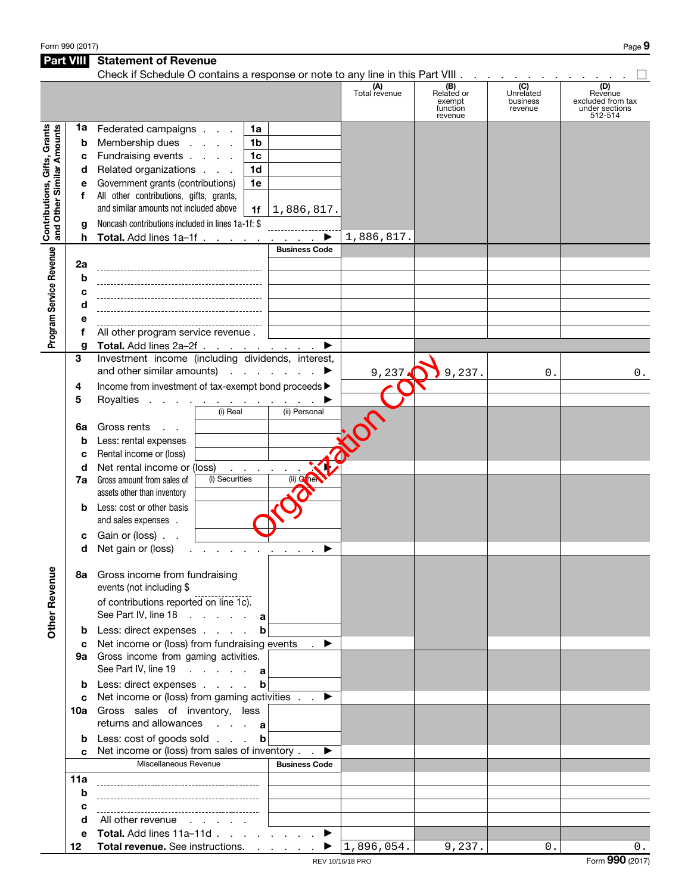Form 990 (2017)

## Part VIII Statement of Revenue

Check if Schedule O contains a response or note to any line in this Part VIII . . . . . . . . . . . . . ☐

| | | | | (A) Total revenue | (B) Related or exempt function revenue | (C) Unrelated business revenue | (D) Revenue excluded from tax under sections 512-514 |
|---|---|---|---|---|---|---|---|
| **Contributions, Gifts, Grants and Other Similar Amounts** | 1a Federated campaigns | 1a | | | | | |
| | b Membership dues | 1b | | | | | |
| | c Fundraising events | 1c | | | | | |
| | d Related organizations | 1d | | | | | |
| | e Government grants (contributions) | 1e | | | | | |
| | f All other contributions, gifts, grants, and similar amounts not included above | 1f | 1,886,817. | | | | |
| | g Noncash contributions included in lines 1a-1f: $ | | | | | | |
| | h **Total.** Add lines 1a–1f ▶ | | | 1,886,817. | | | |
| **Program Service Revenue** | | | Business Code | | | | |
| | 2a | | | | | | |
| | b | | | | | | |
| | c | | | | | | |
| | d | | | | | | |
| | e | | | | | | |
| | f All other program service revenue | | | | | | |
| | g **Total.** Add lines 2a–2f ▶ | | | | | | |
| **Other Revenue** | 3 Investment income (including dividends, interest, and other similar amounts) ▶ | | | 9,237. | 9,237. | 0. | 0. |
| | 4 Income from investment of tax-exempt bond proceeds ▶ | | | | | | |
| | 5 Royalties ▶ | | | | | | |
| | | (i) Real | (ii) Personal | | | | |
| | 6a Gross rents | | | | | | |
| | b Less: rental expenses | | | | | | |
| | c Rental income or (loss) | | | | | | |
| | d Net rental income or (loss) ▶ | | | | | | |
| | 7a Gross amount from sales of assets other than inventory | (i) Securities | (ii) Other | | | | |
| | b Less: cost or other basis and sales expenses | | | | | | |
| | c Gain or (loss) | | | | | | |
| | d Net gain or (loss) ▶ | | | | | | |
| | 8a Gross income from fundraising events (not including $ ______ of contributions reported on line 1c). See Part IV, line 18 | a | | | | | |
| | b Less: direct expenses | b | | | | | |
| | c Net income or (loss) from fundraising events ▶ | | | | | | |
| | 9a Gross income from gaming activities. See Part IV, line 19 | a | | | | | |
| | b Less: direct expenses | b | | | | | |
| | c Net income or (loss) from gaming activities ▶ | | | | | | |
| | 10a Gross sales of inventory, less returns and allowances | a | | | | | |
| | b Less: cost of goods sold | b | | | | | |
| | c Net income or (loss) from sales of inventory ▶ | | | | | | |
| | Miscellaneous Revenue | | Business Code | | | | |
| | 11a | | | | | | |
| | b | | | | | | |
| | c | | | | | | |
| | d All other revenue | | | | | | |
| | e **Total.** Add lines 11a–11d ▶ | | | | | | |
| | 12 **Total revenue.** See instructions. ▶ | | | 1,896,054. | 9,237. | 0. | 0. |

Organization Copy

REV 10/16/18 PRO

Form 990 (2017)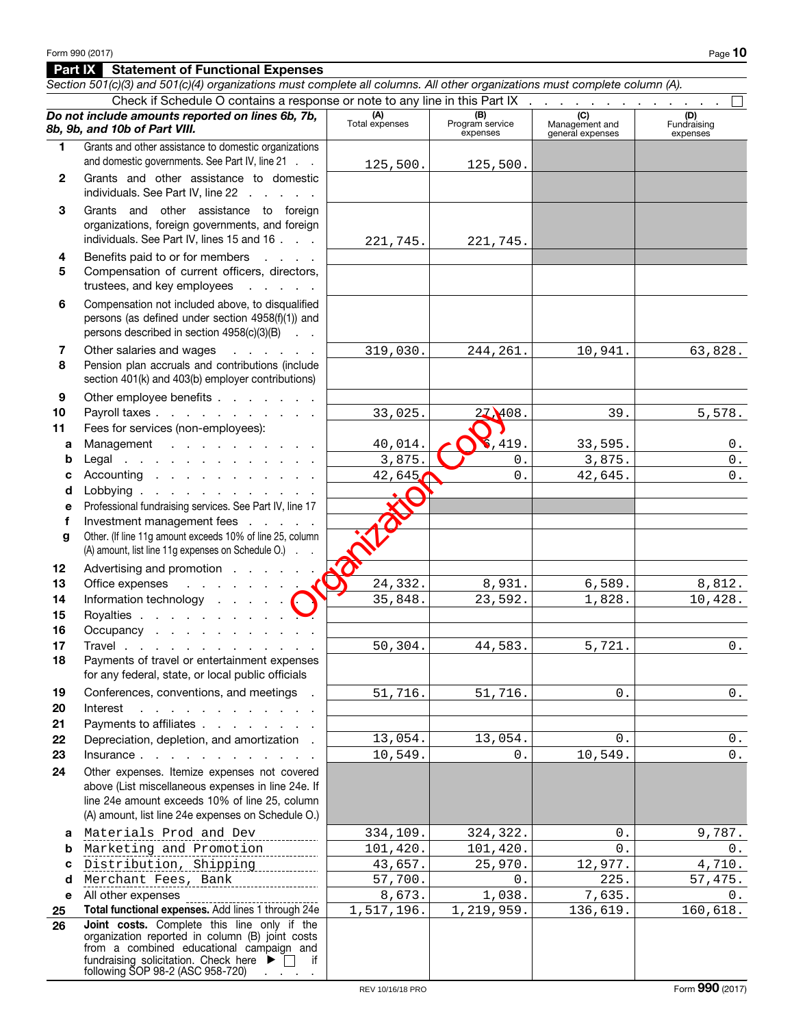## Part IX Statement of Functional Expenses

*Section 501(c)(3) and 501(c)(4) organizations must complete all columns. All other organizations must complete column (A).*

Check if Schedule O contains a response or note to any line in this Part IX . . . . . . . . . . . . . . . ☐

| | *Do not include amounts reported on lines 6b, 7b, 8b, 9b, and 10b of Part VIII.* | (A) Total expenses | (B) Program service expenses | (C) Management and general expenses | (D) Fundraising expenses |
|---|---|---|---|---|---|
| 1 | Grants and other assistance to domestic organizations and domestic governments. See Part IV, line 21 | 125,500. | 125,500. | | |
| 2 | Grants and other assistance to domestic individuals. See Part IV, line 22 | | | | |
| 3 | Grants and other assistance to foreign organizations, foreign governments, and foreign individuals. See Part IV, lines 15 and 16 | 221,745. | 221,745. | | |
| 4 | Benefits paid to or for members | | | | |
| 5 | Compensation of current officers, directors, trustees, and key employees | | | | |
| 6 | Compensation not included above, to disqualified persons (as defined under section 4958(f)(1)) and persons described in section 4958(c)(3)(B) | | | | |
| 7 | Other salaries and wages | 319,030. | 244,261. | 10,941. | 63,828. |
| 8 | Pension plan accruals and contributions (include section 401(k) and 403(b) employer contributions) | | | | |
| 9 | Other employee benefits | | | | |
| 10 | Payroll taxes | 33,025. | 27,408. | 39. | 5,578. |
| 11 | Fees for services (non-employees): | | | | |
| a | Management | 40,014. | 6,419. | 33,595. | 0. |
| b | Legal | 3,875. | 0. | 3,875. | 0. |
| c | Accounting | 42,645. | 0. | 42,645. | 0. |
| d | Lobbying | | | | |
| e | Professional fundraising services. See Part IV, line 17 | | | | |
| f | Investment management fees | | | | |
| g | Other. (If line 11g amount exceeds 10% of line 25, column (A) amount, list line 11g expenses on Schedule O.) | | | | |
| 12 | Advertising and promotion | | | | |
| 13 | Office expenses | 24,332. | 8,931. | 6,589. | 8,812. |
| 14 | Information technology | 35,848. | 23,592. | 1,828. | 10,428. |
| 15 | Royalties | | | | |
| 16 | Occupancy | | | | |
| 17 | Travel | 50,304. | 44,583. | 5,721. | 0. |
| 18 | Payments of travel or entertainment expenses for any federal, state, or local public officials | | | | |
| 19 | Conferences, conventions, and meetings | 51,716. | 51,716. | 0. | 0. |
| 20 | Interest | | | | |
| 21 | Payments to affiliates | | | | |
| 22 | Depreciation, depletion, and amortization | 13,054. | 13,054. | 0. | 0. |
| 23 | Insurance | 10,549. | 0. | 10,549. | 0. |
| 24 | Other expenses. Itemize expenses not covered above (List miscellaneous expenses in line 24e. If line 24e amount exceeds 10% of line 25, column (A) amount, list line 24e expenses on Schedule O.) | | | | |
| a | Materials Prod and Dev | 334,109. | 324,322. | 0. | 9,787. |
| b | Marketing and Promotion | 101,420. | 101,420. | 0. | 0. |
| c | Distribution, Shipping | 43,657. | 25,970. | 12,977. | 4,710. |
| d | Merchant Fees, Bank | 57,700. | 0. | 225. | 57,475. |
| e | All other expenses | 8,673. | 1,038. | 7,635. | 0. |
| 25 | **Total functional expenses.** Add lines 1 through 24e | 1,517,196. | 1,219,959. | 136,619. | 160,618. |
| 26 | **Joint costs.** Complete this line only if the organization reported in column (B) joint costs from a combined educational campaign and fundraising solicitation. Check here ▶ ☐ if following SOP 98-2 (ASC 958-720) | | | | |

Organization Copy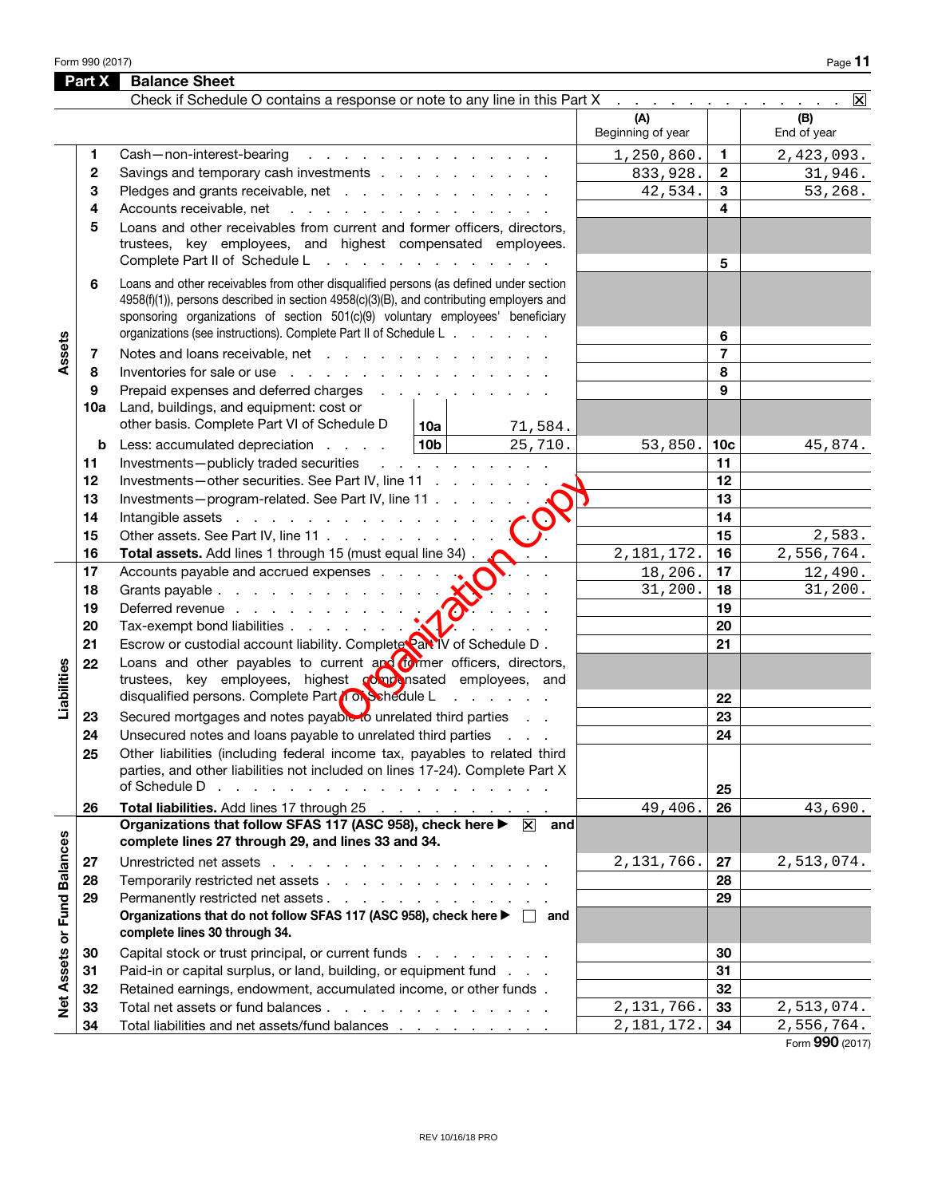Form 990 (2017)

## Part X Balance Sheet

Check if Schedule O contains a response or note to any line in this Part X . . . . . . . . . . . . . . ☒

| | | | (A) Beginning of year | | (B) End of year |
|---|---|---|---|---|---|
| **Assets** | 1 | Cash—non-interest-bearing | 1,250,860. | 1 | 2,423,093. |
| | 2 | Savings and temporary cash investments | 833,928. | 2 | 31,946. |
| | 3 | Pledges and grants receivable, net | 42,534. | 3 | 53,268. |
| | 4 | Accounts receivable, net | | 4 | |
| | 5 | Loans and other receivables from current and former officers, directors, trustees, key employees, and highest compensated employees. Complete Part II of Schedule L | | 5 | |
| | 6 | Loans and other receivables from other disqualified persons (as defined under section 4958(f)(1)), persons described in section 4958(c)(3)(B), and contributing employers and sponsoring organizations of section 501(c)(9) voluntary employees' beneficiary organizations (see instructions). Complete Part II of Schedule L | | 6 | |
| | 7 | Notes and loans receivable, net | | 7 | |
| | 8 | Inventories for sale or use | | 8 | |
| | 9 | Prepaid expenses and deferred charges | | 9 | |
| | 10a | Land, buildings, and equipment: cost or other basis. Complete Part VI of Schedule D — 10a: 71,584. | | | |
| | b | Less: accumulated depreciation — 10b: 25,710. | 53,850. | 10c | 45,874. |
| | 11 | Investments—publicly traded securities | | 11 | |
| | 12 | Investments—other securities. See Part IV, line 11 | | 12 | |
| | 13 | Investments—program-related. See Part IV, line 11 | | 13 | |
| | 14 | Intangible assets | | 14 | |
| | 15 | Other assets. See Part IV, line 11 | | 15 | 2,583. |
| | 16 | **Total assets.** Add lines 1 through 15 (must equal line 34) | 2,181,172. | 16 | 2,556,764. |
| **Liabilities** | 17 | Accounts payable and accrued expenses | 18,206. | 17 | 12,490. |
| | 18 | Grants payable | 31,200. | 18 | 31,200. |
| | 19 | Deferred revenue | | 19 | |
| | 20 | Tax-exempt bond liabilities | | 20 | |
| | 21 | Escrow or custodial account liability. Complete Part IV of Schedule D | | 21 | |
| | 22 | Loans and other payables to current and former officers, directors, trustees, key employees, highest compensated employees, and disqualified persons. Complete Part II of Schedule L | | 22 | |
| | 23 | Secured mortgages and notes payable to unrelated third parties | | 23 | |
| | 24 | Unsecured notes and loans payable to unrelated third parties | | 24 | |
| | 25 | Other liabilities (including federal income tax, payables to related third parties, and other liabilities not included on lines 17-24). Complete Part X of Schedule D | | 25 | |
| | 26 | **Total liabilities.** Add lines 17 through 25 | 49,406. | 26 | 43,690. |
| **Net Assets or Fund Balances** | | **Organizations that follow SFAS 117 (ASC 958), check here ▶ ☒ and complete lines 27 through 29, and lines 33 and 34.** | | | |
| | 27 | Unrestricted net assets | 2,131,766. | 27 | 2,513,074. |
| | 28 | Temporarily restricted net assets | | 28 | |
| | 29 | Permanently restricted net assets | | 29 | |
| | | **Organizations that do not follow SFAS 117 (ASC 958), check here ▶ ☐ and complete lines 30 through 34.** | | | |
| | 30 | Capital stock or trust principal, or current funds | | 30 | |
| | 31 | Paid-in or capital surplus, or land, building, or equipment fund | | 31 | |
| | 32 | Retained earnings, endowment, accumulated income, or other funds | | 32 | |
| | 33 | Total net assets or fund balances | 2,131,766. | 33 | 2,513,074. |
| | 34 | Total liabilities and net assets/fund balances | 2,181,172. | 34 | 2,556,764. |

Organization Copy

Form **990** (2017)

REV 10/16/18 PRO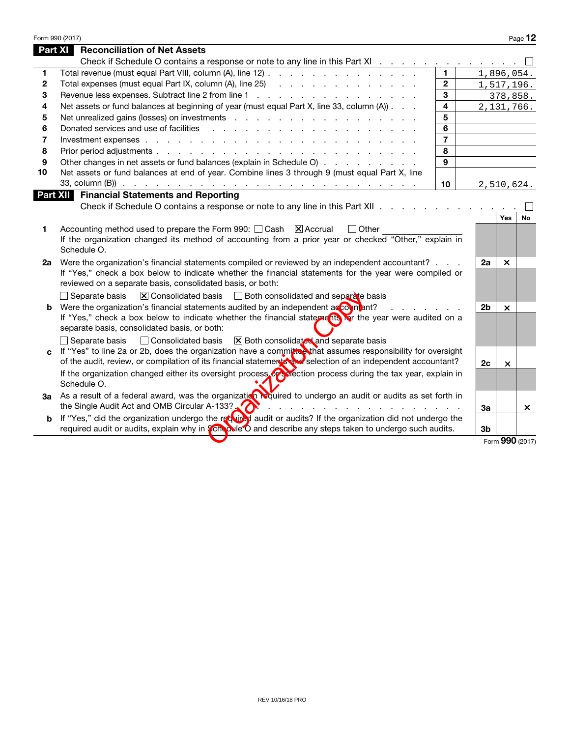## Part XI Reconciliation of Net Assets

Check if Schedule O contains a response or note to any line in this Part XI . . . . . . . . . . . . . . ☐

| | | | |
|---|---|---|---|
| 1 | Total revenue (must equal Part VIII, column (A), line 12) | 1 | 1,896,054. |
| 2 | Total expenses (must equal Part IX, column (A), line 25) | 2 | 1,517,196. |
| 3 | Revenue less expenses. Subtract line 2 from line 1 | 3 | 378,858. |
| 4 | Net assets or fund balances at beginning of year (must equal Part X, line 33, column (A)) | 4 | 2,131,766. |
| 5 | Net unrealized gains (losses) on investments | 5 | |
| 6 | Donated services and use of facilities | 6 | |
| 7 | Investment expenses | 7 | |
| 8 | Prior period adjustments | 8 | |
| 9 | Other changes in net assets or fund balances (explain in Schedule O) | 9 | |
| 10 | Net assets or fund balances at end of year. Combine lines 3 through 9 (must equal Part X, line 33, column (B)) | 10 | 2,510,624. |

## Part XII Financial Statements and Reporting

Check if Schedule O contains a response or note to any line in this Part XII . . . . . . . . . . . . . . ☐

| | | | Yes | No |
|---|---|---|---|---|
| 1 | Accounting method used to prepare the Form 990: ☐ Cash ☒ Accrual ☐ Other<br>If the organization changed its method of accounting from a prior year or checked "Other," explain in Schedule O. | | | |
| 2a | Were the organization's financial statements compiled or reviewed by an independent accountant?<br>If "Yes," check a box below to indicate whether the financial statements for the year were compiled or reviewed on a separate basis, consolidated basis, or both:<br>☐ Separate basis ☒ Consolidated basis ☐ Both consolidated and separate basis | 2a | X | |
| b | Were the organization's financial statements audited by an independent accountant?<br>If "Yes," check a box below to indicate whether the financial statements for the year were audited on a separate basis, consolidated basis, or both:<br>☐ Separate basis ☐ Consolidated basis ☒ Both consolidated and separate basis | 2b | X | |
| c | If "Yes" to line 2a or 2b, does the organization have a committee that assumes responsibility for oversight of the audit, review, or compilation of its financial statements and selection of an independent accountant?<br>If the organization changed either its oversight process or selection process during the tax year, explain in Schedule O. | 2c | X | |
| 3a | As a result of a federal award, was the organization required to undergo an audit or audits as set forth in the Single Audit Act and OMB Circular A-133? | 3a | | X |
| b | If "Yes," did the organization undergo the required audit or audits? If the organization did not undergo the required audit or audits, explain why in Schedule O and describe any steps taken to undergo such audits. | 3b | | |

Form **990** (2017)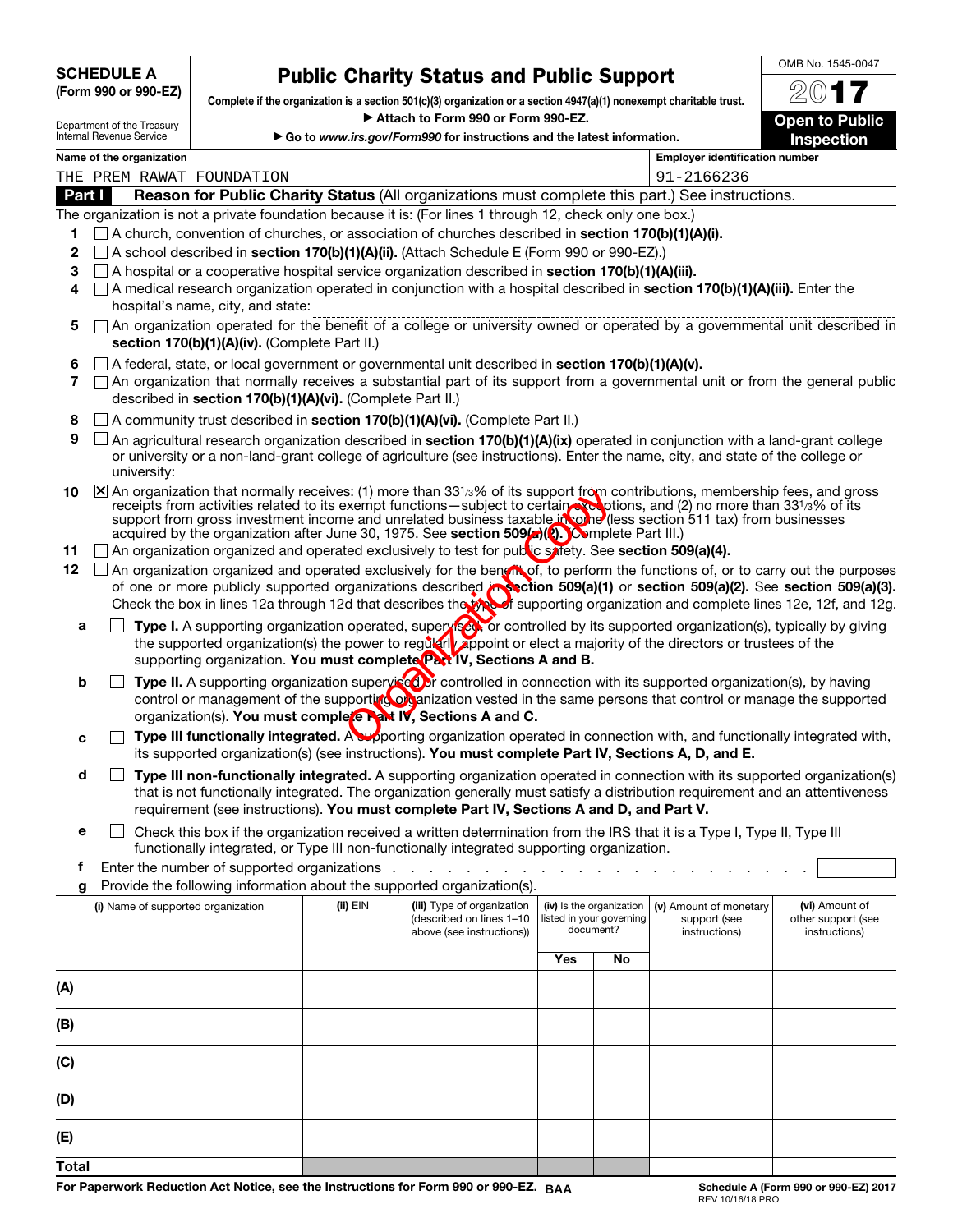**SCHEDULE A**
**(Form 990 or 990-EZ)**

Department of the Treasury
Internal Revenue Service

# Public Charity Status and Public Support

**Complete if the organization is a section 501(c)(3) organization or a section 4947(a)(1) nonexempt charitable trust.**
**▶ Attach to Form 990 or Form 990-EZ.**
**▶ Go to *www.irs.gov/Form990* for instructions and the latest information.**

OMB No. 1545-0047
**2017**
**Open to Public Inspection**

**Name of the organization**
THE PREM RAWAT FOUNDATION

**Employer identification number**
91-2166236

## Part I Reason for Public Charity Status (All organizations must complete this part.) See instructions.

The organization is not a private foundation because it is: (For lines 1 through 12, check only one box.)

1 ☐ A church, convention of churches, or association of churches described in **section 170(b)(1)(A)(i).**

2 ☐ A school described in **section 170(b)(1)(A)(ii).** (Attach Schedule E (Form 990 or 990-EZ).)

3 ☐ A hospital or a cooperative hospital service organization described in **section 170(b)(1)(A)(iii).**

4 ☐ A medical research organization operated in conjunction with a hospital described in **section 170(b)(1)(A)(iii).** Enter the hospital's name, city, and state:

5 ☐ An organization operated for the benefit of a college or university owned or operated by a governmental unit described in **section 170(b)(1)(A)(iv).** (Complete Part II.)

6 ☐ A federal, state, or local government or governmental unit described in **section 170(b)(1)(A)(v).**

7 ☐ An organization that normally receives a substantial part of its support from a governmental unit or from the general public described in **section 170(b)(1)(A)(vi).** (Complete Part II.)

8 ☐ A community trust described in **section 170(b)(1)(A)(vi).** (Complete Part II.)

9 ☐ An agricultural research organization described in **section 170(b)(1)(A)(ix)** operated in conjunction with a land-grant college or university or a non-land-grant college of agriculture (see instructions). Enter the name, city, and state of the college or university:

10 ☒ An organization that normally receives: (1) more than 33⅓% of its support from contributions, membership fees, and gross receipts from activities related to its exempt functions—subject to certain exceptions, and (2) no more than 33⅓% of its support from gross investment income and unrelated business taxable income (less section 511 tax) from businesses acquired by the organization after June 30, 1975. See **section 509(a)(2).** (Complete Part III.)

11 ☐ An organization organized and operated exclusively to test for public safety. See **section 509(a)(4).**

12 ☐ An organization organized and operated exclusively for the benefit of, to perform the functions of, or to carry out the purposes of one or more publicly supported organizations described in **section 509(a)(1)** or **section 509(a)(2).** See **section 509(a)(3).** Check the box in lines 12a through 12d that describes the type of supporting organization and complete lines 12e, 12f, and 12g.

**a** ☐ **Type I.** A supporting organization operated, supervised, or controlled by its supported organization(s), typically by giving the supported organization(s) the power to regularly appoint or elect a majority of the directors or trustees of the supporting organization. **You must complete Part IV, Sections A and B.**

**b** ☐ **Type II.** A supporting organization supervised or controlled in connection with its supported organization(s), by having control or management of the supporting organization vested in the same persons that control or manage the supported organization(s). **You must complete Part IV, Sections A and C.**

**c** ☐ **Type III functionally integrated.** A supporting organization operated in connection with, and functionally integrated with, its supported organization(s) (see instructions). **You must complete Part IV, Sections A, D, and E.**

**d** ☐ **Type III non-functionally integrated.** A supporting organization operated in connection with its supported organization(s) that is not functionally integrated. The organization generally must satisfy a distribution requirement and an attentiveness requirement (see instructions). **You must complete Part IV, Sections A and D, and Part V.**

**e** ☐ Check this box if the organization received a written determination from the IRS that it is a Type I, Type II, Type III functionally integrated, or Type III non-functionally integrated supporting organization.

**f** Enter the number of supported organizations . . . . . . . . . .

**g** Provide the following information about the supported organization(s).

| | (i) Name of supported organization | (ii) EIN | (iii) Type of organization (described on lines 1–10 above (see instructions)) | (iv) Is the organization listed in your governing document? Yes | No | (v) Amount of monetary support (see instructions) | (vi) Amount of other support (see instructions) |
|---|---|---|---|---|---|---|---|
| (A) | | | | | | | |
| (B) | | | | | | | |
| (C) | | | | | | | |
| (D) | | | | | | | |
| (E) | | | | | | | |
| **Total** | | | | | | | |

**For Paperwork Reduction Act Notice, see the Instructions for Form 990 or 990-EZ.** BAA

**Schedule A (Form 990 or 990-EZ) 2017**
REV 10/16/18 PRO

Organization Copy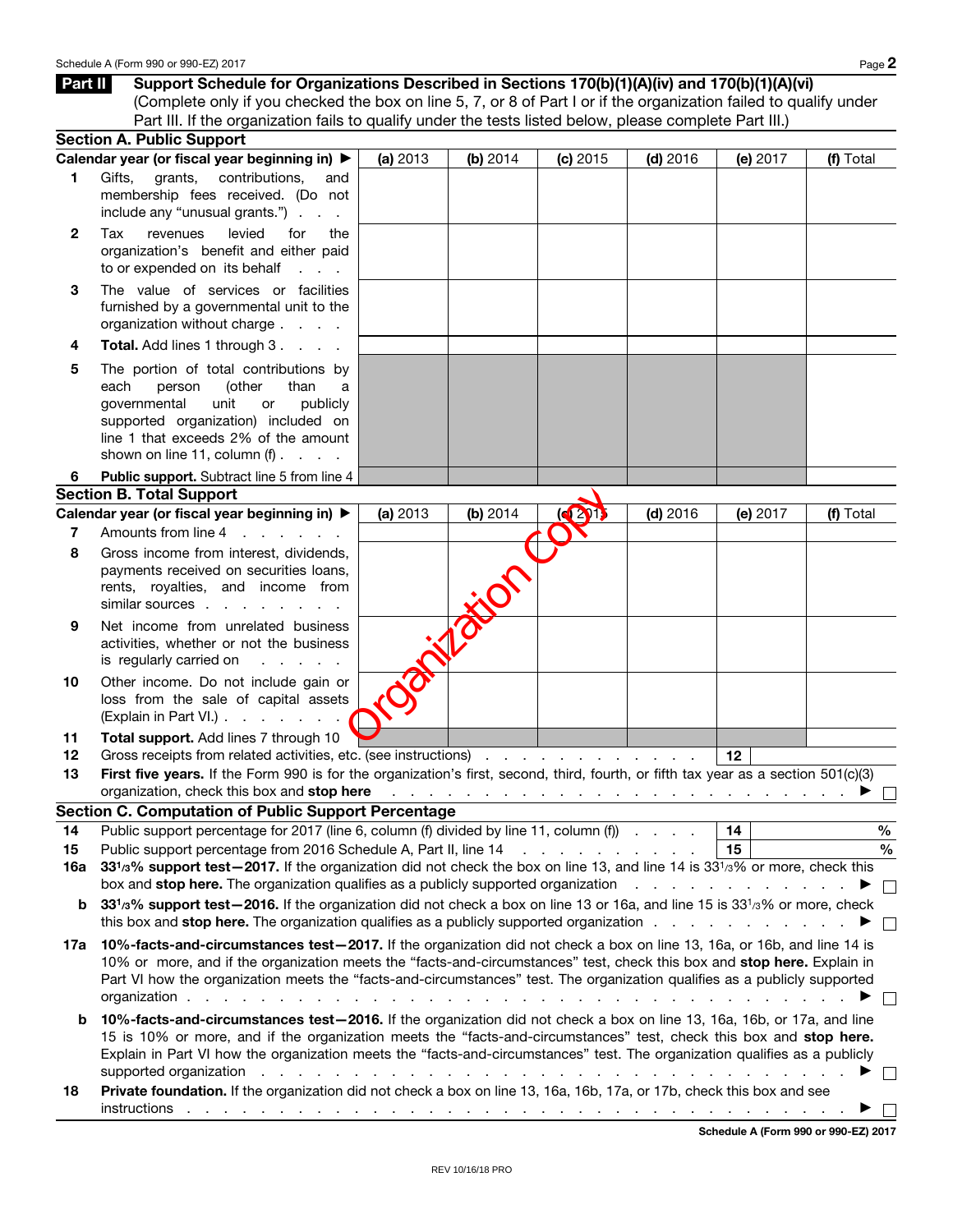## Part II Support Schedule for Organizations Described in Sections 170(b)(1)(A)(iv) and 170(b)(1)(A)(vi)

(Complete only if you checked the box on line 5, 7, or 8 of Part I or if the organization failed to qualify under Part III. If the organization fails to qualify under the tests listed below, please complete Part III.)

### Section A. Public Support

| Calendar year (or fiscal year beginning in) ▶ | (a) 2013 | (b) 2014 | (c) 2015 | (d) 2016 | (e) 2017 | (f) Total |
|---|---|---|---|---|---|---|
| **1** Gifts, grants, contributions, and membership fees received. (Do not include any "unusual grants.") | | | | | | |
| **2** Tax revenues levied for the organization's benefit and either paid to or expended on its behalf | | | | | | |
| **3** The value of services or facilities furnished by a governmental unit to the organization without charge | | | | | | |
| **4** **Total.** Add lines 1 through 3 | | | | | | |
| **5** The portion of total contributions by each person (other than a governmental unit or publicly supported organization) included on line 1 that exceeds 2% of the amount shown on line 11, column (f) | | | | | | |
| **6** **Public support.** Subtract line 5 from line 4 | | | | | | |

### Section B. Total Support

| Calendar year (or fiscal year beginning in) ▶ | (a) 2013 | (b) 2014 | (c) 2015 | (d) 2016 | (e) 2017 | (f) Total |
|---|---|---|---|---|---|---|
| **7** Amounts from line 4 | | | | | | |
| **8** Gross income from interest, dividends, payments received on securities loans, rents, royalties, and income from similar sources | | | | | | |
| **9** Net income from unrelated business activities, whether or not the business is regularly carried on | | | | | | |
| **10** Other income. Do not include gain or loss from the sale of capital assets (Explain in Part VI.) | | | | | | |
| **11** **Total support.** Add lines 7 through 10 | | | | | | |

Organization Copy

**12** Gross receipts from related activities, etc. (see instructions) . . . **12**

**13** **First five years.** If the Form 990 is for the organization's first, second, third, fourth, or fifth tax year as a section 501(c)(3) organization, check this box and **stop here** ▶ ☐

### Section C. Computation of Public Support Percentage

**14** Public support percentage for 2017 (line 6, column (f) divided by line 11, column (f)) . . . **14** %

**15** Public support percentage from 2016 Schedule A, Part II, line 14 . . . **15** %

**16a** **33 1/3% support test—2017.** If the organization did not check the box on line 13, and line 14 is 33 1/3% or more, check this box and **stop here.** The organization qualifies as a publicly supported organization ▶ ☐

**b** **33 1/3% support test—2016.** If the organization did not check a box on line 13 or 16a, and line 15 is 33 1/3% or more, check this box and **stop here.** The organization qualifies as a publicly supported organization ▶ ☐

**17a** **10%-facts-and-circumstances test—2017.** If the organization did not check a box on line 13, 16a, or 16b, and line 14 is 10% or more, and if the organization meets the "facts-and-circumstances" test, check this box and **stop here.** Explain in Part VI how the organization meets the "facts-and-circumstances" test. The organization qualifies as a publicly supported organization ▶ ☐

**b** **10%-facts-and-circumstances test—2016.** If the organization did not check a box on line 13, 16a, 16b, or 17a, and line 15 is 10% or more, and if the organization meets the "facts-and-circumstances" test, check this box and **stop here.** Explain in Part VI how the organization meets the "facts-and-circumstances" test. The organization qualifies as a publicly supported organization ▶ ☐

**18** **Private foundation.** If the organization did not check a box on line 13, 16a, 16b, 17a, or 17b, check this box and see instructions ▶ ☐

**Schedule A (Form 990 or 990-EZ) 2017**

REV 10/16/18 PRO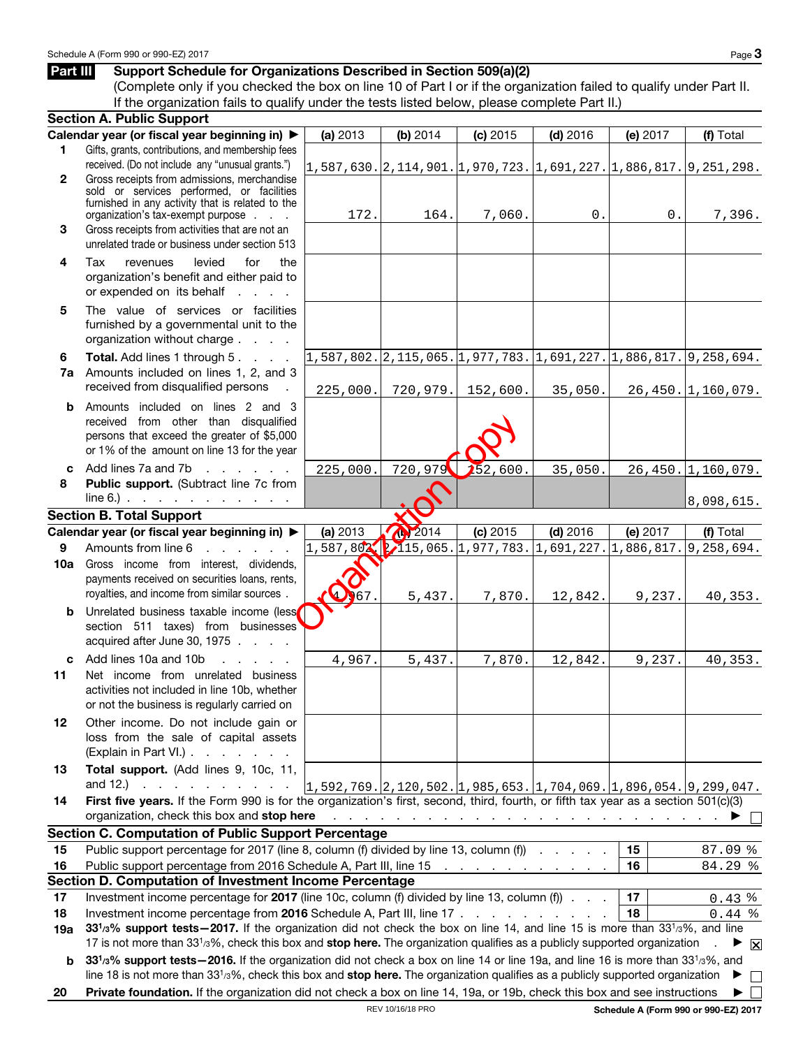## Part III Support Schedule for Organizations Described in Section 509(a)(2)

(Complete only if you checked the box on line 10 of Part I or if the organization failed to qualify under Part II. If the organization fails to qualify under the tests listed below, please complete Part II.)

### Section A. Public Support

| Calendar year (or fiscal year beginning in) ▶ | (a) 2013 | (b) 2014 | (c) 2015 | (d) 2016 | (e) 2017 | (f) Total |
|---|---|---|---|---|---|---|
| **1** Gifts, grants, contributions, and membership fees received. (Do not include any "unusual grants.") | 1,587,630. | 2,114,901. | 1,970,723. | 1,691,227. | 1,886,817. | 9,251,298. |
| **2** Gross receipts from admissions, merchandise sold or services performed, or facilities furnished in any activity that is related to the organization's tax-exempt purpose | 172. | 164. | 7,060. | 0. | 0. | 7,396. |
| **3** Gross receipts from activities that are not an unrelated trade or business under section 513 | | | | | | |
| **4** Tax revenues levied for the organization's benefit and either paid to or expended on its behalf | | | | | | |
| **5** The value of services or facilities furnished by a governmental unit to the organization without charge | | | | | | |
| **6** **Total.** Add lines 1 through 5 | 1,587,802. | 2,115,065. | 1,977,783. | 1,691,227. | 1,886,817. | 9,258,694. |
| **7a** Amounts included on lines 1, 2, and 3 received from disqualified persons | 225,000. | 720,979. | 152,600. | 35,050. | 26,450. | 1,160,079. |
| **b** Amounts included on lines 2 and 3 received from other than disqualified persons that exceed the greater of $5,000 or 1% of the amount on line 13 for the year | | | | | | |
| **c** Add lines 7a and 7b | 225,000. | 720,979. | 152,600. | 35,050. | 26,450. | 1,160,079. |
| **8** **Public support.** (Subtract line 7c from line 6.) | | | | | | 8,098,615. |

### Section B. Total Support

| Calendar year (or fiscal year beginning in) ▶ | (a) 2013 | (b) 2014 | (c) 2015 | (d) 2016 | (e) 2017 | (f) Total |
|---|---|---|---|---|---|---|
| **9** Amounts from line 6 | 1,587,802. | 2,115,065. | 1,977,783. | 1,691,227. | 1,886,817. | 9,258,694. |
| **10a** Gross income from interest, dividends, payments received on securities loans, rents, royalties, and income from similar sources | 4,967. | 5,437. | 7,870. | 12,842. | 9,237. | 40,353. |
| **b** Unrelated business taxable income (less section 511 taxes) from businesses acquired after June 30, 1975 | | | | | | |
| **c** Add lines 10a and 10b | 4,967. | 5,437. | 7,870. | 12,842. | 9,237. | 40,353. |
| **11** Net income from unrelated business activities not included in line 10b, whether or not the business is regularly carried on | | | | | | |
| **12** Other income. Do not include gain or loss from the sale of capital assets (Explain in Part VI.) | | | | | | |
| **13** **Total support.** (Add lines 9, 10c, 11, and 12.) | 1,592,769. | 2,120,502. | 1,985,653. | 1,704,069. | 1,896,054. | 9,299,047. |

**14** **First five years.** If the Form 990 is for the organization's first, second, third, fourth, or fifth tax year as a section 501(c)(3) organization, check this box and **stop here** ▶ ☐

### Section C. Computation of Public Support Percentage

| | | | |
|---|---|---|---|
| **15** | Public support percentage for 2017 (line 8, column (f) divided by line 13, column (f)) | **15** | 87.09 % |
| **16** | Public support percentage from 2016 Schedule A, Part III, line 15 | **16** | 84.29 % |

### Section D. Computation of Investment Income Percentage

| | | | |
|---|---|---|---|
| **17** | Investment income percentage for **2017** (line 10c, column (f) divided by line 13, column (f)) | **17** | 0.43 % |
| **18** | Investment income percentage from **2016** Schedule A, Part III, line 17 | **18** | 0.44 % |

**19a** **33 1/3% support tests—2017.** If the organization did not check the box on line 14, and line 15 is more than 33 1/3%, and line 17 is not more than 33 1/3%, check this box and **stop here.** The organization qualifies as a publicly supported organization ▶ ☒

**b** **33 1/3% support tests—2016.** If the organization did not check a box on line 14 or line 19a, and line 16 is more than 33 1/3%, and line 18 is not more than 33 1/3%, check this box and **stop here.** The organization qualifies as a publicly supported organization ▶ ☐

**20** **Private foundation.** If the organization did not check a box on line 14, 19a, or 19b, check this box and see instructions ▶ ☐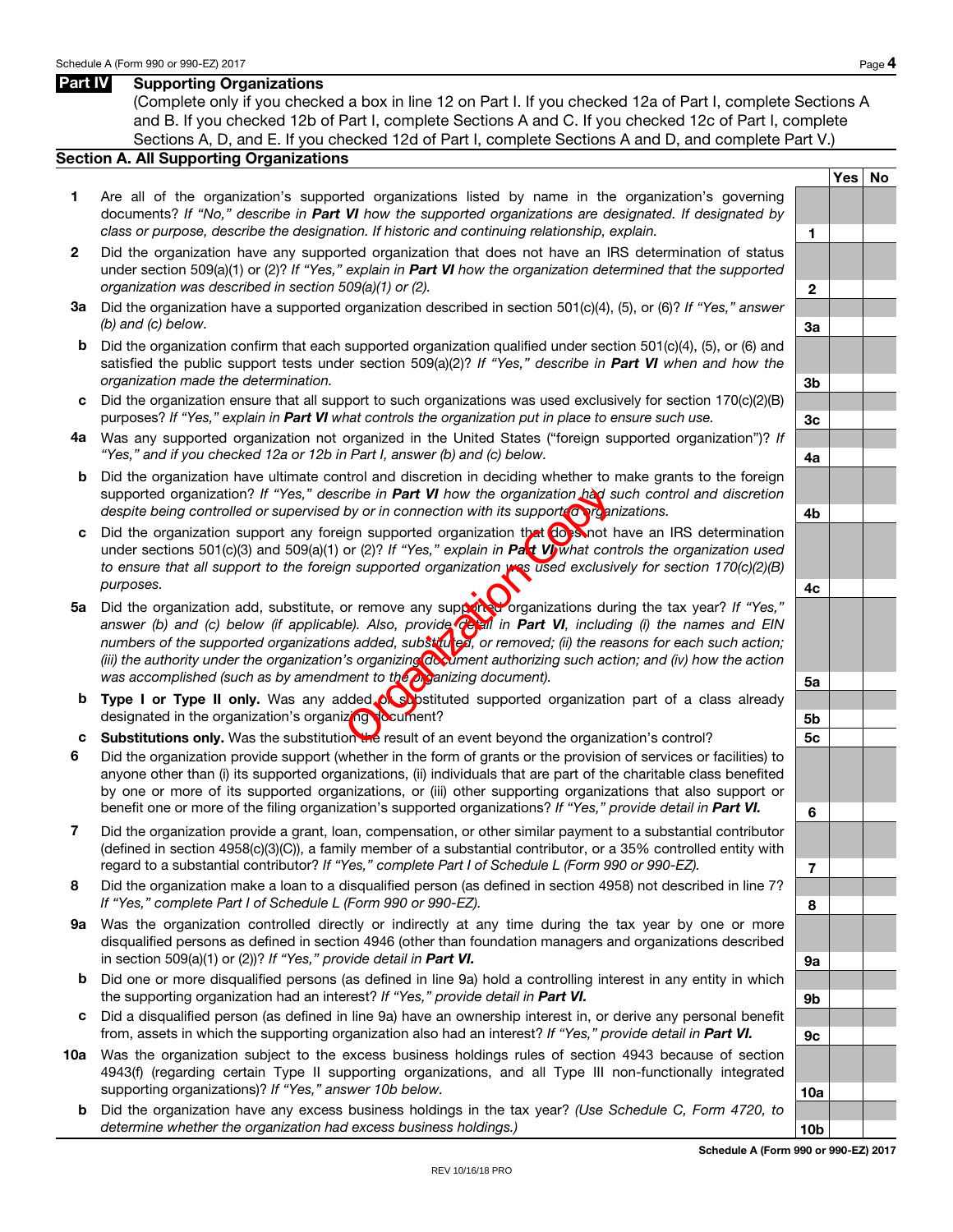## Part IV Supporting Organizations

(Complete only if you checked a box in line 12 on Part I. If you checked 12a of Part I, complete Sections A and B. If you checked 12b of Part I, complete Sections A and C. If you checked 12c of Part I, complete Sections A, D, and E. If you checked 12d of Part I, complete Sections A and D, and complete Part V.)

### Section A. All Supporting Organizations

| | | Line | Yes | No |
|---|---|---|---|---|
| **1** | Are all of the organization's supported organizations listed by name in the organization's governing documents? *If "No," describe in **Part VI** how the supported organizations are designated. If designated by class or purpose, describe the designation. If historic and continuing relationship, explain.* | 1 | | |
| **2** | Did the organization have any supported organization that does not have an IRS determination of status under section 509(a)(1) or (2)? *If "Yes," explain in **Part VI** how the organization determined that the supported organization was described in section 509(a)(1) or (2).* | 2 | | |
| **3a** | Did the organization have a supported organization described in section 501(c)(4), (5), or (6)? *If "Yes," answer (b) and (c) below.* | 3a | | |
| **b** | Did the organization confirm that each supported organization qualified under section 501(c)(4), (5), or (6) and satisfied the public support tests under section 509(a)(2)? *If "Yes," describe in **Part VI** when and how the organization made the determination.* | 3b | | |
| **c** | Did the organization ensure that all support to such organizations was used exclusively for section 170(c)(2)(B) purposes? *If "Yes," explain in **Part VI** what controls the organization put in place to ensure such use.* | 3c | | |
| **4a** | Was any supported organization not organized in the United States ("foreign supported organization")? *If "Yes," and if you checked 12a or 12b in Part I, answer (b) and (c) below.* | 4a | | |
| **b** | Did the organization have ultimate control and discretion in deciding whether to make grants to the foreign supported organization? *If "Yes," describe in **Part VI** how the organization had such control and discretion despite being controlled or supervised by or in connection with its supported organizations.* | 4b | | |
| **c** | Did the organization support any foreign supported organization that does not have an IRS determination under sections 501(c)(3) and 509(a)(1) or (2)? *If "Yes," explain in **Part VI** what controls the organization used to ensure that all support to the foreign supported organization was used exclusively for section 170(c)(2)(B) purposes.* | 4c | | |
| **5a** | Did the organization add, substitute, or remove any supported organizations during the tax year? *If "Yes," answer (b) and (c) below (if applicable). Also, provide detail in **Part VI**, including (i) the names and EIN numbers of the supported organizations added, substituted, or removed; (ii) the reasons for each such action; (iii) the authority under the organization's organizing document authorizing such action; and (iv) how the action was accomplished (such as by amendment to the organizing document).* | 5a | | |
| **b** | **Type I or Type II only.** Was any added or substituted supported organization part of a class already designated in the organization's organizing document? | 5b | | |
| **c** | **Substitutions only.** Was the substitution the result of an event beyond the organization's control? | 5c | | |
| **6** | Did the organization provide support (whether in the form of grants or the provision of services or facilities) to anyone other than (i) its supported organizations, (ii) individuals that are part of the charitable class benefited by one or more of its supported organizations, or (iii) other supporting organizations that also support or benefit one or more of the filing organization's supported organizations? *If "Yes," provide detail in **Part VI.*** | 6 | | |
| **7** | Did the organization provide a grant, loan, compensation, or other similar payment to a substantial contributor (defined in section 4958(c)(3)(C)), a family member of a substantial contributor, or a 35% controlled entity with regard to a substantial contributor? *If "Yes," complete Part I of Schedule L (Form 990 or 990-EZ).* | 7 | | |
| **8** | Did the organization make a loan to a disqualified person (as defined in section 4958) not described in line 7? *If "Yes," complete Part I of Schedule L (Form 990 or 990-EZ).* | 8 | | |
| **9a** | Was the organization controlled directly or indirectly at any time during the tax year by one or more disqualified persons as defined in section 4946 (other than foundation managers and organizations described in section 509(a)(1) or (2))? *If "Yes," provide detail in **Part VI.*** | 9a | | |
| **b** | Did one or more disqualified persons (as defined in line 9a) hold a controlling interest in any entity in which the supporting organization had an interest? *If "Yes," provide detail in **Part VI.*** | 9b | | |
| **c** | Did a disqualified person (as defined in line 9a) have an ownership interest in, or derive any personal benefit from, assets in which the supporting organization also had an interest? *If "Yes," provide detail in **Part VI.*** | 9c | | |
| **10a** | Was the organization subject to the excess business holdings rules of section 4943 because of section 4943(f) (regarding certain Type II supporting organizations, and all Type III non-functionally integrated supporting organizations)? *If "Yes," answer 10b below.* | 10a | | |
| **b** | Did the organization have any excess business holdings in the tax year? *(Use Schedule C, Form 4720, to determine whether the organization had excess business holdings.)* | 10b | | |

**Schedule A (Form 990 or 990-EZ) 2017**

REV 10/16/18 PRO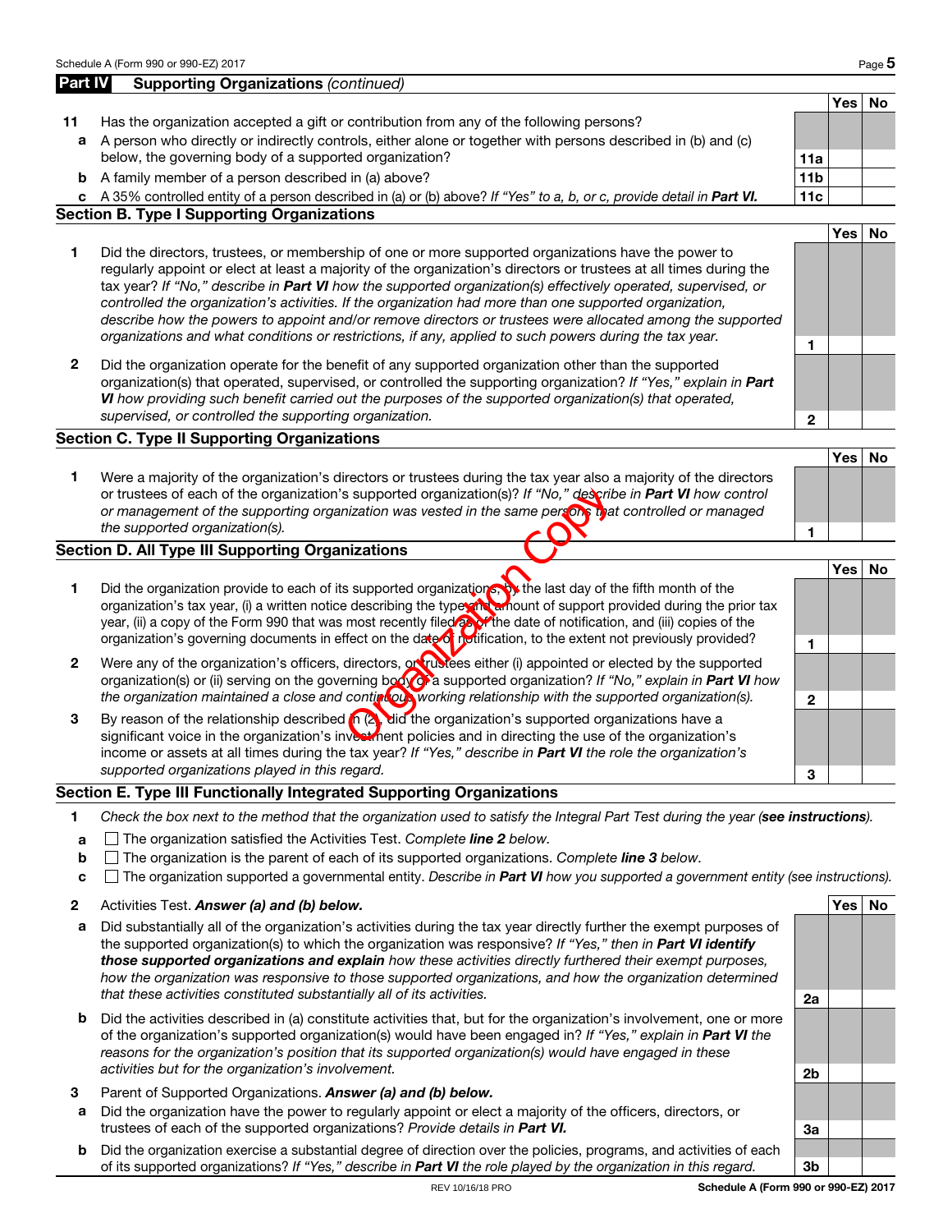## Part IV Supporting Organizations *(continued)*

| | | | Yes | No |
|---|---|---|---|---|
| **11** | Has the organization accepted a gift or contribution from any of the following persons? | | | |
| **a** | A person who directly or indirectly controls, either alone or together with persons described in (b) and (c) below, the governing body of a supported organization? | **11a** | | |
| **b** | A family member of a person described in (a) above? | **11b** | | |
| **c** | A 35% controlled entity of a person described in (a) or (b) above? *If "Yes" to a, b, or c, provide detail in* ***Part VI.*** | **11c** | | |

### Section B. Type I Supporting Organizations

| | | | Yes | No |
|---|---|---|---|---|
| **1** | Did the directors, trustees, or membership of one or more supported organizations have the power to regularly appoint or elect at least a majority of the organization's directors or trustees at all times during the tax year? *If "No," describe in* ***Part VI*** *how the supported organization(s) effectively operated, supervised, or controlled the organization's activities. If the organization had more than one supported organization, describe how the powers to appoint and/or remove directors or trustees were allocated among the supported organizations and what conditions or restrictions, if any, applied to such powers during the tax year.* | **1** | | |
| **2** | Did the organization operate for the benefit of any supported organization other than the supported organization(s) that operated, supervised, or controlled the supporting organization? *If "Yes," explain in* ***Part VI*** *how providing such benefit carried out the purposes of the supported organization(s) that operated, supervised, or controlled the supporting organization.* | **2** | | |

### Section C. Type II Supporting Organizations

| | | | Yes | No |
|---|---|---|---|---|
| **1** | Were a majority of the organization's directors or trustees during the tax year also a majority of the directors or trustees of each of the organization's supported organization(s)? *If "No," describe in* ***Part VI*** *how control or management of the supporting organization was vested in the same persons that controlled or managed the supported organization(s).* | **1** | | |

### Section D. All Type III Supporting Organizations

| | | | Yes | No |
|---|---|---|---|---|
| **1** | Did the organization provide to each of its supported organizations, by the last day of the fifth month of the organization's tax year, (i) a written notice describing the type and amount of support provided during the prior tax year, (ii) a copy of the Form 990 that was most recently filed as of the date of notification, and (iii) copies of the organization's governing documents in effect on the date of notification, to the extent not previously provided? | **1** | | |
| **2** | Were any of the organization's officers, directors, or trustees either (i) appointed or elected by the supported organization(s) or (ii) serving on the governing body of a supported organization? *If "No," explain in* ***Part VI*** *how the organization maintained a close and continuous working relationship with the supported organization(s).* | **2** | | |
| **3** | By reason of the relationship described in (2), did the organization's supported organizations have a significant voice in the organization's investment policies and in directing the use of the organization's income or assets at all times during the tax year? *If "Yes," describe in* ***Part VI*** *the role the organization's supported organizations played in this regard.* | **3** | | |

### Section E. Type III Functionally Integrated Supporting Organizations

**1** *Check the box next to the method that the organization used to satisfy the Integral Part Test during the year (**see instructions**).*

- **a** ☐ The organization satisfied the Activities Test. *Complete **line 2** below.*
- **b** ☐ The organization is the parent of each of its supported organizations. *Complete **line 3** below.*
- **c** ☐ The organization supported a governmental entity. *Describe in **Part VI** how you supported a government entity (see instructions).*

| | | | Yes | No |
|---|---|---|---|---|
| **2** | Activities Test. ***Answer (a) and (b) below.*** | | | |
| **a** | Did substantially all of the organization's activities during the tax year directly further the exempt purposes of the supported organization(s) to which the organization was responsive? *If "Yes," then in* ***Part VI identify those supported organizations and explain*** *how these activities directly furthered their exempt purposes, how the organization was responsive to those supported organizations, and how the organization determined that these activities constituted substantially all of its activities.* | **2a** | | |
| **b** | Did the activities described in (a) constitute activities that, but for the organization's involvement, one or more of the organization's supported organization(s) would have been engaged in? *If "Yes," explain in* ***Part VI*** *the reasons for the organization's position that its supported organization(s) would have engaged in these activities but for the organization's involvement.* | **2b** | | |
| **3** | Parent of Supported Organizations. ***Answer (a) and (b) below.*** | | | |
| **a** | Did the organization have the power to regularly appoint or elect a majority of the officers, directors, or trustees of each of the supported organizations? *Provide details in* ***Part VI.*** | **3a** | | |
| **b** | Did the organization exercise a substantial degree of direction over the policies, programs, and activities of each of its supported organizations? *If "Yes," describe in* ***Part VI*** *the role played by the organization in this regard.* | **3b** | | |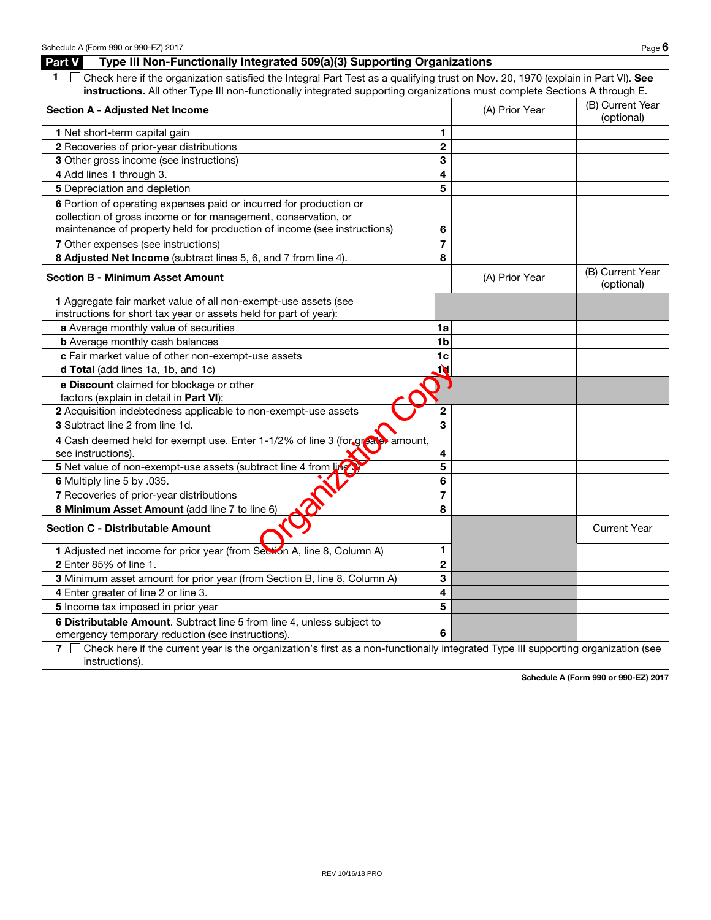## Part V Type III Non-Functionally Integrated 509(a)(3) Supporting Organizations

**1** ☐ Check here if the organization satisfied the Integral Part Test as a qualifying trust on Nov. 20, 1970 (explain in Part VI). **See instructions.** All other Type III non-functionally integrated supporting organizations must complete Sections A through E.

| **Section A - Adjusted Net Income** | | (A) Prior Year | (B) Current Year (optional) |
|---|---|---|---|
| **1** Net short-term capital gain | **1** | | |
| **2** Recoveries of prior-year distributions | **2** | | |
| **3** Other gross income (see instructions) | **3** | | |
| **4** Add lines 1 through 3. | **4** | | |
| **5** Depreciation and depletion | **5** | | |
| **6** Portion of operating expenses paid or incurred for production or collection of gross income or for management, conservation, or maintenance of property held for production of income (see instructions) | **6** | | |
| **7** Other expenses (see instructions) | **7** | | |
| **8 Adjusted Net Income** (subtract lines 5, 6, and 7 from line 4). | **8** | | |

| **Section B - Minimum Asset Amount** | | (A) Prior Year | (B) Current Year (optional) |
|---|---|---|---|
| **1** Aggregate fair market value of all non-exempt-use assets (see instructions for short tax year or assets held for part of year): | | | |
| **a** Average monthly value of securities | **1a** | | |
| **b** Average monthly cash balances | **1b** | | |
| **c** Fair market value of other non-exempt-use assets | **1c** | | |
| **d Total** (add lines 1a, 1b, and 1c) | **1d** | | |
| **e Discount** claimed for blockage or other factors (explain in detail in **Part VI**): | | | |
| **2** Acquisition indebtedness applicable to non-exempt-use assets | **2** | | |
| **3** Subtract line 2 from line 1d. | **3** | | |
| **4** Cash deemed held for exempt use. Enter 1-1/2% of line 3 (for greater amount, see instructions). | **4** | | |
| **5** Net value of non-exempt-use assets (subtract line 4 from line 3) | **5** | | |
| **6** Multiply line 5 by .035. | **6** | | |
| **7** Recoveries of prior-year distributions | **7** | | |
| **8 Minimum Asset Amount** (add line 7 to line 6) | **8** | | |

| **Section C - Distributable Amount** | | | Current Year |
|---|---|---|---|
| **1** Adjusted net income for prior year (from Section A, line 8, Column A) | **1** | | |
| **2** Enter 85% of line 1. | **2** | | |
| **3** Minimum asset amount for prior year (from Section B, line 8, Column A) | **3** | | |
| **4** Enter greater of line 2 or line 3. | **4** | | |
| **5** Income tax imposed in prior year | **5** | | |
| **6 Distributable Amount.** Subtract line 5 from line 4, unless subject to emergency temporary reduction (see instructions). | **6** | | |

**7** ☐ Check here if the current year is the organization's first as a non-functionally integrated Type III supporting organization (see instructions).

Organization Copy

REV 10/16/18 PRO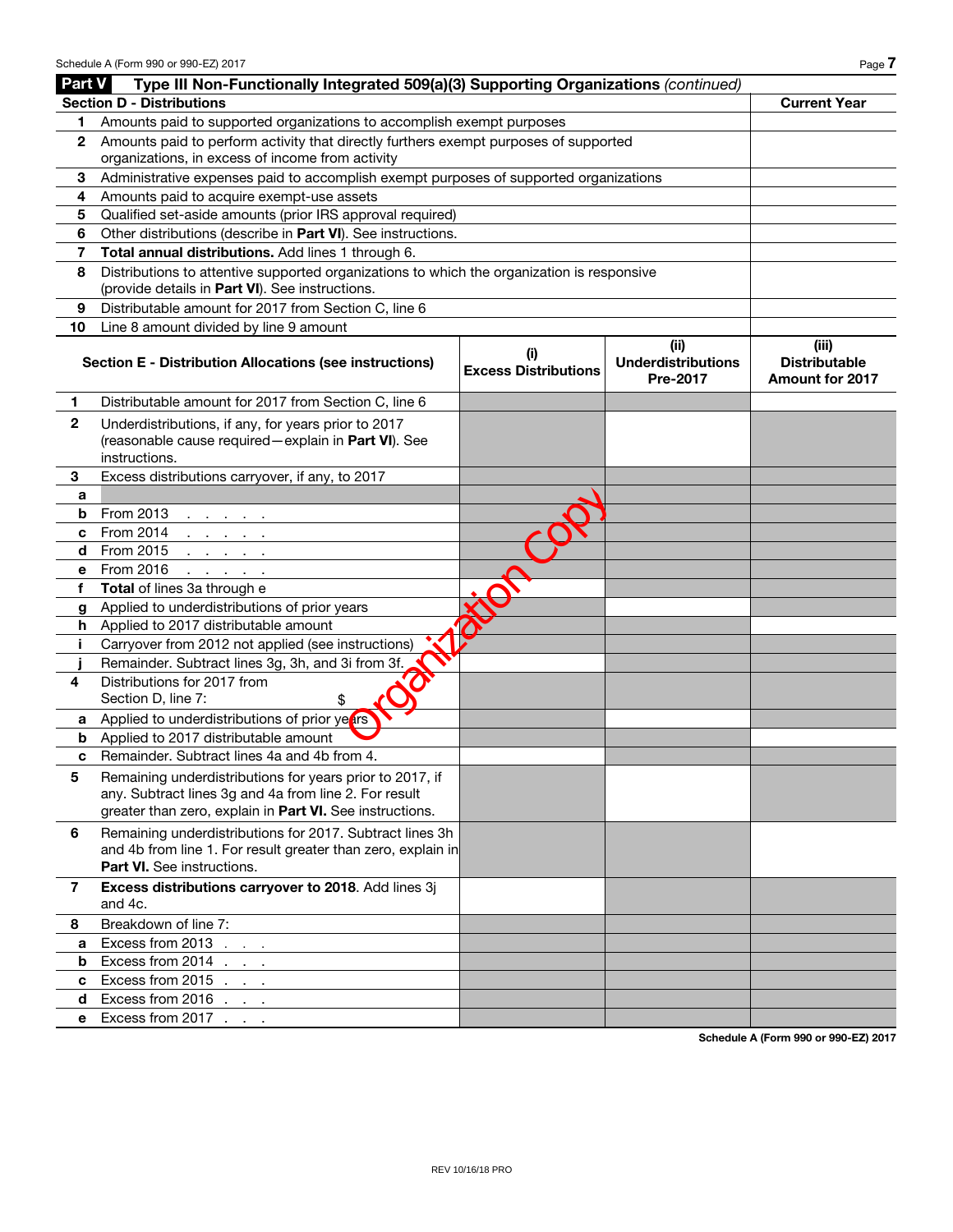## Part V Type III Non-Functionally Integrated 509(a)(3) Supporting Organizations *(continued)*

| Section D - Distributions | | Current Year |
|---|---|---|
| 1 | Amounts paid to supported organizations to accomplish exempt purposes | |
| 2 | Amounts paid to perform activity that directly furthers exempt purposes of supported organizations, in excess of income from activity | |
| 3 | Administrative expenses paid to accomplish exempt purposes of supported organizations | |
| 4 | Amounts paid to acquire exempt-use assets | |
| 5 | Qualified set-aside amounts (prior IRS approval required) | |
| 6 | Other distributions (describe in **Part VI**). See instructions. | |
| 7 | **Total annual distributions.** Add lines 1 through 6. | |
| 8 | Distributions to attentive supported organizations to which the organization is responsive (provide details in **Part VI**). See instructions. | |
| 9 | Distributable amount for 2017 from Section C, line 6 | |
| 10 | Line 8 amount divided by line 9 amount | |

| | Section E - Distribution Allocations (see instructions) | (i) Excess Distributions | (ii) Underdistributions Pre-2017 | (iii) Distributable Amount for 2017 |
|---|---|---|---|---|
| 1 | Distributable amount for 2017 from Section C, line 6 | | | |
| 2 | Underdistributions, if any, for years prior to 2017 (reasonable cause required—explain in **Part VI**). See instructions. | | | |
| 3 | Excess distributions carryover, if any, to 2017 | | | |
| a | | | | |
| b | From 2013 . . . . . . | | | |
| c | From 2014 . . . . . . | | | |
| d | From 2015 . . . . . . | | | |
| e | From 2016 . . . . . . | | | |
| f | **Total** of lines 3a through e | | | |
| g | Applied to underdistributions of prior years | | | |
| h | Applied to 2017 distributable amount | | | |
| i | Carryover from 2012 not applied (see instructions) | | | |
| j | Remainder. Subtract lines 3g, 3h, and 3i from 3f. | | | |
| 4 | Distributions for 2017 from Section D, line 7: $ | | | |
| a | Applied to underdistributions of prior years | | | |
| b | Applied to 2017 distributable amount | | | |
| c | Remainder. Subtract lines 4a and 4b from 4. | | | |
| 5 | Remaining underdistributions for years prior to 2017, if any. Subtract lines 3g and 4a from line 2. For result greater than zero, explain in **Part VI.** See instructions. | | | |
| 6 | Remaining underdistributions for 2017. Subtract lines 3h and 4b from line 1. For result greater than zero, explain in **Part VI.** See instructions. | | | |
| 7 | **Excess distributions carryover to 2018**. Add lines 3j and 4c. | | | |
| 8 | Breakdown of line 7: | | | |
| a | Excess from 2013 . . . | | | |
| b | Excess from 2014 . . . | | | |
| c | Excess from 2015 . . . | | | |
| d | Excess from 2016 . . . | | | |
| e | Excess from 2017 . . . | | | |

Organization Copy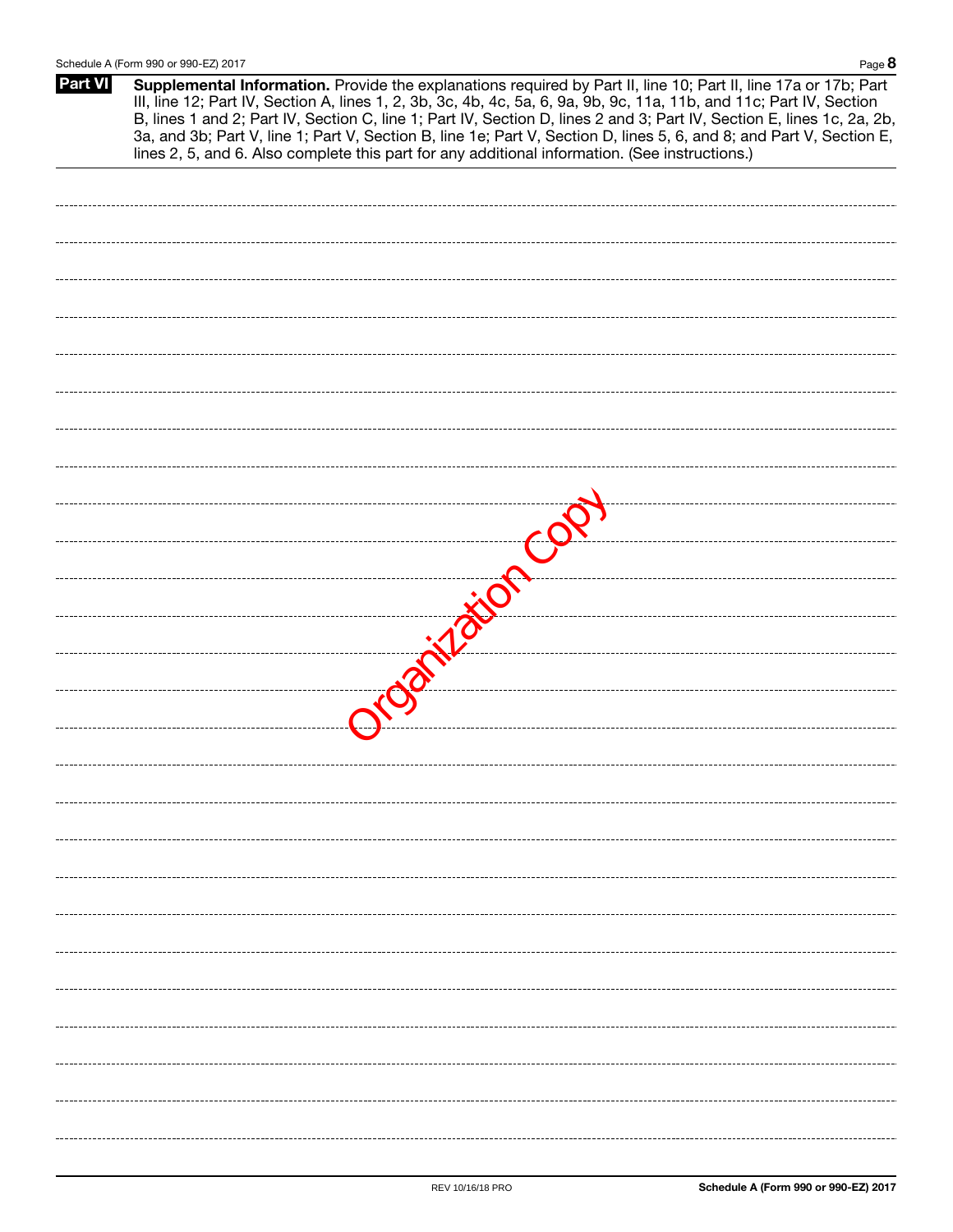**Part VI** **Supplemental Information.** Provide the explanations required by Part II, line 10; Part II, line 17a or 17b; Part III, line 12; Part IV, Section A, lines 1, 2, 3b, 3c, 4b, 4c, 5a, 6, 9a, 9b, 9c, 11a, 11b, and 11c; Part IV, Section B, lines 1 and 2; Part IV, Section C, line 1; Part IV, Section D, lines 2 and 3; Part IV, Section E, lines 1c, 2a, 2b, 3a, and 3b; Part V, line 1; Part V, Section B, line 1e; Part V, Section D, lines 5, 6, and 8; and Part V, Section E, lines 2, 5, and 6. Also complete this part for any additional information. (See instructions.)

Organization Copy

REV 10/16/18 PRO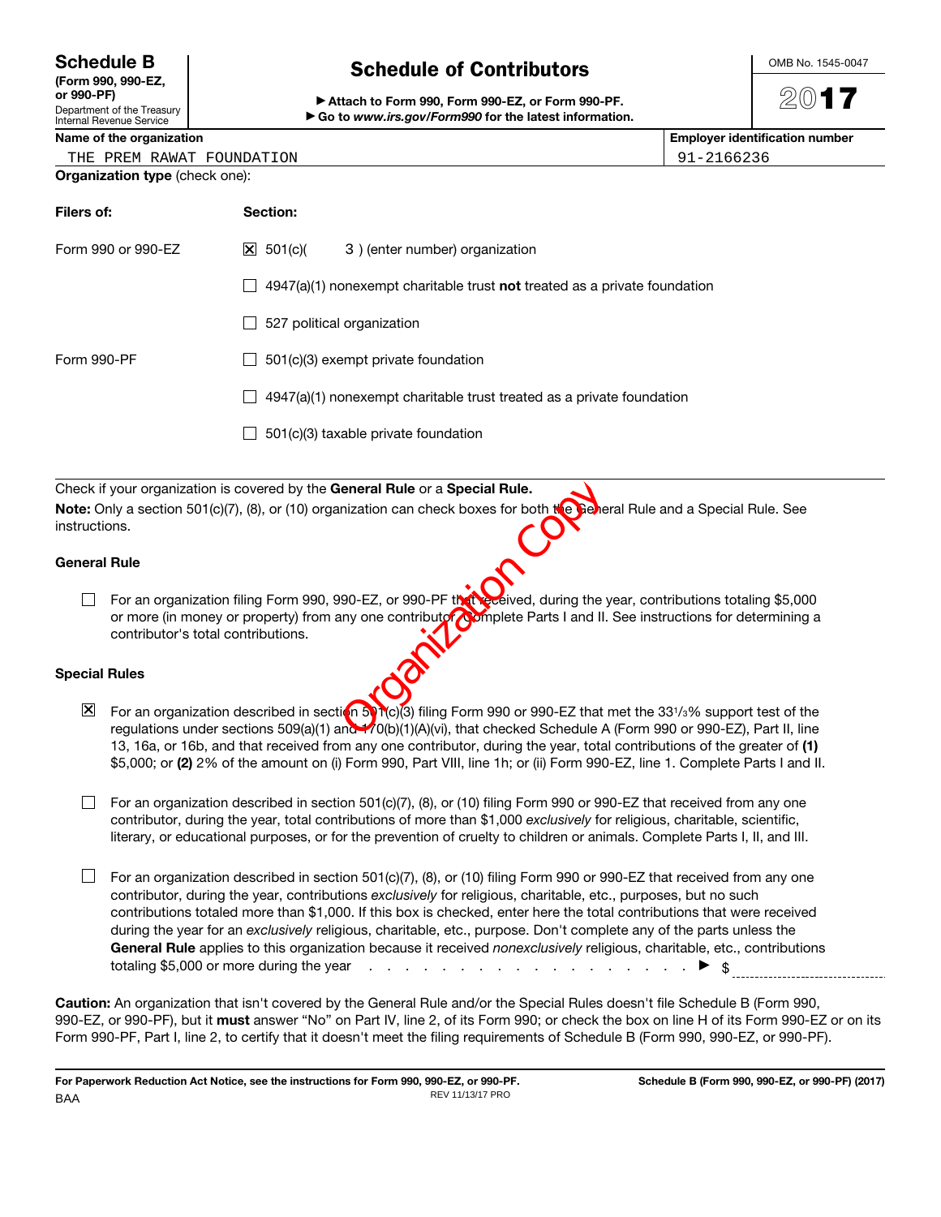# Schedule B

**(Form 990, 990-EZ, or 990-PF)**

Department of the Treasury
Internal Revenue Service

## Schedule of Contributors

▶ **Attach to Form 990, Form 990-EZ, or Form 990-PF.**
▶ **Go to *www.irs.gov/Form990* for the latest information.**

OMB No. 1545-0047

2017

| Name of the organization | Employer identification number |
|---|---|
| THE PREM RAWAT FOUNDATION | 91-2166236 |

**Organization type** (check one):

| **Filers of:** | **Section:** |
|---|---|
| Form 990 or 990-EZ | ☒ 501(c)( 3 ) (enter number) organization |
| | ☐ 4947(a)(1) nonexempt charitable trust **not** treated as a private foundation |
| | ☐ 527 political organization |
| Form 990-PF | ☐ 501(c)(3) exempt private foundation |
| | ☐ 4947(a)(1) nonexempt charitable trust treated as a private foundation |
| | ☐ 501(c)(3) taxable private foundation |

Check if your organization is covered by the **General Rule** or a **Special Rule.**

**Note:** Only a section 501(c)(7), (8), or (10) organization can check boxes for both the General Rule and a Special Rule. See instructions.

### General Rule

☐ For an organization filing Form 990, 990-EZ, or 990-PF that received, during the year, contributions totaling $5,000 or more (in money or property) from any one contributor. Complete Parts I and II. See instructions for determining a contributor's total contributions.

### Special Rules

☒ For an organization described in section 501(c)(3) filing Form 990 or 990-EZ that met the 33 1/3% support test of the regulations under sections 509(a)(1) and 170(b)(1)(A)(vi), that checked Schedule A (Form 990 or 990-EZ), Part II, line 13, 16a, or 16b, and that received from any one contributor, during the year, total contributions of the greater of **(1)** $5,000; or **(2)** 2% of the amount on (i) Form 990, Part VIII, line 1h; or (ii) Form 990-EZ, line 1. Complete Parts I and II.

☐ For an organization described in section 501(c)(7), (8), or (10) filing Form 990 or 990-EZ that received from any one contributor, during the year, total contributions of more than $1,000 *exclusively* for religious, charitable, scientific, literary, or educational purposes, or for the prevention of cruelty to children or animals. Complete Parts I, II, and III.

☐ For an organization described in section 501(c)(7), (8), or (10) filing Form 990 or 990-EZ that received from any one contributor, during the year, contributions *exclusively* for religious, charitable, etc., purposes, but no such contributions totaled more than $1,000. If this box is checked, enter here the total contributions that were received during the year for an *exclusively* religious, charitable, etc., purpose. Don't complete any of the parts unless the **General Rule** applies to this organization because it received *nonexclusively* religious, charitable, etc., contributions totaling $5,000 or more during the year . . . . . . . . . . . . . . . . . . . . ▶ $ ____________

**Caution:** An organization that isn't covered by the General Rule and/or the Special Rules doesn't file Schedule B (Form 990, 990-EZ, or 990-PF), but it **must** answer "No" on Part IV, line 2, of its Form 990; or check the box on line H of its Form 990-EZ or on its Form 990-PF, Part I, line 2, to certify that it doesn't meet the filing requirements of Schedule B (Form 990, 990-EZ, or 990-PF).

**For Paperwork Reduction Act Notice, see the instructions for Form 990, 990-EZ, or 990-PF.** BAA REV 11/13/17 PRO **Schedule B (Form 990, 990-EZ, or 990-PF) (2017)**

Organization Copy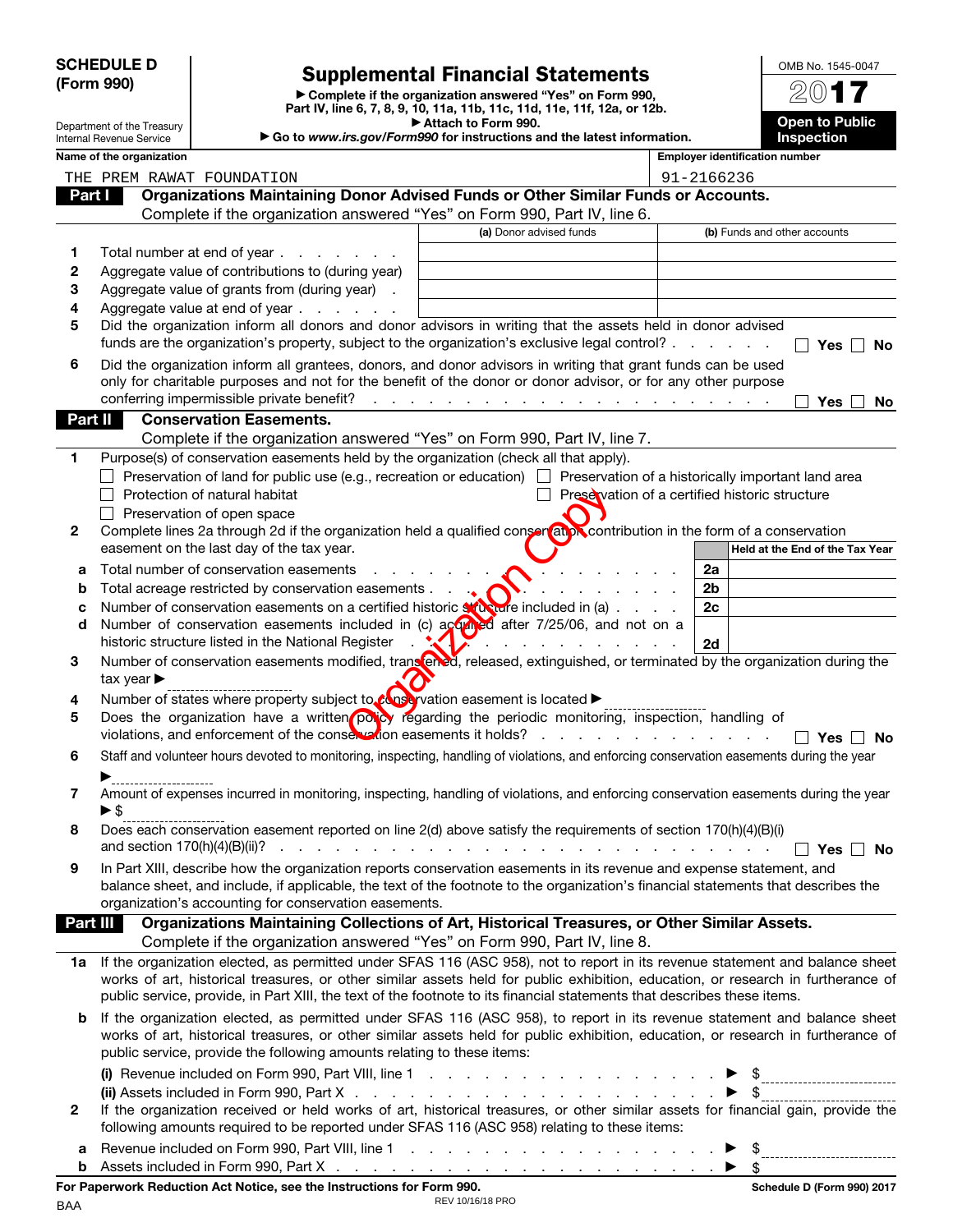**SCHEDULE D (Form 990)**

Department of the Treasury
Internal Revenue Service

# Supplemental Financial Statements

▶ Complete if the organization answered "Yes" on Form 990, Part IV, line 6, 7, 8, 9, 10, 11a, 11b, 11c, 11d, 11e, 11f, 12a, or 12b.
▶ Attach to Form 990.
▶ Go to *www.irs.gov/Form990* for instructions and the latest information.

OMB No. 1545-0047
**2017**
**Open to Public Inspection**

Name of the organization: THE PREM RAWAT FOUNDATION
Employer identification number: 91-2166236

## Part I Organizations Maintaining Donor Advised Funds or Other Similar Funds or Accounts.

Complete if the organization answered "Yes" on Form 990, Part IV, line 6.

| | | (a) Donor advised funds | (b) Funds and other accounts |
|---|---|---|---|
| 1 | Total number at end of year | | |
| 2 | Aggregate value of contributions to (during year) | | |
| 3 | Aggregate value of grants from (during year) | | |
| 4 | Aggregate value at end of year | | |

5 Did the organization inform all donors and donor advisors in writing that the assets held in donor advised funds are the organization's property, subject to the organization's exclusive legal control? ☐ Yes ☐ No

6 Did the organization inform all grantees, donors, and donor advisors in writing that grant funds can be used only for charitable purposes and not for the benefit of the donor or donor advisor, or for any other purpose conferring impermissible private benefit? ☐ Yes ☐ No

## Part II Conservation Easements.

Complete if the organization answered "Yes" on Form 990, Part IV, line 7.

1 Purpose(s) of conservation easements held by the organization (check all that apply).
- ☐ Preservation of land for public use (e.g., recreation or education)
- ☐ Preservation of a historically important land area
- ☐ Protection of natural habitat
- ☐ Preservation of a certified historic structure
- ☐ Preservation of open space

2 Complete lines 2a through 2d if the organization held a qualified conservation contribution in the form of a conservation easement on the last day of the tax year.

| | | | Held at the End of the Tax Year |
|---|---|---|---|
| a | Total number of conservation easements | 2a | |
| b | Total acreage restricted by conservation easements | 2b | |
| c | Number of conservation easements on a certified historic structure included in (a) | 2c | |
| d | Number of conservation easements included in (c) acquired after 7/25/06, and not on a historic structure listed in the National Register | 2d | |

3 Number of conservation easements modified, transferred, released, extinguished, or terminated by the organization during the tax year ▶

4 Number of states where property subject to conservation easement is located ▶

5 Does the organization have a written policy regarding the periodic monitoring, inspection, handling of violations, and enforcement of the conservation easements it holds? ☐ Yes ☐ No

6 Staff and volunteer hours devoted to monitoring, inspecting, handling of violations, and enforcing conservation easements during the year ▶

7 Amount of expenses incurred in monitoring, inspecting, handling of violations, and enforcing conservation easements during the year ▶ $

8 Does each conservation easement reported on line 2(d) above satisfy the requirements of section 170(h)(4)(B)(i) and section 170(h)(4)(B)(ii)? ☐ Yes ☐ No

9 In Part XIII, describe how the organization reports conservation easements in its revenue and expense statement, and balance sheet, and include, if applicable, the text of the footnote to the organization's financial statements that describes the organization's accounting for conservation easements.

## Part III Organizations Maintaining Collections of Art, Historical Treasures, or Other Similar Assets.

Complete if the organization answered "Yes" on Form 990, Part IV, line 8.

1a If the organization elected, as permitted under SFAS 116 (ASC 958), not to report in its revenue statement and balance sheet works of art, historical treasures, or other similar assets held for public exhibition, education, or research in furtherance of public service, provide, in Part XIII, the text of the footnote to its financial statements that describes these items.

b If the organization elected, as permitted under SFAS 116 (ASC 958), to report in its revenue statement and balance sheet works of art, historical treasures, or other similar assets held for public exhibition, education, or research in furtherance of public service, provide the following amounts relating to these items:

(i) Revenue included on Form 990, Part VIII, line 1 ▶ $

(ii) Assets included in Form 990, Part X ▶ $

2 If the organization received or held works of art, historical treasures, or other similar assets for financial gain, provide the following amounts required to be reported under SFAS 116 (ASC 958) relating to these items:

a Revenue included on Form 990, Part VIII, line 1 ▶ $

b Assets included in Form 990, Part X ▶ $

**For Paperwork Reduction Act Notice, see the Instructions for Form 990.** BAA REV 10/16/18 PRO **Schedule D (Form 990) 2017**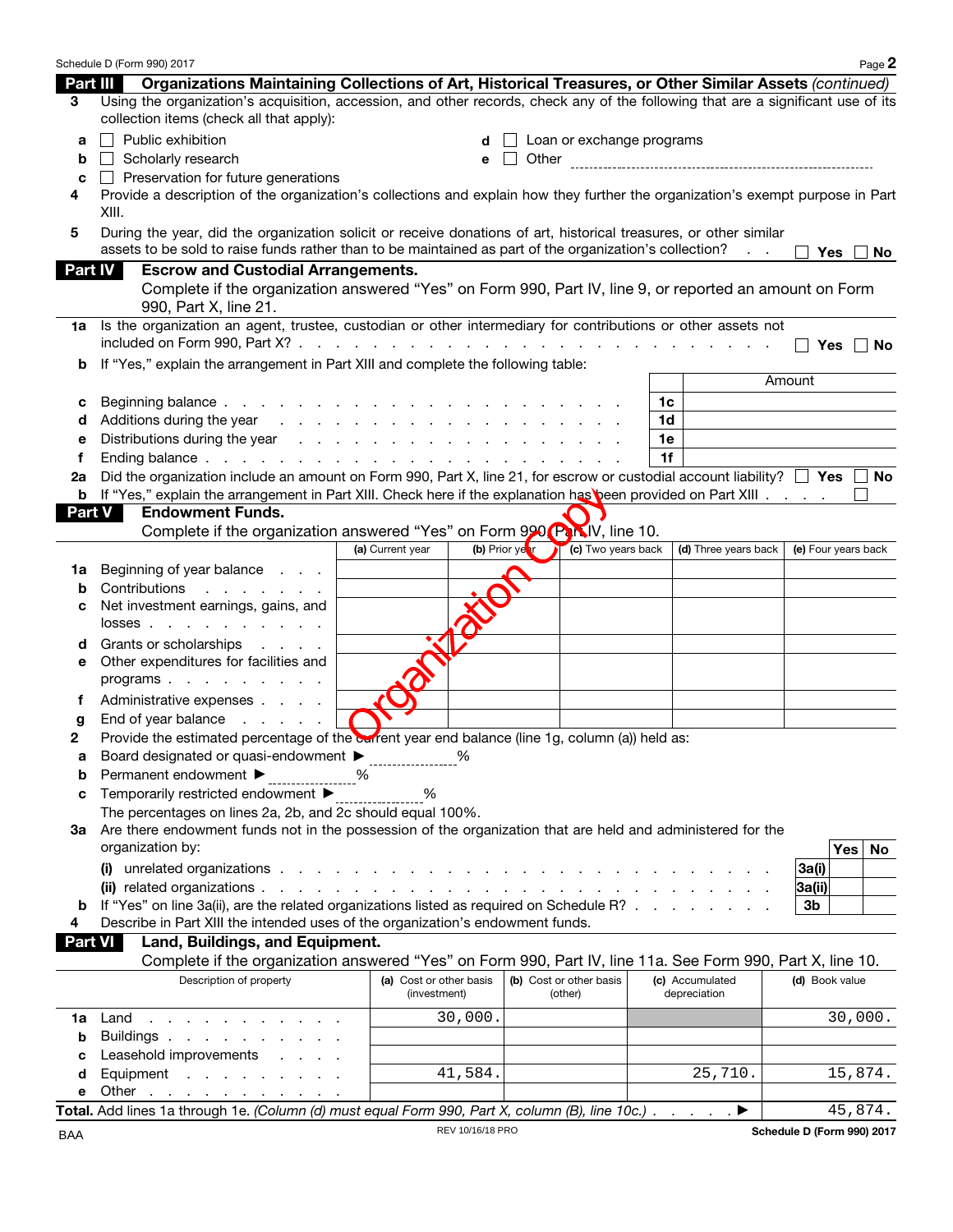## Part III Organizations Maintaining Collections of Art, Historical Treasures, or Other Similar Assets *(continued)*

**3** Using the organization's acquisition, accession, and other records, check any of the following that are a significant use of its collection items (check all that apply):

- **a** ☐ Public exhibition
- **b** ☐ Scholarly research
- **c** ☐ Preservation for future generations
- **d** ☐ Loan or exchange programs
- **e** ☐ Other

**4** Provide a description of the organization's collections and explain how they further the organization's exempt purpose in Part XIII.

**5** During the year, did the organization solicit or receive donations of art, historical treasures, or other similar assets to be sold to raise funds rather than to be maintained as part of the organization's collection? ☐ Yes ☐ No

## Part IV Escrow and Custodial Arrangements.

Complete if the organization answered "Yes" on Form 990, Part IV, line 9, or reported an amount on Form 990, Part X, line 21.

**1a** Is the organization an agent, trustee, custodian or other intermediary for contributions or other assets not included on Form 990, Part X? ☐ Yes ☐ No

**b** If "Yes," explain the arrangement in Part XIII and complete the following table:

| | | | Amount |
|---|---|---|---|
| **c** | Beginning balance | 1c | |
| **d** | Additions during the year | 1d | |
| **e** | Distributions during the year | 1e | |
| **f** | Ending balance | 1f | |

**2a** Did the organization include an amount on Form 990, Part X, line 21, for escrow or custodial account liability? ☐ Yes ☐ No

**b** If "Yes," explain the arrangement in Part XIII. Check here if the explanation has been provided on Part XIII ☐

## Part V Endowment Funds.

Complete if the organization answered "Yes" on Form 990, Part IV, line 10.

| | | (a) Current year | (b) Prior year | (c) Two years back | (d) Three years back | (e) Four years back |
|---|---|---|---|---|---|---|
| **1a** | Beginning of year balance | | | | | |
| **b** | Contributions | | | | | |
| **c** | Net investment earnings, gains, and losses | | | | | |
| **d** | Grants or scholarships | | | | | |
| **e** | Other expenditures for facilities and programs | | | | | |
| **f** | Administrative expenses | | | | | |
| **g** | End of year balance | | | | | |

**2** Provide the estimated percentage of the current year end balance (line 1g, column (a)) held as:

- **a** Board designated or quasi-endowment ▶ ______ %
- **b** Permanent endowment ▶ ______ %
- **c** Temporarily restricted endowment ▶ ______ %

The percentages on lines 2a, 2b, and 2c should equal 100%.

**3a** Are there endowment funds not in the possession of the organization that are held and administered for the organization by:

| | | | Yes | No |
|---|---|---|---|---|
| | (i) unrelated organizations | 3a(i) | | |
| | (ii) related organizations | 3a(ii) | | |
| **b** | If "Yes" on line 3a(ii), are the related organizations listed as required on Schedule R? | 3b | | |

**4** Describe in Part XIII the intended uses of the organization's endowment funds.

## Part VI Land, Buildings, and Equipment.

Complete if the organization answered "Yes" on Form 990, Part IV, line 11a. See Form 990, Part X, line 10.

| | Description of property | (a) Cost or other basis (investment) | (b) Cost or other basis (other) | (c) Accumulated depreciation | (d) Book value |
|---|---|---|---|---|---|
| **1a** | Land | 30,000. | | | 30,000. |
| **b** | Buildings | | | | |
| **c** | Leasehold improvements | | | | |
| **d** | Equipment | 41,584. | | 25,710. | 15,874. |
| **e** | Other | | | | |

**Total.** Add lines 1a through 1e. *(Column (d) must equal Form 990, Part X, column (B), line 10c.)* ▶ 45,874.

BAA REV 10/16/18 PRO Schedule D (Form 990) 2017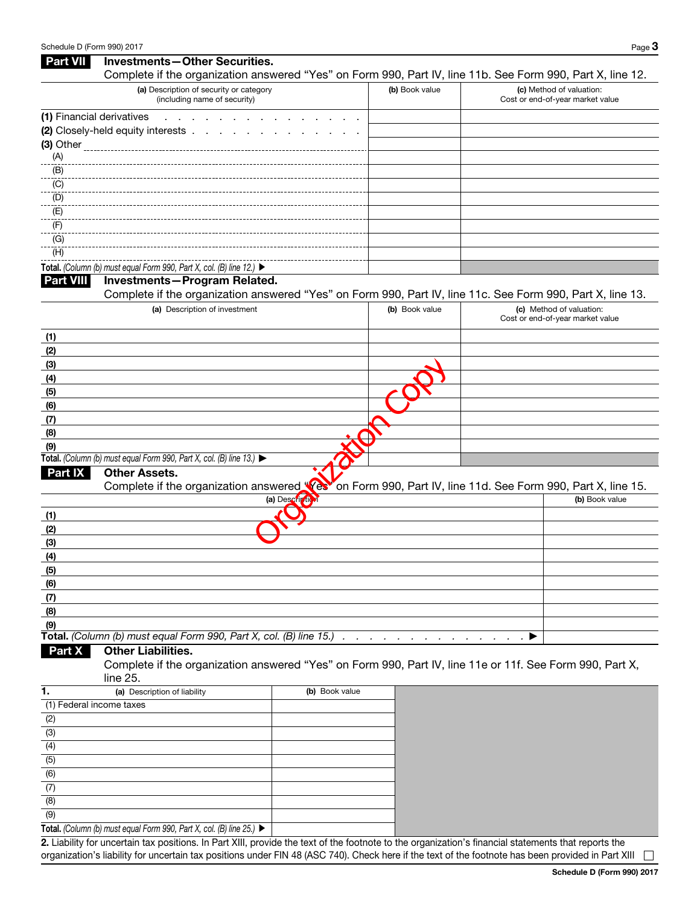## Part VII Investments—Other Securities.

Complete if the organization answered "Yes" on Form 990, Part IV, line 11b. See Form 990, Part X, line 12.

| (a) Description of security or category (including name of security) | (b) Book value | (c) Method of valuation: Cost or end-of-year market value |
|---|---|---|
| (1) Financial derivatives | | |
| (2) Closely-held equity interests | | |
| (3) Other | | |
| (A) | | |
| (B) | | |
| (C) | | |
| (D) | | |
| (E) | | |
| (F) | | |
| (G) | | |
| (H) | | |
| **Total.** *(Column (b) must equal Form 990, Part X, col. (B) line 12.)* ▶ | | |

## Part VIII Investments—Program Related.

Complete if the organization answered "Yes" on Form 990, Part IV, line 11c. See Form 990, Part X, line 13.

| (a) Description of investment | (b) Book value | (c) Method of valuation: Cost or end-of-year market value |
|---|---|---|
| (1) | | |
| (2) | | |
| (3) | | |
| (4) | | |
| (5) | | |
| (6) | | |
| (7) | | |
| (8) | | |
| (9) | | |
| **Total.** *(Column (b) must equal Form 990, Part X, col. (B) line 13.)* ▶ | | |

Organization Copy

## Part IX Other Assets.

Complete if the organization answered "Yes" on Form 990, Part IV, line 11d. See Form 990, Part X, line 15.

| (a) Description | (b) Book value |
|---|---|
| (1) | |
| (2) | |
| (3) | |
| (4) | |
| (5) | |
| (6) | |
| (7) | |
| (8) | |
| (9) | |
| **Total.** *(Column (b) must equal Form 990, Part X, col. (B) line 15.)* ▶ | |

## Part X Other Liabilities.

Complete if the organization answered "Yes" on Form 990, Part IV, line 11e or 11f. See Form 990, Part X, line 25.

| 1. (a) Description of liability | (b) Book value |
|---|---|
| (1) Federal income taxes | |
| (2) | |
| (3) | |
| (4) | |
| (5) | |
| (6) | |
| (7) | |
| (8) | |
| (9) | |
| **Total.** *(Column (b) must equal Form 990, Part X, col. (B) line 25.)* ▶ | |

**2.** Liability for uncertain tax positions. In Part XIII, provide the text of the footnote to the organization's financial statements that reports the organization's liability for uncertain tax positions under FIN 48 (ASC 740). Check here if the text of the footnote has been provided in Part XIII ☐

**Schedule D (Form 990) 2017**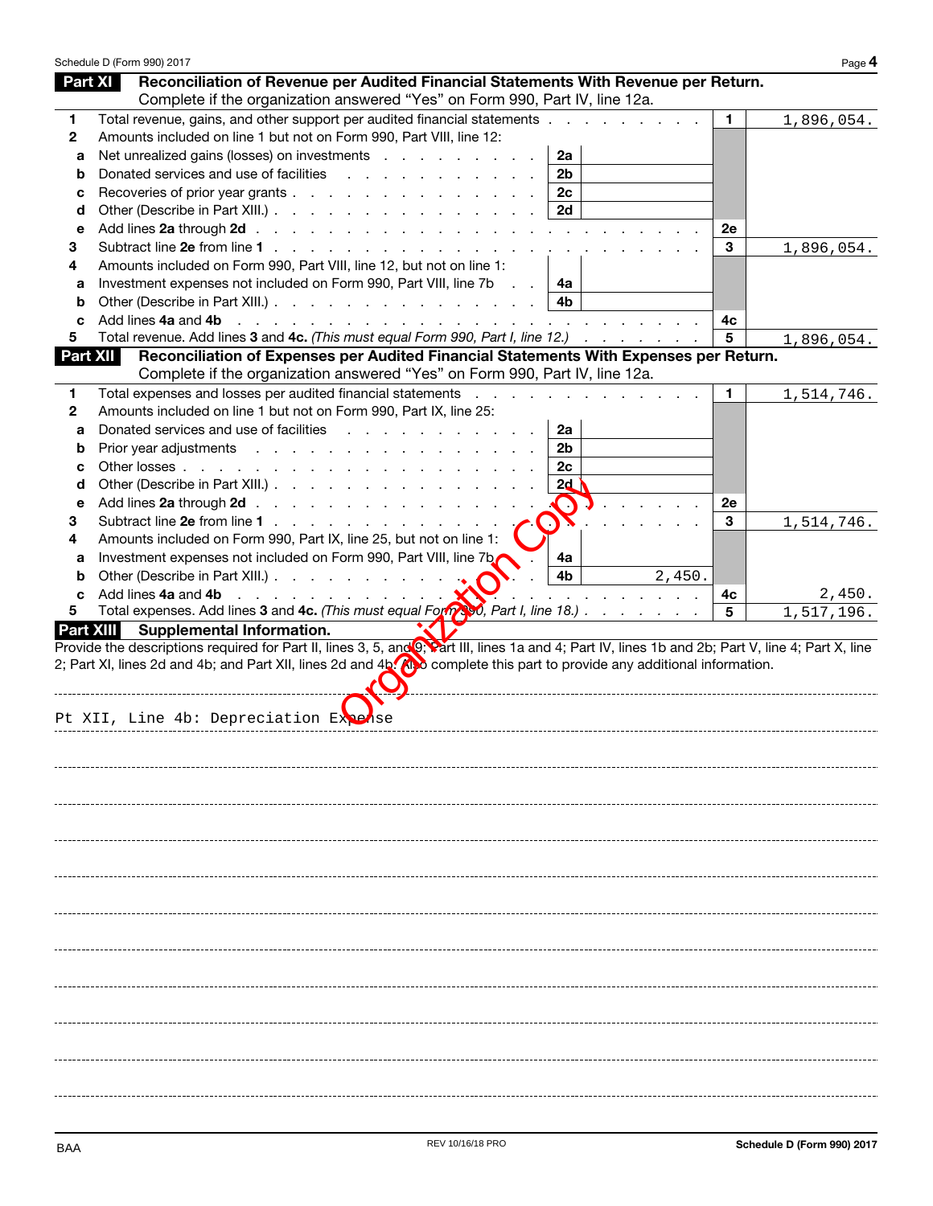## Part XI Reconciliation of Revenue per Audited Financial Statements With Revenue per Return.

Complete if the organization answered "Yes" on Form 990, Part IV, line 12a.

| | | | | | |
|---|---|---|---|---|---|
| 1 | Total revenue, gains, and other support per audited financial statements | | | 1 | 1,896,054. |
| 2 | Amounts included on line 1 but not on Form 990, Part VIII, line 12: | | | | |
| a | Net unrealized gains (losses) on investments | 2a | | | |
| b | Donated services and use of facilities | 2b | | | |
| c | Recoveries of prior year grants | 2c | | | |
| d | Other (Describe in Part XIII.) | 2d | | | |
| e | Add lines **2a** through **2d** | | | 2e | |
| 3 | Subtract line **2e** from line **1** | | | 3 | 1,896,054. |
| 4 | Amounts included on Form 990, Part VIII, line 12, but not on line 1: | | | | |
| a | Investment expenses not included on Form 990, Part VIII, line 7b | 4a | | | |
| b | Other (Describe in Part XIII.) | 4b | | | |
| c | Add lines **4a** and **4b** | | | 4c | |
| 5 | Total revenue. Add lines **3** and **4c.** *(This must equal Form 990, Part I, line 12.)* | | | 5 | 1,896,054. |

## Part XII Reconciliation of Expenses per Audited Financial Statements With Expenses per Return.

Complete if the organization answered "Yes" on Form 990, Part IV, line 12a.

| | | | | | |
|---|---|---|---|---|---|
| 1 | Total expenses and losses per audited financial statements | | | 1 | 1,514,746. |
| 2 | Amounts included on line 1 but not on Form 990, Part IX, line 25: | | | | |
| a | Donated services and use of facilities | 2a | | | |
| b | Prior year adjustments | 2b | | | |
| c | Other losses | 2c | | | |
| d | Other (Describe in Part XIII.) | 2d | | | |
| e | Add lines **2a** through **2d** | | | 2e | |
| 3 | Subtract line **2e** from line **1** | | | 3 | 1,514,746. |
| 4 | Amounts included on Form 990, Part IX, line 25, but not on line 1: | | | | |
| a | Investment expenses not included on Form 990, Part VIII, line 7b | 4a | | | |
| b | Other (Describe in Part XIII.) | 4b | 2,450. | | |
| c | Add lines **4a** and **4b** | | | 4c | 2,450. |
| 5 | Total expenses. Add lines **3** and **4c.** *(This must equal Form 990, Part I, line 18.)* | | | 5 | 1,517,196. |

## Part XIII Supplemental Information.

Provide the descriptions required for Part II, lines 3, 5, and 9; Part III, lines 1a and 4; Part IV, lines 1b and 2b; Part V, line 4; Part X, line 2; Part XI, lines 2d and 4b; and Part XII, lines 2d and 4b. Also complete this part to provide any additional information.

Pt XII, Line 4b: Depreciation Expense

Organization Copy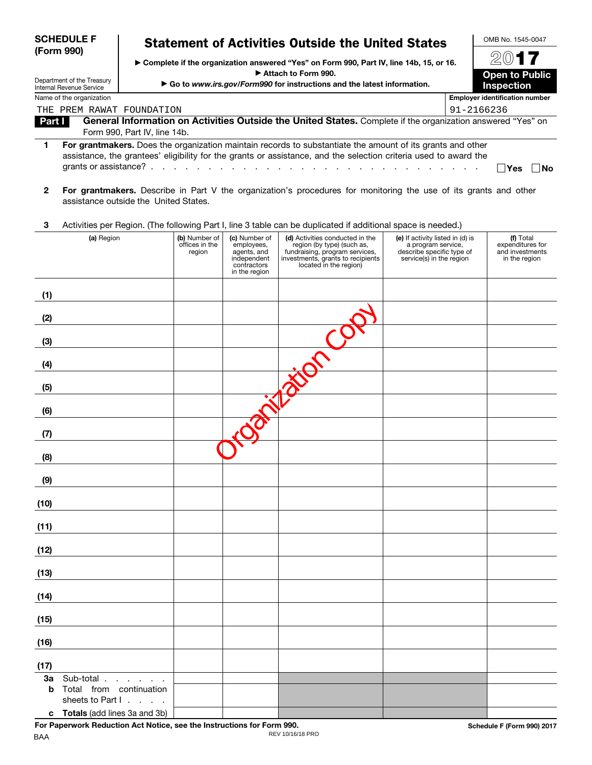**SCHEDULE F (Form 990)**

Department of the Treasury
Internal Revenue Service

# Statement of Activities Outside the United States

▶ Complete if the organization answered "Yes" on Form 990, Part IV, line 14b, 15, or 16.
▶ Attach to Form 990.
▶ Go to *www.irs.gov/Form990* for instructions and the latest information.

OMB No. 1545-0047

**2017**

**Open to Public Inspection**

Name of the organization: THE PREM RAWAT FOUNDATION

Employer identification number: 91-2166236

**Part I — General Information on Activities Outside the United States.** Complete if the organization answered "Yes" on Form 990, Part IV, line 14b.

**1** **For grantmakers.** Does the organization maintain records to substantiate the amount of its grants and other assistance, the grantees' eligibility for the grants or assistance, and the selection criteria used to award the grants or assistance? . . . ☐ Yes ☐ No

**2** **For grantmakers.** Describe in Part V the organization's procedures for monitoring the use of its grants and other assistance outside the United States.

**3** Activities per Region. (The following Part I, line 3 table can be duplicated if additional space is needed.)

| (a) Region | (b) Number of offices in the region | (c) Number of employees, agents, and independent contractors in the region | (d) Activities conducted in the region (by type) (such as, fundraising, program services, investments, grants to recipients located in the region) | (e) If activity listed in (d) is a program service, describe specific type of service(s) in the region | (f) Total expenditures for and investments in the region |
|---|---|---|---|---|---|
| (1) | | | | | |
| (2) | | | | | |
| (3) | | | | | |
| (4) | | | | | |
| (5) | | | | | |
| (6) | | | | | |
| (7) | | | | | |
| (8) | | | | | |
| (9) | | | | | |
| (10) | | | | | |
| (11) | | | | | |
| (12) | | | | | |
| (13) | | | | | |
| (14) | | | | | |
| (15) | | | | | |
| (16) | | | | | |
| (17) | | | | | |
| **3a** Sub-total . . . . . . | | | | | |
| **b** Total from continuation sheets to Part I . . . . . | | | | | |
| **c** **Totals** (add lines 3a and 3b) | | | | | |

Organization Copy

**For Paperwork Reduction Act Notice, see the Instructions for Form 990.**

**Schedule F (Form 990) 2017**

BAA

REV 10/16/18 PRO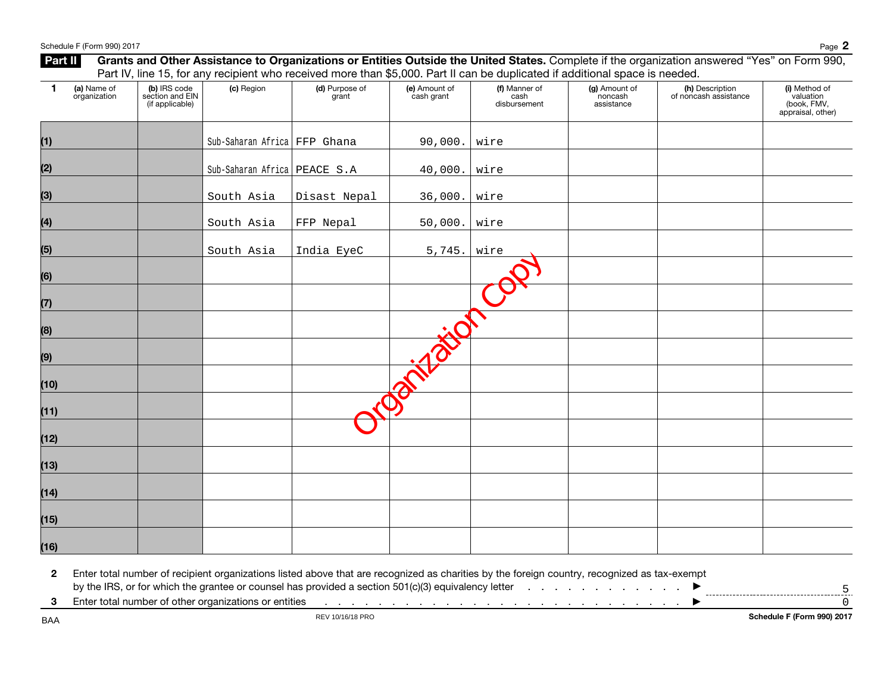## Part II Grants and Other Assistance to Organizations or Entities Outside the United States.

**Grants and Other Assistance to Organizations or Entities Outside the United States.** Complete if the organization answered "Yes" on Form 990, Part IV, line 15, for any recipient who received more than $5,000. Part II can be duplicated if additional space is needed.

| 1 | (a) Name of organization | (b) IRS code section and EIN (if applicable) | (c) Region | (d) Purpose of grant | (e) Amount of cash grant | (f) Manner of cash disbursement | (g) Amount of noncash assistance | (h) Description of noncash assistance | (i) Method of valuation (book, FMV, appraisal, other) |
|---|---|---|---|---|---|---|---|---|---|
| (1) | | | Sub-Saharan Africa | FFP Ghana | 90,000. | wire | | | |
| (2) | | | Sub-Saharan Africa | PEACE S.A | 40,000. | wire | | | |
| (3) | | | South Asia | Disast Nepal | 36,000. | wire | | | |
| (4) | | | South Asia | FFP Nepal | 50,000. | wire | | | |
| (5) | | | South Asia | India EyeC | 5,745. | wire | | | |
| (6) | | | | | | | | | |
| (7) | | | | | | | | | |
| (8) | | | | | | | | | |
| (9) | | | | | | | | | |
| (10) | | | | | | | | | |
| (11) | | | | | | | | | |
| (12) | | | | | | | | | |
| (13) | | | | | | | | | |
| (14) | | | | | | | | | |
| (15) | | | | | | | | | |
| (16) | | | | | | | | | |

Organization Copy

**2** Enter total number of recipient organizations listed above that are recognized as charities by the foreign country, recognized as tax-exempt by the IRS, or for which the grantee or counsel has provided a section 501(c)(3) equivalency letter . . . . . . . . . . . . . ▶ 5

**3** Enter total number of other organizations or entities . . . . . . . . . . . . . . . . . . . . . . . . . . . . ▶ 0

BAA REV 10/16/18 PRO **Schedule F (Form 990) 2017**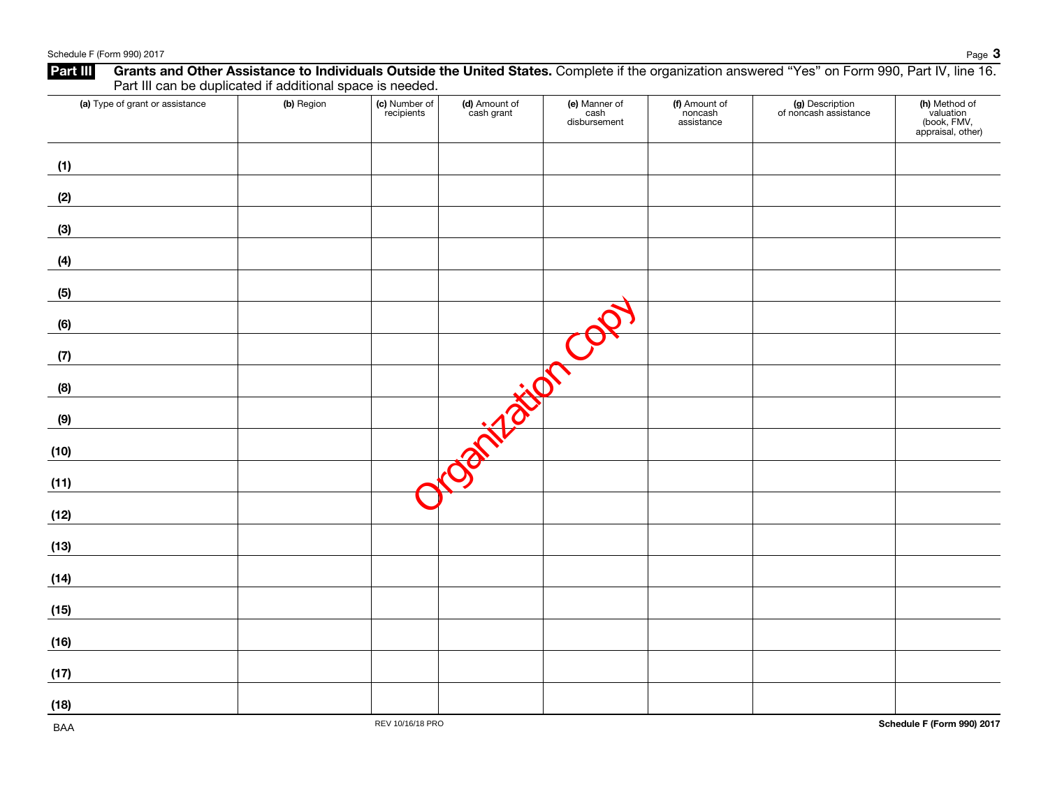## Part III Grants and Other Assistance to Individuals Outside the United States.

Complete if the organization answered “Yes” on Form 990, Part IV, line 16. Part III can be duplicated if additional space is needed.

| | (a) Type of grant or assistance | (b) Region | (c) Number of recipients | (d) Amount of cash grant | (e) Manner of cash disbursement | (f) Amount of noncash assistance | (g) Description of noncash assistance | (h) Method of valuation (book, FMV, appraisal, other) |
|---|---|---|---|---|---|---|---|---|
| (1) | | | | | | | | |
| (2) | | | | | | | | |
| (3) | | | | | | | | |
| (4) | | | | | | | | |
| (5) | | | | | | | | |
| (6) | | | | | | | | |
| (7) | | | | | | | | |
| (8) | | | | | | | | |
| (9) | | | | | | | | |
| (10) | | | | | | | | |
| (11) | | | | | | | | |
| (12) | | | | | | | | |
| (13) | | | | | | | | |
| (14) | | | | | | | | |
| (15) | | | | | | | | |
| (16) | | | | | | | | |
| (17) | | | | | | | | |
| (18) | | | | | | | | |

Organization Copy

BAA REV 10/16/18 PRO Schedule F (Form 990) 2017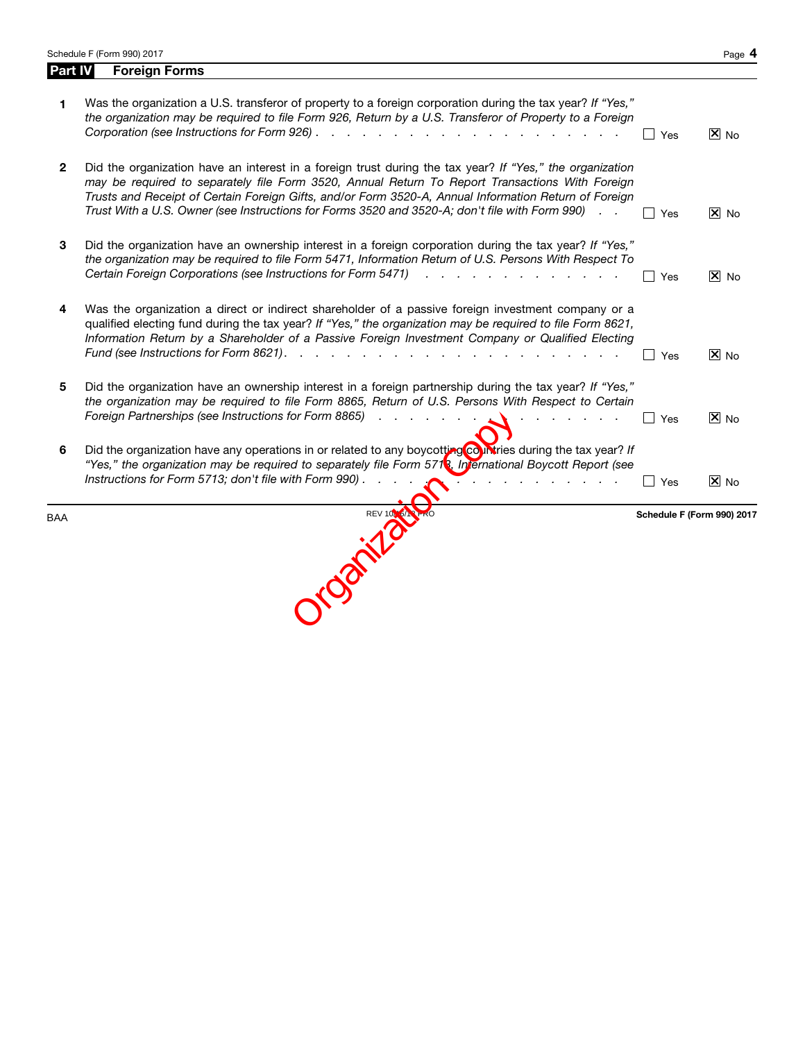## Part IV Foreign Forms

| | | Yes | No |
|---|---|---|---|
| 1 | Was the organization a U.S. transferor of property to a foreign corporation during the tax year? *If "Yes," the organization may be required to file Form 926, Return by a U.S. Transferor of Property to a Foreign Corporation (see Instructions for Form 926)* | ☐ | ☒ |
| 2 | Did the organization have an interest in a foreign trust during the tax year? *If "Yes," the organization may be required to separately file Form 3520, Annual Return To Report Transactions With Foreign Trusts and Receipt of Certain Foreign Gifts, and/or Form 3520-A, Annual Information Return of Foreign Trust With a U.S. Owner (see Instructions for Forms 3520 and 3520-A; don't file with Form 990)* | ☐ | ☒ |
| 3 | Did the organization have an ownership interest in a foreign corporation during the tax year? *If "Yes," the organization may be required to file Form 5471, Information Return of U.S. Persons With Respect To Certain Foreign Corporations (see Instructions for Form 5471)* | ☐ | ☒ |
| 4 | Was the organization a direct or indirect shareholder of a passive foreign investment company or a qualified electing fund during the tax year? *If "Yes," the organization may be required to file Form 8621, Information Return by a Shareholder of a Passive Foreign Investment Company or Qualified Electing Fund (see Instructions for Form 8621)* | ☐ | ☒ |
| 5 | Did the organization have an ownership interest in a foreign partnership during the tax year? *If "Yes," the organization may be required to file Form 8865, Return of U.S. Persons With Respect to Certain Foreign Partnerships (see Instructions for Form 8865)* | ☐ | ☒ |
| 6 | Did the organization have any operations in or related to any boycotting countries during the tax year? *If "Yes," the organization may be required to separately file Form 5713, International Boycott Report (see Instructions for Form 5713; don't file with Form 990)* | ☐ | ☒ |

Organization Copy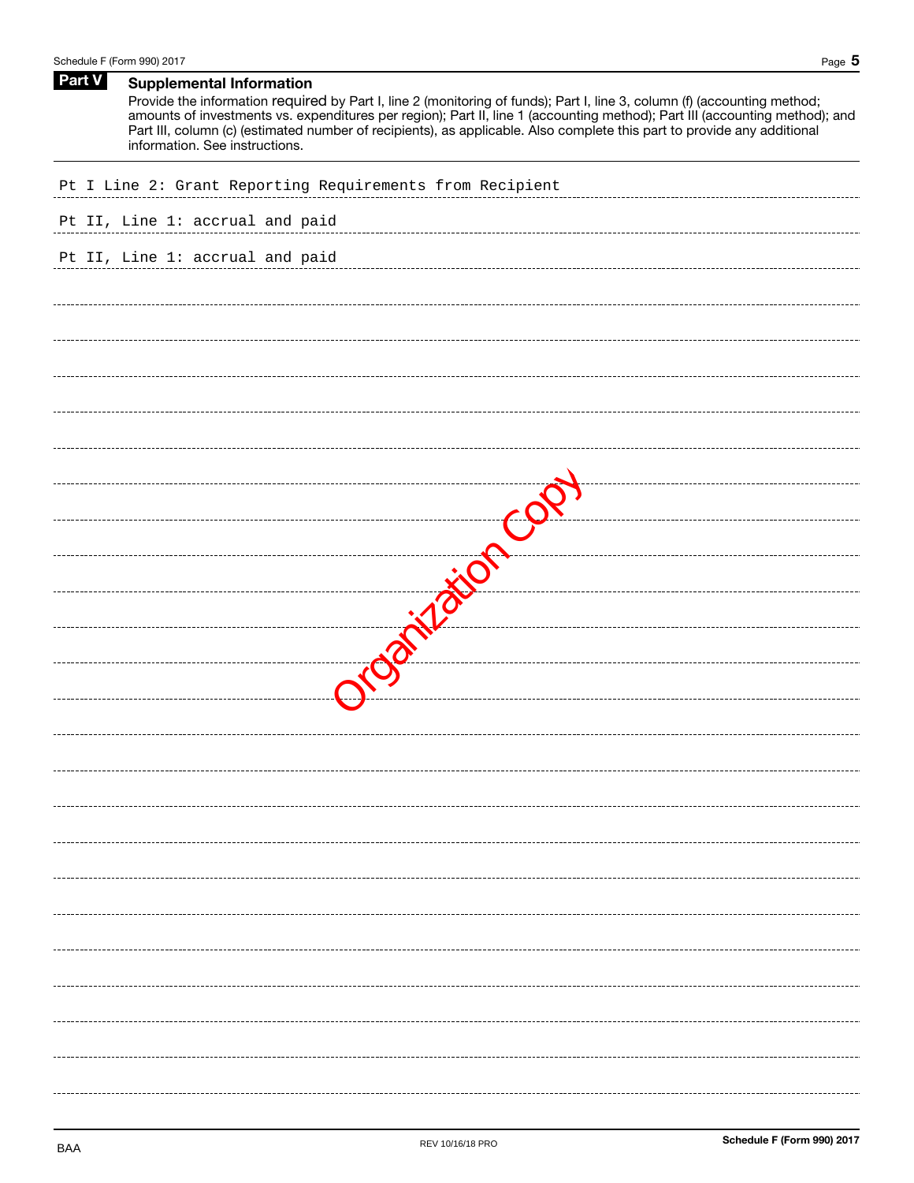## Part V Supplemental Information

Provide the information required by Part I, line 2 (monitoring of funds); Part I, line 3, column (f) (accounting method; amounts of investments vs. expenditures per region); Part II, line 1 (accounting method); Part III (accounting method); and Part III, column (c) (estimated number of recipients), as applicable. Also complete this part to provide any additional information. See instructions.

Pt I Line 2: Grant Reporting Requirements from Recipient

Pt II, Line 1: accrual and paid

Pt II, Line 1: accrual and paid

Organization Copy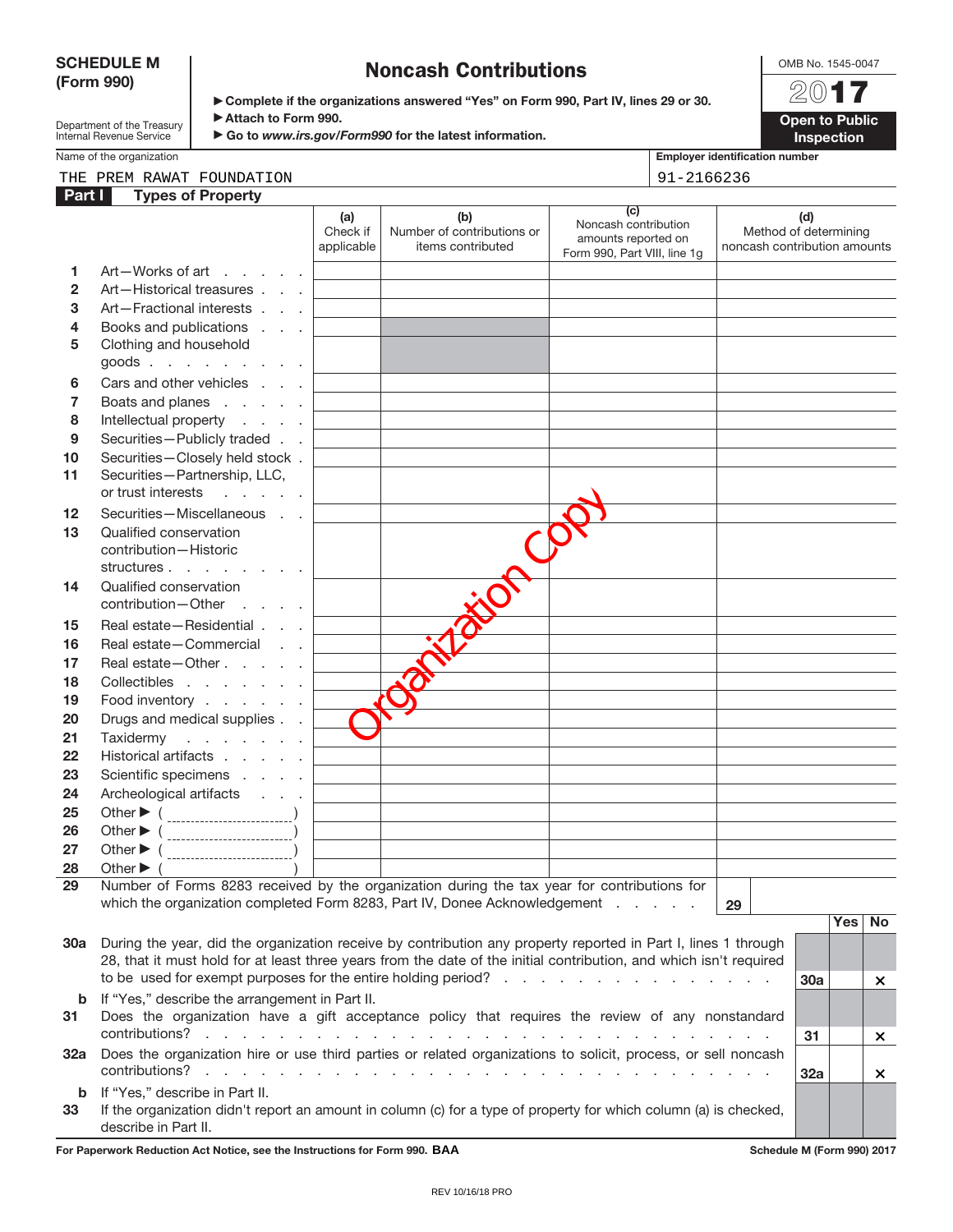**SCHEDULE M (Form 990)**

Department of the Treasury
Internal Revenue Service

# Noncash Contributions

► Complete if the organizations answered "Yes" on Form 990, Part IV, lines 29 or 30.
► Attach to Form 990.
► Go to *www.irs.gov/Form990* for the latest information.

OMB No. 1545-0047

**2017**

**Open to Public Inspection**

Name of the organization: THE PREM RAWAT FOUNDATION

Employer identification number: 91-2166236

## Part I Types of Property

| | | (a) Check if applicable | (b) Number of contributions or items contributed | (c) Noncash contribution amounts reported on Form 990, Part VIII, line 1g | (d) Method of determining noncash contribution amounts |
|---|---|---|---|---|---|
| 1 | Art—Works of art | | | | |
| 2 | Art—Historical treasures | | | | |
| 3 | Art—Fractional interests | | | | |
| 4 | Books and publications | | | | |
| 5 | Clothing and household goods | | | | |
| 6 | Cars and other vehicles | | | | |
| 7 | Boats and planes | | | | |
| 8 | Intellectual property | | | | |
| 9 | Securities—Publicly traded | | | | |
| 10 | Securities—Closely held stock | | | | |
| 11 | Securities—Partnership, LLC, or trust interests | | | | |
| 12 | Securities—Miscellaneous | | | | |
| 13 | Qualified conservation contribution—Historic structures | | | | |
| 14 | Qualified conservation contribution—Other | | | | |
| 15 | Real estate—Residential | | | | |
| 16 | Real estate—Commercial | | | | |
| 17 | Real estate—Other | | | | |
| 18 | Collectibles | | | | |
| 19 | Food inventory | | | | |
| 20 | Drugs and medical supplies | | | | |
| 21 | Taxidermy | | | | |
| 22 | Historical artifacts | | | | |
| 23 | Scientific specimens | | | | |
| 24 | Archeological artifacts | | | | |
| 25 | Other ► ( ) | | | | |
| 26 | Other ► ( ) | | | | |
| 27 | Other ► ( ) | | | | |
| 28 | Other ► ( ) | | | | |

Organization Copy

**29** Number of Forms 8283 received by the organization during the tax year for contributions for which the organization completed Form 8283, Part IV, Donee Acknowledgement . . . . . . **29**

| | | | Yes | No |
|---|---|---|---|---|
| **30a** | During the year, did the organization receive by contribution any property reported in Part I, lines 1 through 28, that it must hold for at least three years from the date of the initial contribution, and which isn't required to be used for exempt purposes for the entire holding period? | 30a | | X |
| **b** | If "Yes," describe the arrangement in Part II. | | | |
| **31** | Does the organization have a gift acceptance policy that requires the review of any nonstandard contributions? | 31 | | X |
| **32a** | Does the organization hire or use third parties or related organizations to solicit, process, or sell noncash contributions? | 32a | | X |
| **b** | If "Yes," describe in Part II. | | | |
| **33** | If the organization didn't report an amount in column (c) for a type of property for which column (a) is checked, describe in Part II. | | | |

**For Paperwork Reduction Act Notice, see the Instructions for Form 990. BAA** **Schedule M (Form 990) 2017**

REV 10/16/18 PRO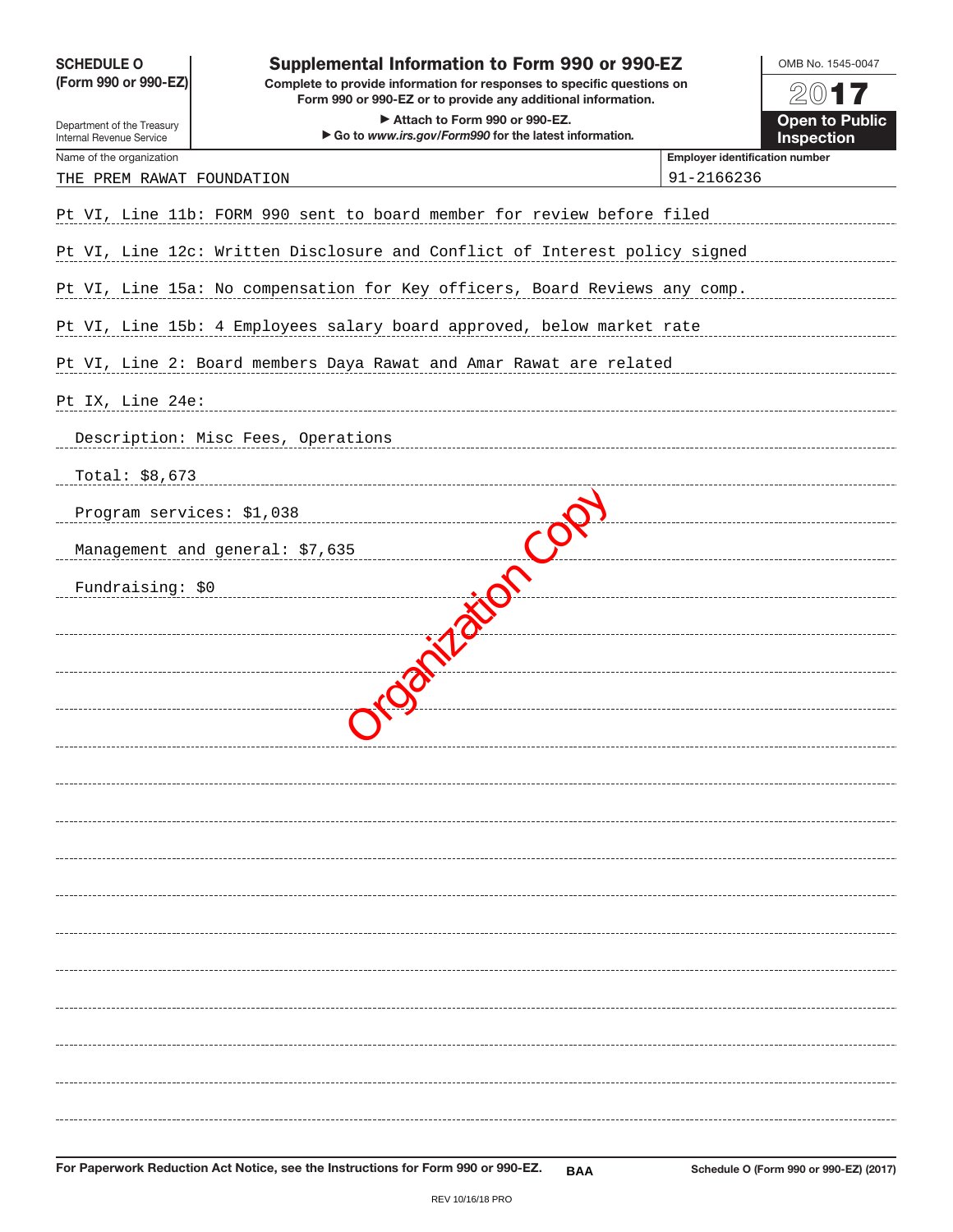**SCHEDULE O (Form 990 or 990-EZ)**

Department of the Treasury
Internal Revenue Service

# Supplemental Information to Form 990 or 990-EZ

**Complete to provide information for responses to specific questions on Form 990 or 990-EZ or to provide any additional information.**

**▶ Attach to Form 990 or 990-EZ.**

**▶ Go to *www.irs.gov/Form990* for the latest information.**

OMB No. 1545-0047

**2017**

**Open to Public Inspection**

| Name of the organization | Employer identification number |
|---|---|
| THE PREM RAWAT FOUNDATION | 91-2166236 |

Pt VI, Line 11b: FORM 990 sent to board member for review before filed

Pt VI, Line 12c: Written Disclosure and Conflict of Interest policy signed

Pt VI, Line 15a: No compensation for Key officers, Board Reviews any comp.

Pt VI, Line 15b: 4 Employees salary board approved, below market rate

Pt VI, Line 2: Board members Daya Rawat and Amar Rawat are related

Pt IX, Line 24e:

Description: Misc Fees, Operations

Total: $8,673

Program services: $1,038

Management and general: $7,635

Fundraising: $0

Organization Copy

**For Paperwork Reduction Act Notice, see the Instructions for Form 990 or 990-EZ.** **BAA** **Schedule O (Form 990 or 990-EZ) (2017)**

REV 10/16/18 PRO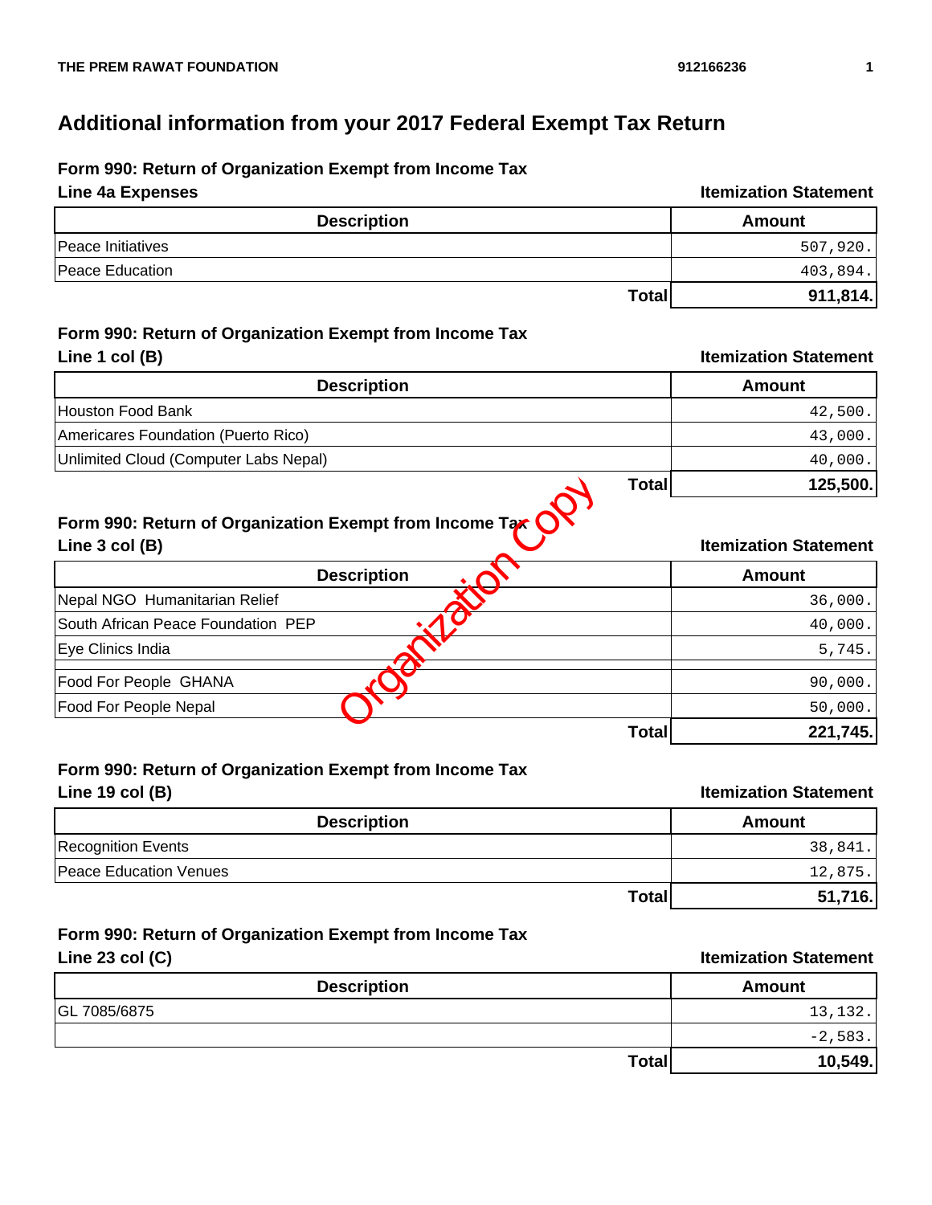# Additional information from your 2017 Federal Exempt Tax Return

## Form 990: Return of Organization Exempt from Income Tax

**Line 4a Expenses** — **Itemization Statement**

| Description | Amount |
|---|---|
| Peace Initiatives | 507,920. |
| Peace Education | 403,894. |
| **Total** | **911,814.** |

## Form 990: Return of Organization Exempt from Income Tax

**Line 1 col (B)** — **Itemization Statement**

| Description | Amount |
|---|---|
| Houston Food Bank | 42,500. |
| Americares Foundation (Puerto Rico) | 43,000. |
| Unlimited Cloud (Computer Labs Nepal) | 40,000. |
| **Total** | **125,500.** |

Organization Copy

## Form 990: Return of Organization Exempt from Income Tax

**Line 3 col (B)** — **Itemization Statement**

| Description | Amount |
|---|---|
| Nepal NGO Humanitarian Relief | 36,000. |
| South African Peace Foundation PEP | 40,000. |
| Eye Clinics India | 5,745. |
| | |
| Food For People GHANA | 90,000. |
| Food For People Nepal | 50,000. |
| **Total** | **221,745.** |

## Form 990: Return of Organization Exempt from Income Tax

**Line 19 col (B)** — **Itemization Statement**

| Description | Amount |
|---|---|
| Recognition Events | 38,841. |
| Peace Education Venues | 12,875. |
| **Total** | **51,716.** |

## Form 990: Return of Organization Exempt from Income Tax

**Line 23 col (C)** — **Itemization Statement**

| Description | Amount |
|---|---|
| GL 7085/6875 | 13,132. |
| | -2,583. |
| **Total** | **10,549.** |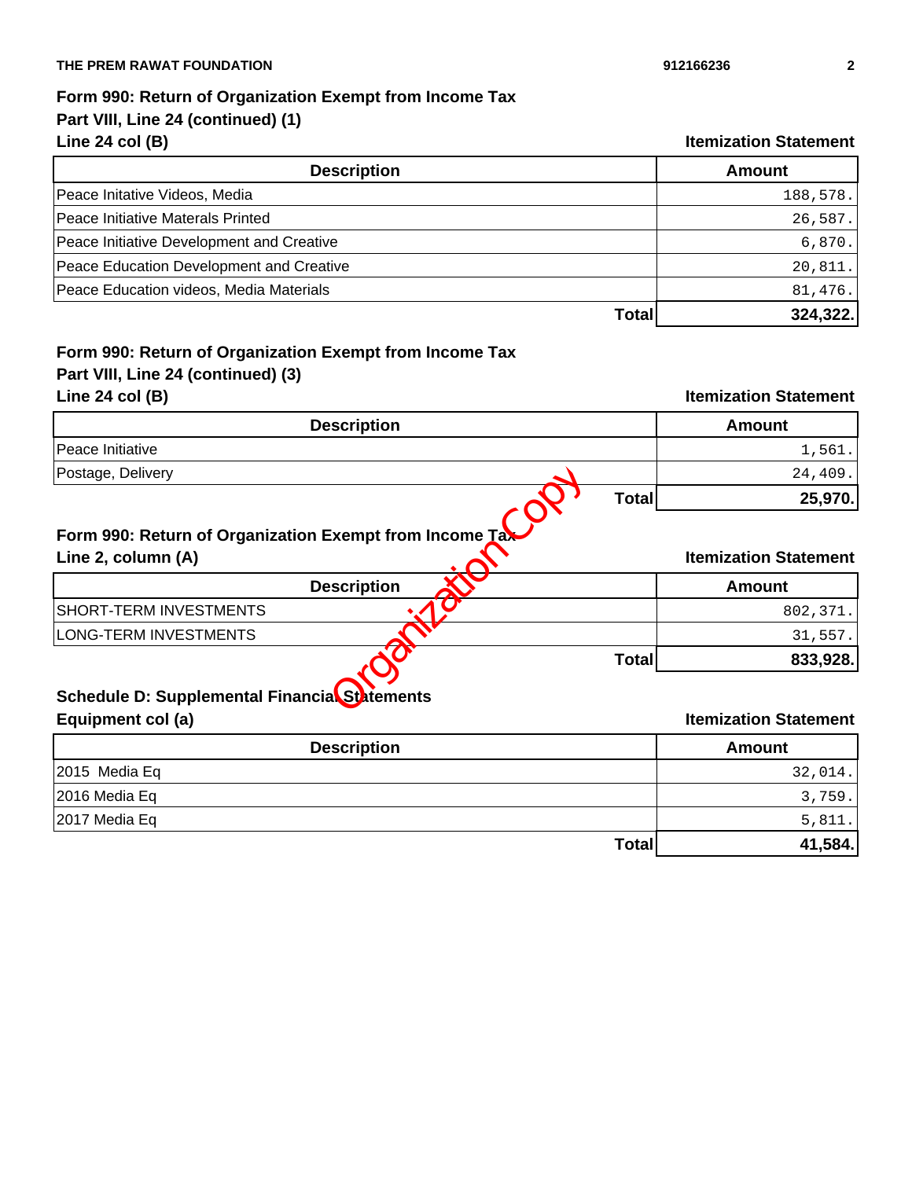## Form 990: Return of Organization Exempt from Income Tax
### Part VIII, Line 24 (continued) (1)
### Line 24 col (B) — Itemization Statement

| Description | Amount |
|---|---|
| Peace Initative Videos, Media | 188,578. |
| Peace Initiative Materals Printed | 26,587. |
| Peace Initiative Development and Creative | 6,870. |
| Peace Education Development and Creative | 20,811. |
| Peace Education videos, Media Materials | 81,476. |
| **Total** | **324,322.** |

## Form 990: Return of Organization Exempt from Income Tax
### Part VIII, Line 24 (continued) (3)
### Line 24 col (B) — Itemization Statement

| Description | Amount |
|---|---|
| Peace Initiative | 1,561. |
| Postage, Delivery | 24,409. |
| **Total** | **25,970.** |

## Form 990: Return of Organization Exempt from Income Tax
### Line 2, column (A) — Itemization Statement

| Description | Amount |
|---|---|
| SHORT-TERM INVESTMENTS | 802,371. |
| LONG-TERM INVESTMENTS | 31,557. |
| **Total** | **833,928.** |

## Schedule D: Supplemental Financial Statements
### Equipment col (a) — Itemization Statement

| Description | Amount |
|---|---|
| 2015 Media Eq | 32,014. |
| 2016 Media Eq | 3,759. |
| 2017 Media Eq | 5,811. |
| **Total** | **41,584.** |

Organization Copy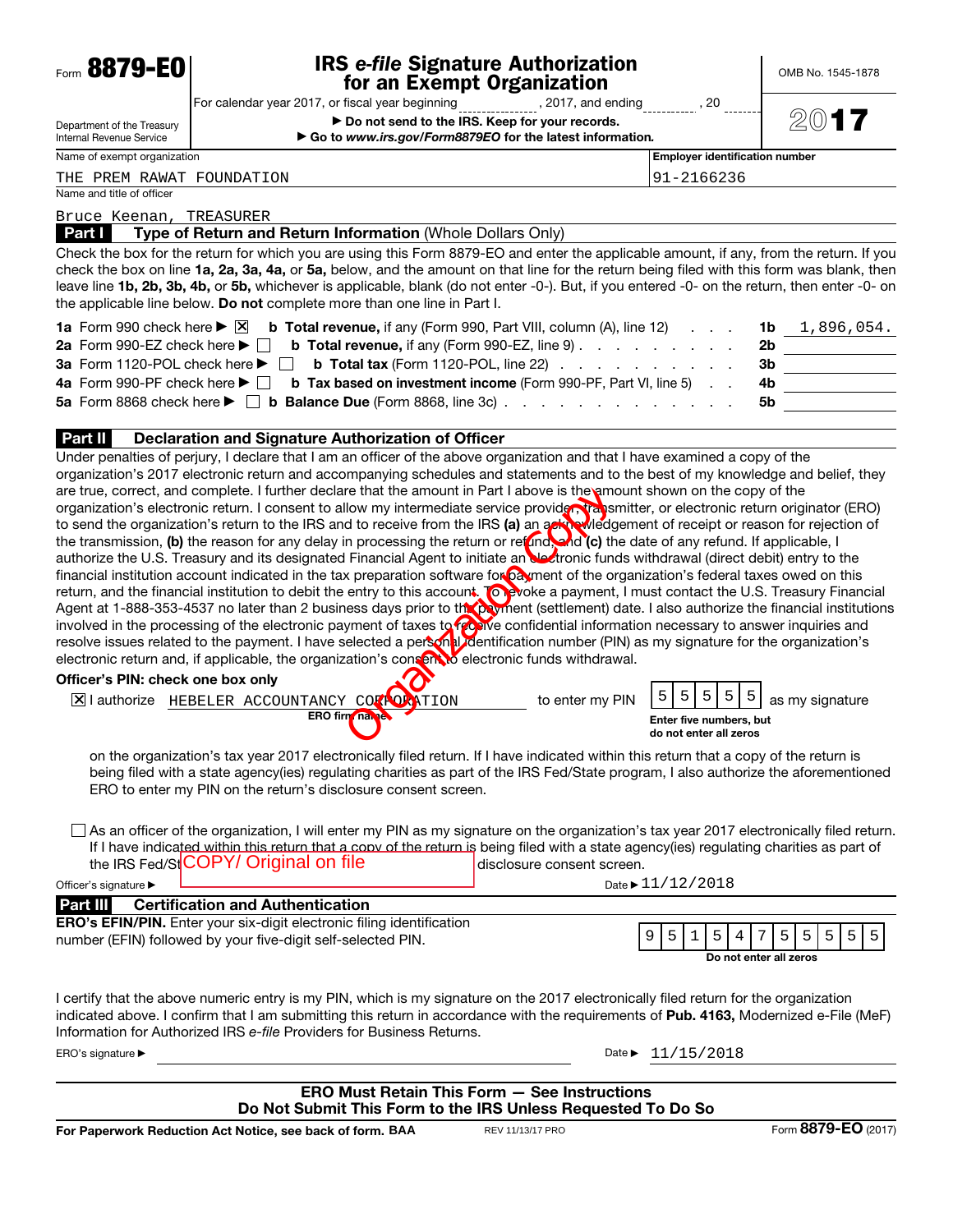Form **8879-EO**

Department of the Treasury
Internal Revenue Service

# IRS *e-file* Signature Authorization for an Exempt Organization

For calendar year 2017, or fiscal year beginning , 2017, and ending , 20

▶ **Do not send to the IRS. Keep for your records.**

▶ **Go to *www.irs.gov/Form8879EO* for the latest information.**

OMB No. 1545-1878

**2017**

| Name of exempt organization | Employer identification number |
|---|---|
| THE PREM RAWAT FOUNDATION | 91-2166236 |

Name and title of officer

Bruce Keenan, TREASURER

## Part I Type of Return and Return Information (Whole Dollars Only)

Check the box for the return for which you are using this Form 8879-EO and enter the applicable amount, if any, from the return. If you check the box on line **1a, 2a, 3a, 4a,** or **5a,** below, and the amount on that line for the return being filed with this form was blank, then leave line **1b, 2b, 3b, 4b,** or **5b,** whichever is applicable, blank (do not enter -0-). But, if you entered -0- on the return, then enter -0- on the applicable line below. **Do not** complete more than one line in Part I.

| | | | |
|---|---|---|---|
| **1a** Form 990 check here ▶ ☒ | **b Total revenue,** if any (Form 990, Part VIII, column (A), line 12) | **1b** | 1,896,054. |
| **2a** Form 990-EZ check here ▶ ☐ | **b Total revenue,** if any (Form 990-EZ, line 9) | **2b** | |
| **3a** Form 1120-POL check here ▶ ☐ | **b Total tax** (Form 1120-POL, line 22) | **3b** | |
| **4a** Form 990-PF check here ▶ ☐ | **b Tax based on investment income** (Form 990-PF, Part VI, line 5) | **4b** | |
| **5a** Form 8868 check here ▶ ☐ | **b Balance Due** (Form 8868, line 3c) | **5b** | |

## Part II Declaration and Signature Authorization of Officer

Under penalties of perjury, I declare that I am an officer of the above organization and that I have examined a copy of the organization's 2017 electronic return and accompanying schedules and statements and to the best of my knowledge and belief, they are true, correct, and complete. I further declare that the amount in Part I above is the amount shown on the copy of the organization's electronic return. I consent to allow my intermediate service provider, transmitter, or electronic return originator (ERO) to send the organization's return to the IRS and to receive from the IRS **(a)** an acknowledgement of receipt or reason for rejection of the transmission, **(b)** the reason for any delay in processing the return or refund, and **(c)** the date of any refund. If applicable, I authorize the U.S. Treasury and its designated Financial Agent to initiate an electronic funds withdrawal (direct debit) entry to the financial institution account indicated in the tax preparation software for payment of the organization's federal taxes owed on this return, and the financial institution to debit the entry to this account. To revoke a payment, I must contact the U.S. Treasury Financial Agent at 1-888-353-4537 no later than 2 business days prior to the payment (settlement) date. I also authorize the financial institutions involved in the processing of the electronic payment of taxes to receive confidential information necessary to answer inquiries and resolve issues related to the payment. I have selected a personal identification number (PIN) as my signature for the organization's electronic return and, if applicable, the organization's consent to electronic funds withdrawal.

Organization copy

**Officer's PIN: check one box only**

☒ I authorize HEBELER ACCOUNTANCY CORPORATION (ERO firm name) to enter my PIN 5 5 5 5 5 as my signature (Enter five numbers, but do not enter all zeros)

on the organization's tax year 2017 electronically filed return. If I have indicated within this return that a copy of the return is being filed with a state agency(ies) regulating charities as part of the IRS Fed/State program, I also authorize the aforementioned ERO to enter my PIN on the return's disclosure consent screen.

☐ As an officer of the organization, I will enter my PIN as my signature on the organization's tax year 2017 electronically filed return. If I have indicated within this return that a copy of the return is being filed with a state agency(ies) regulating charities as part of the IRS Fed/State program, I will enter my PIN on the return's disclosure consent screen.

Officer's signature ▶ COPY/ Original on file Date ▶ 11/12/2018

## Part III Certification and Authentication

**ERO's EFIN/PIN.** Enter your six-digit electronic filing identification number (EFIN) followed by your five-digit self-selected PIN.

9 5 1 5 4 7 5 5 5 5 5

Do not enter all zeros

I certify that the above numeric entry is my PIN, which is my signature on the 2017 electronically filed return for the organization indicated above. I confirm that I am submitting this return in accordance with the requirements of **Pub. 4163,** Modernized e-File (MeF) Information for Authorized IRS *e-file* Providers for Business Returns.

ERO's signature ▶ Date ▶ 11/15/2018

**ERO Must Retain This Form — See Instructions**
**Do Not Submit This Form to the IRS Unless Requested To Do So**

**For Paperwork Reduction Act Notice, see back of form.** BAA REV 11/13/17 PRO Form **8879-EO** (2017)